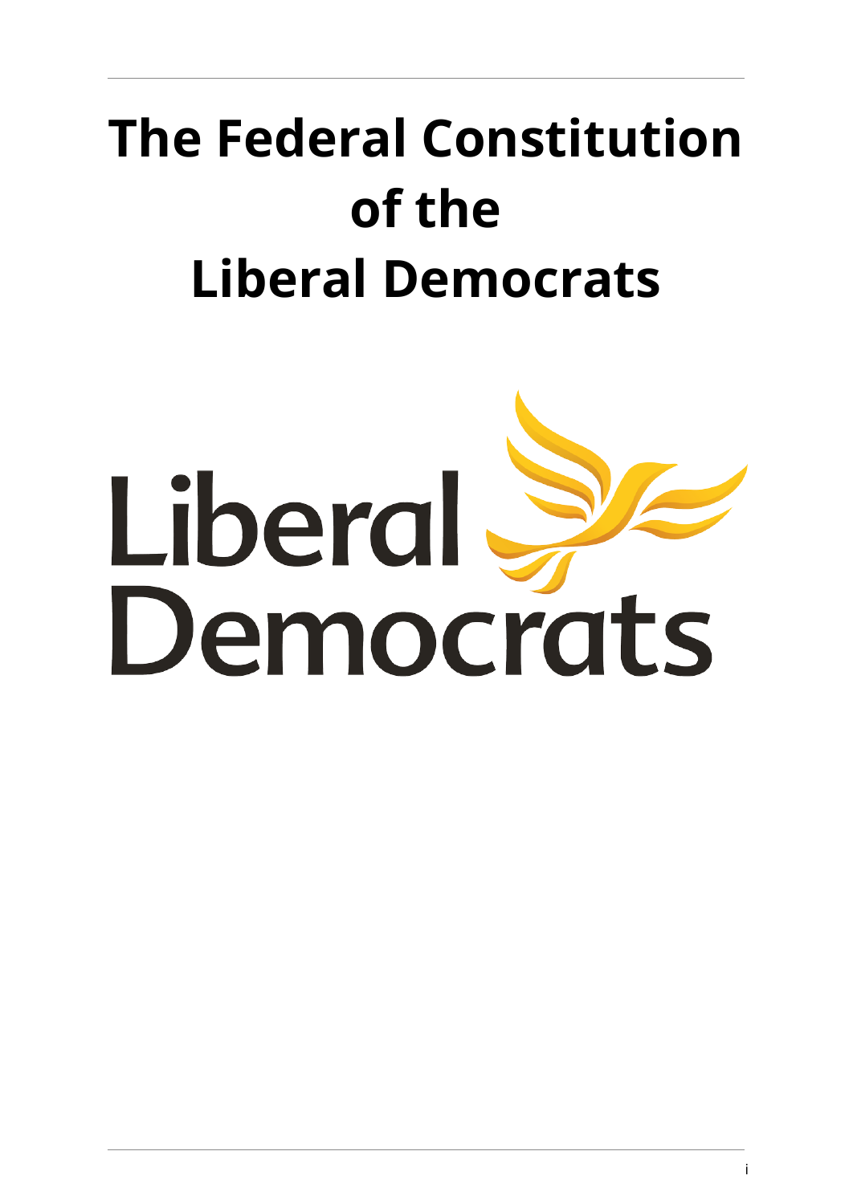# The Federal Constitution of the Liberal Democrats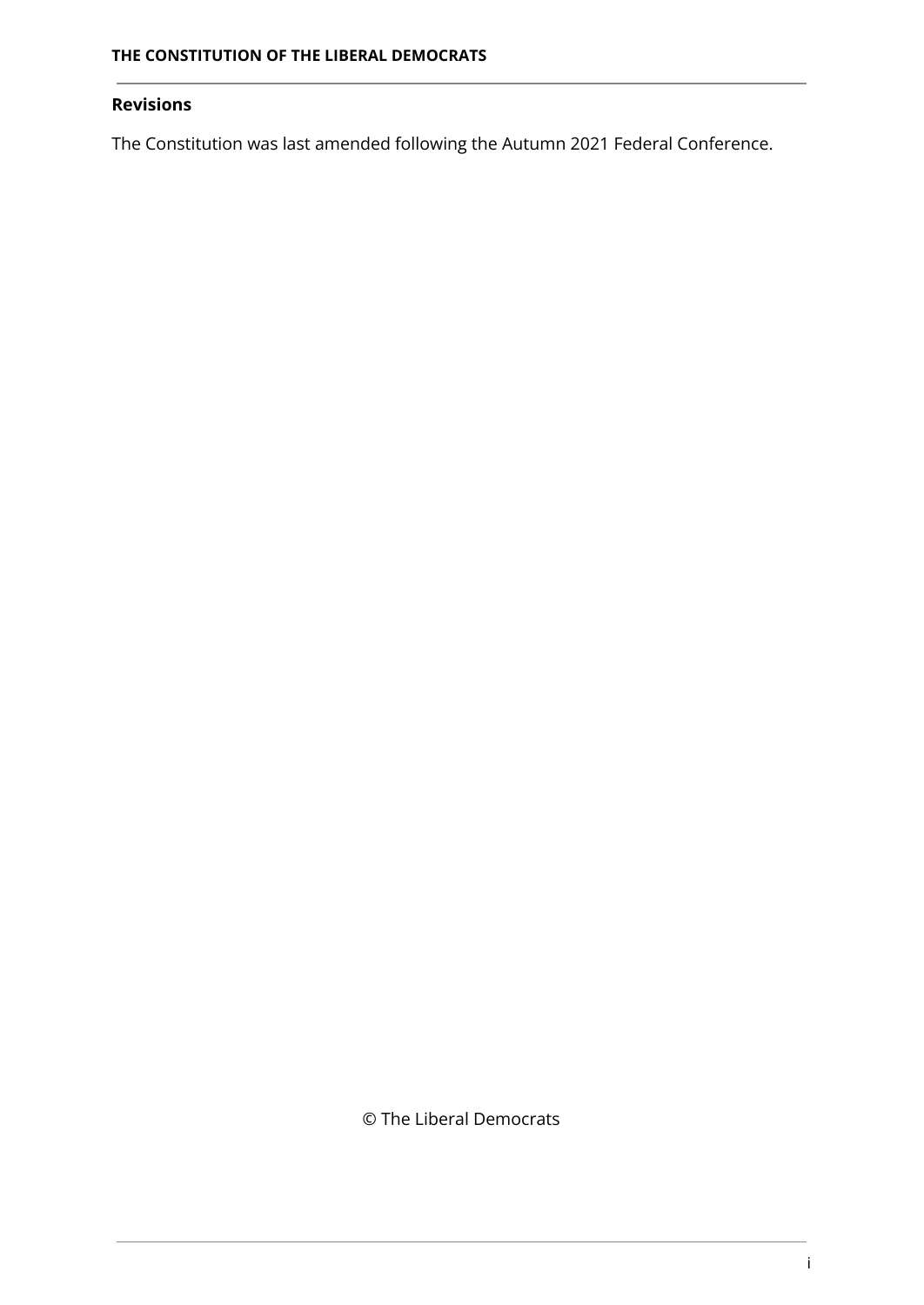## Revisions

The Constitution was last amended following the Autumn 2021 Federal Conference.

© The Liberal Democrats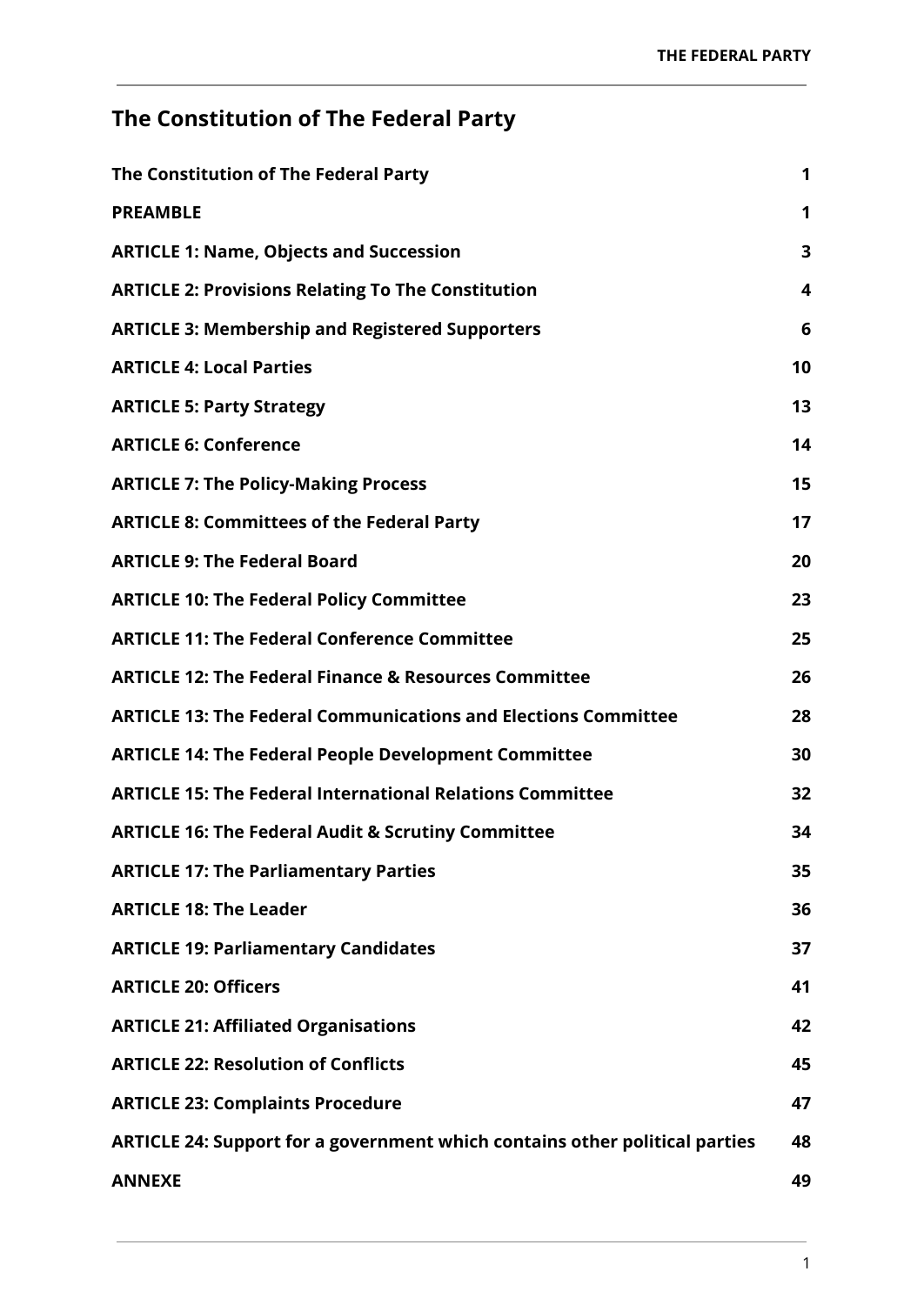# The Constitution of The Federal Party

| | |
|---|---|
| **The Constitution of The Federal Party** | **1** |
| **PREAMBLE** | **1** |
| **ARTICLE 1: Name, Objects and Succession** | **3** |
| **ARTICLE 2: Provisions Relating To The Constitution** | **4** |
| **ARTICLE 3: Membership and Registered Supporters** | **6** |
| **ARTICLE 4: Local Parties** | **10** |
| **ARTICLE 5: Party Strategy** | **13** |
| **ARTICLE 6: Conference** | **14** |
| **ARTICLE 7: The Policy-Making Process** | **15** |
| **ARTICLE 8: Committees of the Federal Party** | **17** |
| **ARTICLE 9: The Federal Board** | **20** |
| **ARTICLE 10: The Federal Policy Committee** | **23** |
| **ARTICLE 11: The Federal Conference Committee** | **25** |
| **ARTICLE 12: The Federal Finance & Resources Committee** | **26** |
| **ARTICLE 13: The Federal Communications and Elections Committee** | **28** |
| **ARTICLE 14: The Federal People Development Committee** | **30** |
| **ARTICLE 15: The Federal International Relations Committee** | **32** |
| **ARTICLE 16: The Federal Audit & Scrutiny Committee** | **34** |
| **ARTICLE 17: The Parliamentary Parties** | **35** |
| **ARTICLE 18: The Leader** | **36** |
| **ARTICLE 19: Parliamentary Candidates** | **37** |
| **ARTICLE 20: Officers** | **41** |
| **ARTICLE 21: Affiliated Organisations** | **42** |
| **ARTICLE 22: Resolution of Conflicts** | **45** |
| **ARTICLE 23: Complaints Procedure** | **47** |
| **ARTICLE 24: Support for a government which contains other political parties** | **48** |
| **ANNEXE** | **49** |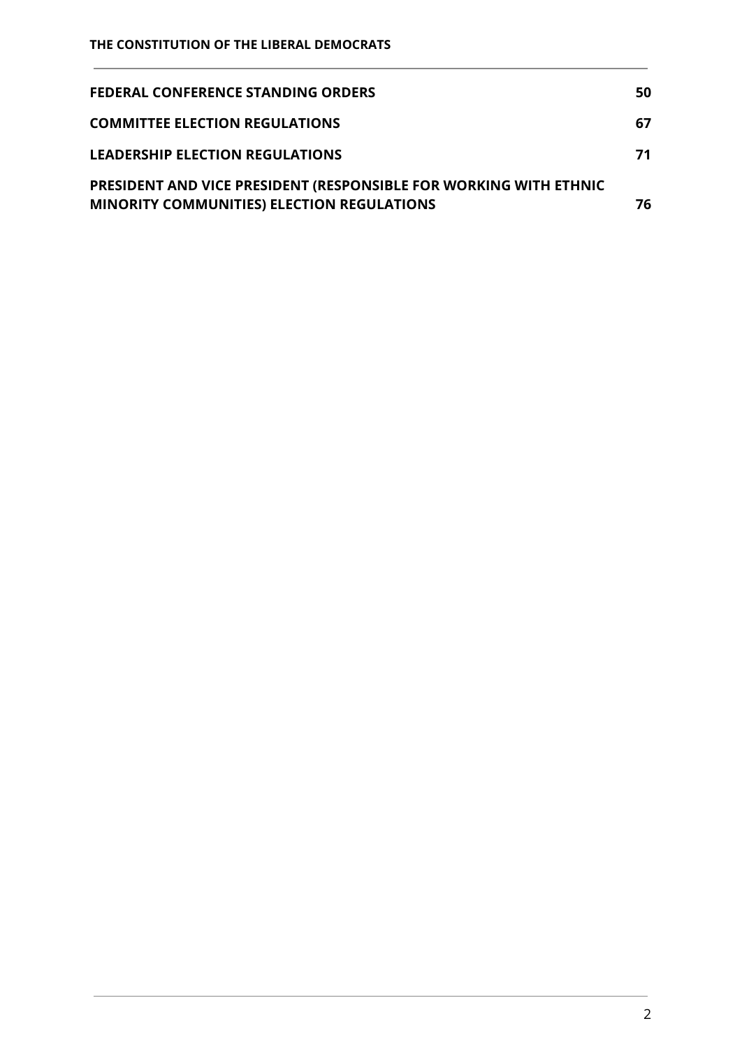| | |
|---|---|
| **FEDERAL CONFERENCE STANDING ORDERS** | **50** |
| **COMMITTEE ELECTION REGULATIONS** | **67** |
| **LEADERSHIP ELECTION REGULATIONS** | **71** |
| **PRESIDENT AND VICE PRESIDENT (RESPONSIBLE FOR WORKING WITH ETHNIC MINORITY COMMUNITIES) ELECTION REGULATIONS** | **76** |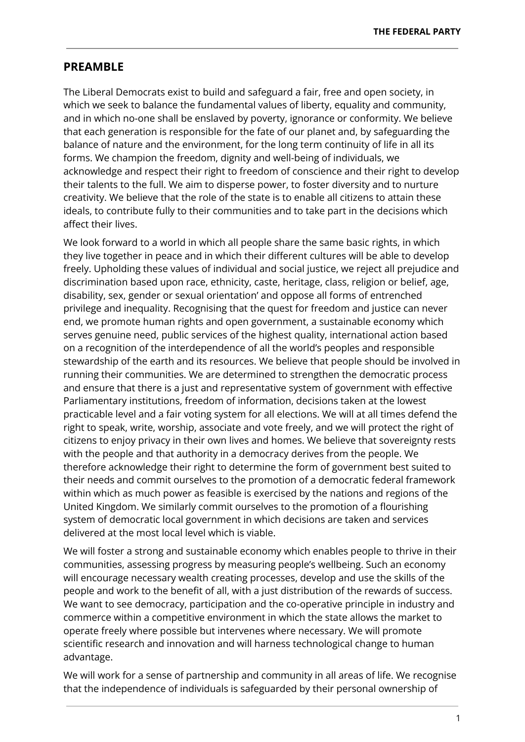## PREAMBLE

The Liberal Democrats exist to build and safeguard a fair, free and open society, in which we seek to balance the fundamental values of liberty, equality and community, and in which no-one shall be enslaved by poverty, ignorance or conformity. We believe that each generation is responsible for the fate of our planet and, by safeguarding the balance of nature and the environment, for the long term continuity of life in all its forms. We champion the freedom, dignity and well-being of individuals, we acknowledge and respect their right to freedom of conscience and their right to develop their talents to the full. We aim to disperse power, to foster diversity and to nurture creativity. We believe that the role of the state is to enable all citizens to attain these ideals, to contribute fully to their communities and to take part in the decisions which affect their lives.

We look forward to a world in which all people share the same basic rights, in which they live together in peace and in which their different cultures will be able to develop freely. Upholding these values of individual and social justice, we reject all prejudice and discrimination based upon race, ethnicity, caste, heritage, class, religion or belief, age, disability, sex, gender or sexual orientation' and oppose all forms of entrenched privilege and inequality. Recognising that the quest for freedom and justice can never end, we promote human rights and open government, a sustainable economy which serves genuine need, public services of the highest quality, international action based on a recognition of the interdependence of all the world's peoples and responsible stewardship of the earth and its resources. We believe that people should be involved in running their communities. We are determined to strengthen the democratic process and ensure that there is a just and representative system of government with effective Parliamentary institutions, freedom of information, decisions taken at the lowest practicable level and a fair voting system for all elections. We will at all times defend the right to speak, write, worship, associate and vote freely, and we will protect the right of citizens to enjoy privacy in their own lives and homes. We believe that sovereignty rests with the people and that authority in a democracy derives from the people. We therefore acknowledge their right to determine the form of government best suited to their needs and commit ourselves to the promotion of a democratic federal framework within which as much power as feasible is exercised by the nations and regions of the United Kingdom. We similarly commit ourselves to the promotion of a flourishing system of democratic local government in which decisions are taken and services delivered at the most local level which is viable.

We will foster a strong and sustainable economy which enables people to thrive in their communities, assessing progress by measuring people's wellbeing. Such an economy will encourage necessary wealth creating processes, develop and use the skills of the people and work to the benefit of all, with a just distribution of the rewards of success. We want to see democracy, participation and the co-operative principle in industry and commerce within a competitive environment in which the state allows the market to operate freely where possible but intervenes where necessary. We will promote scientific research and innovation and will harness technological change to human advantage.

We will work for a sense of partnership and community in all areas of life. We recognise that the independence of individuals is safeguarded by their personal ownership of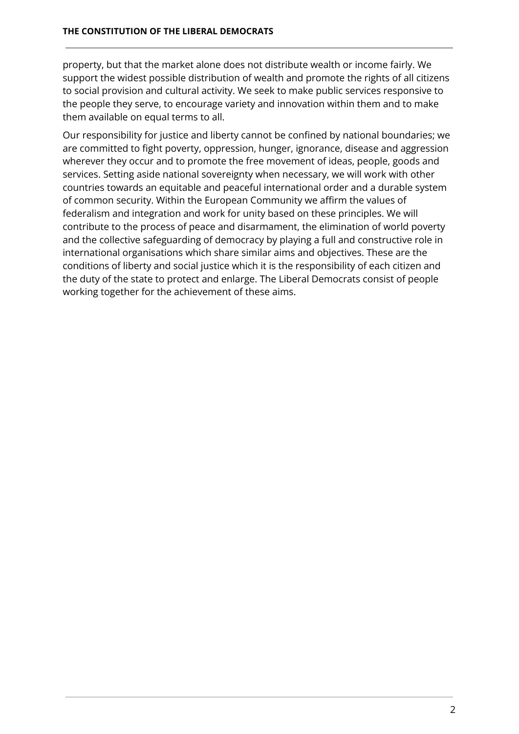property, but that the market alone does not distribute wealth or income fairly. We support the widest possible distribution of wealth and promote the rights of all citizens to social provision and cultural activity. We seek to make public services responsive to the people they serve, to encourage variety and innovation within them and to make them available on equal terms to all.

Our responsibility for justice and liberty cannot be confined by national boundaries; we are committed to fight poverty, oppression, hunger, ignorance, disease and aggression wherever they occur and to promote the free movement of ideas, people, goods and services. Setting aside national sovereignty when necessary, we will work with other countries towards an equitable and peaceful international order and a durable system of common security. Within the European Community we affirm the values of federalism and integration and work for unity based on these principles. We will contribute to the process of peace and disarmament, the elimination of world poverty and the collective safeguarding of democracy by playing a full and constructive role in international organisations which share similar aims and objectives. These are the conditions of liberty and social justice which it is the responsibility of each citizen and the duty of the state to protect and enlarge. The Liberal Democrats consist of people working together for the achievement of these aims.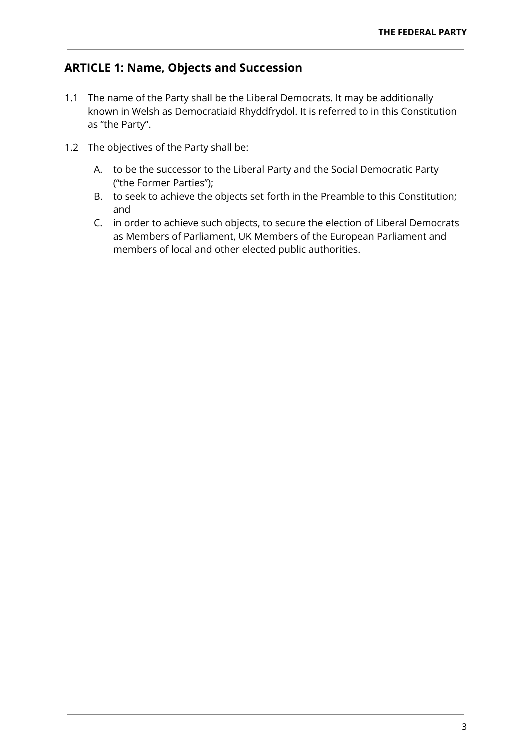## ARTICLE 1: Name, Objects and Succession

1.1 The name of the Party shall be the Liberal Democrats. It may be additionally known in Welsh as Democratiaid Rhyddfrydol. It is referred to in this Constitution as "the Party".

1.2 The objectives of the Party shall be:

A. to be the successor to the Liberal Party and the Social Democratic Party ("the Former Parties");

B. to seek to achieve the objects set forth in the Preamble to this Constitution; and

C. in order to achieve such objects, to secure the election of Liberal Democrats as Members of Parliament, UK Members of the European Parliament and members of local and other elected public authorities.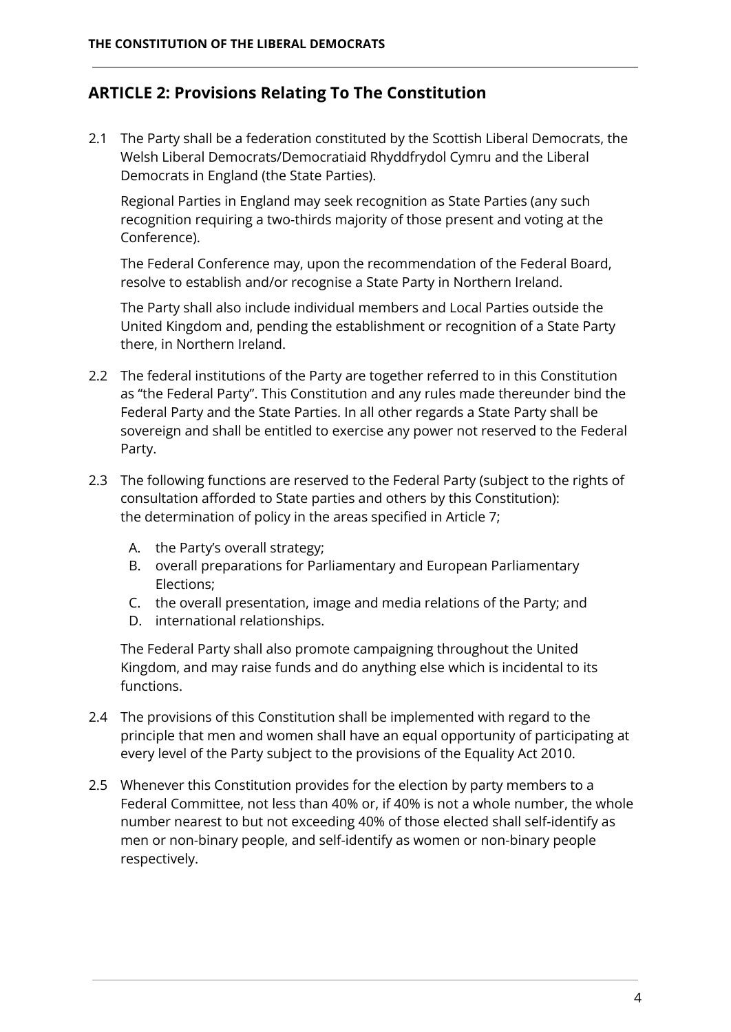## ARTICLE 2: Provisions Relating To The Constitution

2.1 The Party shall be a federation constituted by the Scottish Liberal Democrats, the Welsh Liberal Democrats/Democratiaid Rhyddfrydol Cymru and the Liberal Democrats in England (the State Parties).

Regional Parties in England may seek recognition as State Parties (any such recognition requiring a two-thirds majority of those present and voting at the Conference).

The Federal Conference may, upon the recommendation of the Federal Board, resolve to establish and/or recognise a State Party in Northern Ireland.

The Party shall also include individual members and Local Parties outside the United Kingdom and, pending the establishment or recognition of a State Party there, in Northern Ireland.

2.2 The federal institutions of the Party are together referred to in this Constitution as "the Federal Party". This Constitution and any rules made thereunder bind the Federal Party and the State Parties. In all other regards a State Party shall be sovereign and shall be entitled to exercise any power not reserved to the Federal Party.

2.3 The following functions are reserved to the Federal Party (subject to the rights of consultation afforded to State parties and others by this Constitution): the determination of policy in the areas specified in Article 7;

A. the Party's overall strategy;
B. overall preparations for Parliamentary and European Parliamentary Elections;
C. the overall presentation, image and media relations of the Party; and
D. international relationships.

The Federal Party shall also promote campaigning throughout the United Kingdom, and may raise funds and do anything else which is incidental to its functions.

2.4 The provisions of this Constitution shall be implemented with regard to the principle that men and women shall have an equal opportunity of participating at every level of the Party subject to the provisions of the Equality Act 2010.

2.5 Whenever this Constitution provides for the election by party members to a Federal Committee, not less than 40% or, if 40% is not a whole number, the whole number nearest to but not exceeding 40% of those elected shall self-identify as men or non-binary people, and self-identify as women or non-binary people respectively.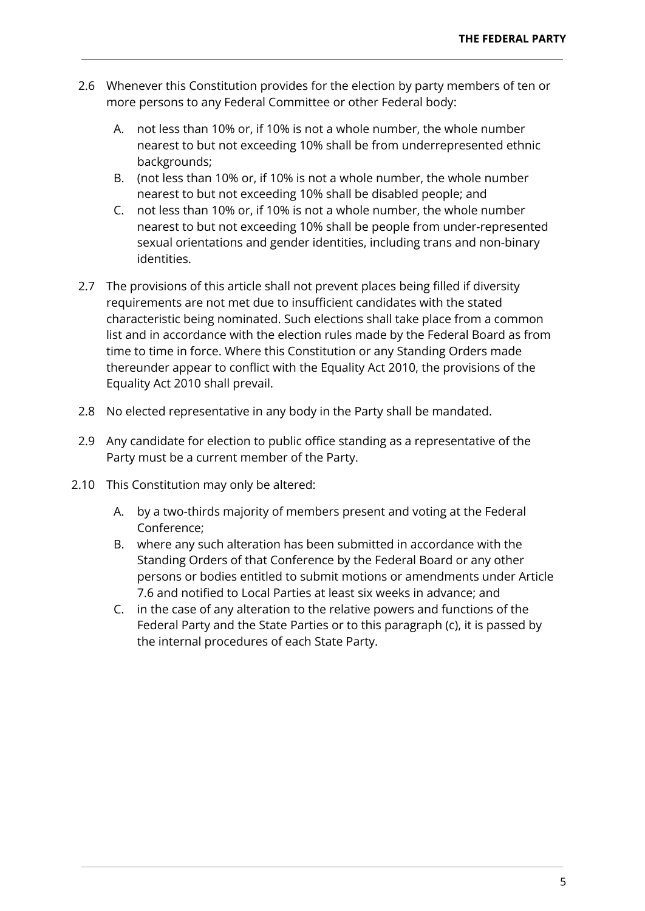2.6 Whenever this Constitution provides for the election by party members of ten or more persons to any Federal Committee or other Federal body:

   A. not less than 10% or, if 10% is not a whole number, the whole number nearest to but not exceeding 10% shall be from underrepresented ethnic backgrounds;
   B. (not less than 10% or, if 10% is not a whole number, the whole number nearest to but not exceeding 10% shall be disabled people; and
   C. not less than 10% or, if 10% is not a whole number, the whole number nearest to but not exceeding 10% shall be people from under-represented sexual orientations and gender identities, including trans and non-binary identities.

2.7 The provisions of this article shall not prevent places being filled if diversity requirements are not met due to insufficient candidates with the stated characteristic being nominated. Such elections shall take place from a common list and in accordance with the election rules made by the Federal Board as from time to time in force. Where this Constitution or any Standing Orders made thereunder appear to conflict with the Equality Act 2010, the provisions of the Equality Act 2010 shall prevail.

2.8 No elected representative in any body in the Party shall be mandated.

2.9 Any candidate for election to public office standing as a representative of the Party must be a current member of the Party.

2.10 This Constitution may only be altered:

   A. by a two-thirds majority of members present and voting at the Federal Conference;
   B. where any such alteration has been submitted in accordance with the Standing Orders of that Conference by the Federal Board or any other persons or bodies entitled to submit motions or amendments under Article 7.6 and notified to Local Parties at least six weeks in advance; and
   C. in the case of any alteration to the relative powers and functions of the Federal Party and the State Parties or to this paragraph (c), it is passed by the internal procedures of each State Party.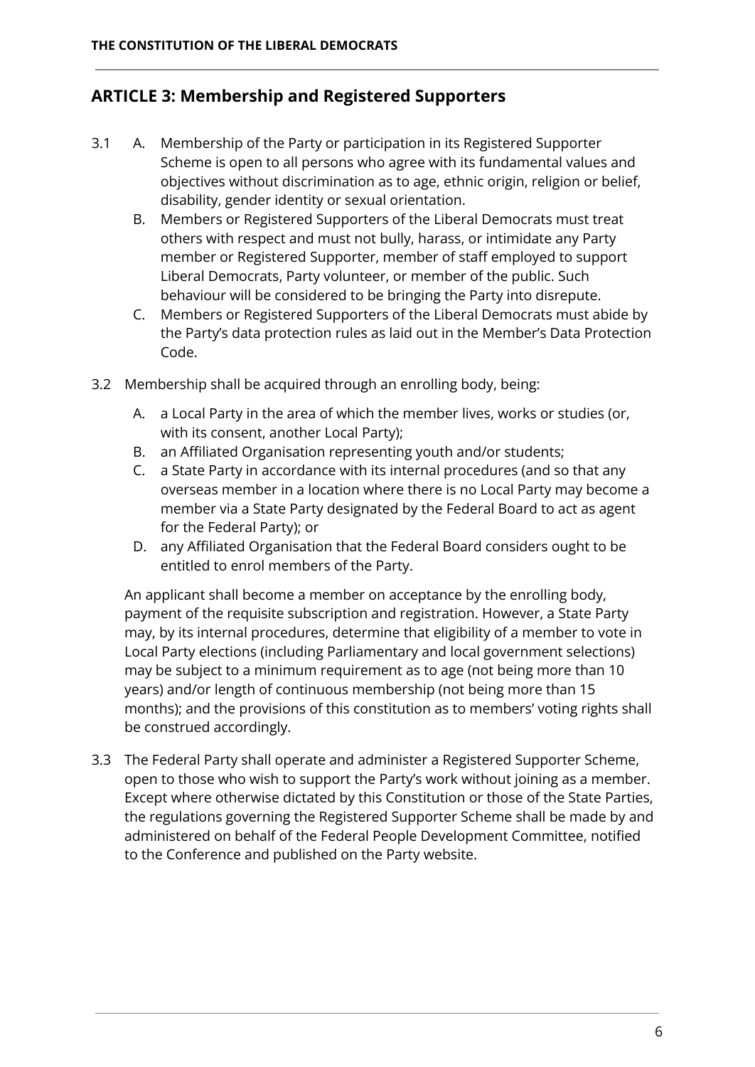## ARTICLE 3: Membership and Registered Supporters

3.1 A. Membership of the Party or participation in its Registered Supporter Scheme is open to all persons who agree with its fundamental values and objectives without discrimination as to age, ethnic origin, religion or belief, disability, gender identity or sexual orientation.

B. Members or Registered Supporters of the Liberal Democrats must treat others with respect and must not bully, harass, or intimidate any Party member or Registered Supporter, member of staff employed to support Liberal Democrats, Party volunteer, or member of the public. Such behaviour will be considered to be bringing the Party into disrepute.

C. Members or Registered Supporters of the Liberal Democrats must abide by the Party's data protection rules as laid out in the Member's Data Protection Code.

3.2 Membership shall be acquired through an enrolling body, being:

A. a Local Party in the area of which the member lives, works or studies (or, with its consent, another Local Party);

B. an Affiliated Organisation representing youth and/or students;

C. a State Party in accordance with its internal procedures (and so that any overseas member in a location where there is no Local Party may become a member via a State Party designated by the Federal Board to act as agent for the Federal Party); or

D. any Affiliated Organisation that the Federal Board considers ought to be entitled to enrol members of the Party.

An applicant shall become a member on acceptance by the enrolling body, payment of the requisite subscription and registration. However, a State Party may, by its internal procedures, determine that eligibility of a member to vote in Local Party elections (including Parliamentary and local government selections) may be subject to a minimum requirement as to age (not being more than 10 years) and/or length of continuous membership (not being more than 15 months); and the provisions of this constitution as to members' voting rights shall be construed accordingly.

3.3 The Federal Party shall operate and administer a Registered Supporter Scheme, open to those who wish to support the Party's work without joining as a member. Except where otherwise dictated by this Constitution or those of the State Parties, the regulations governing the Registered Supporter Scheme shall be made by and administered on behalf of the Federal People Development Committee, notified to the Conference and published on the Party website.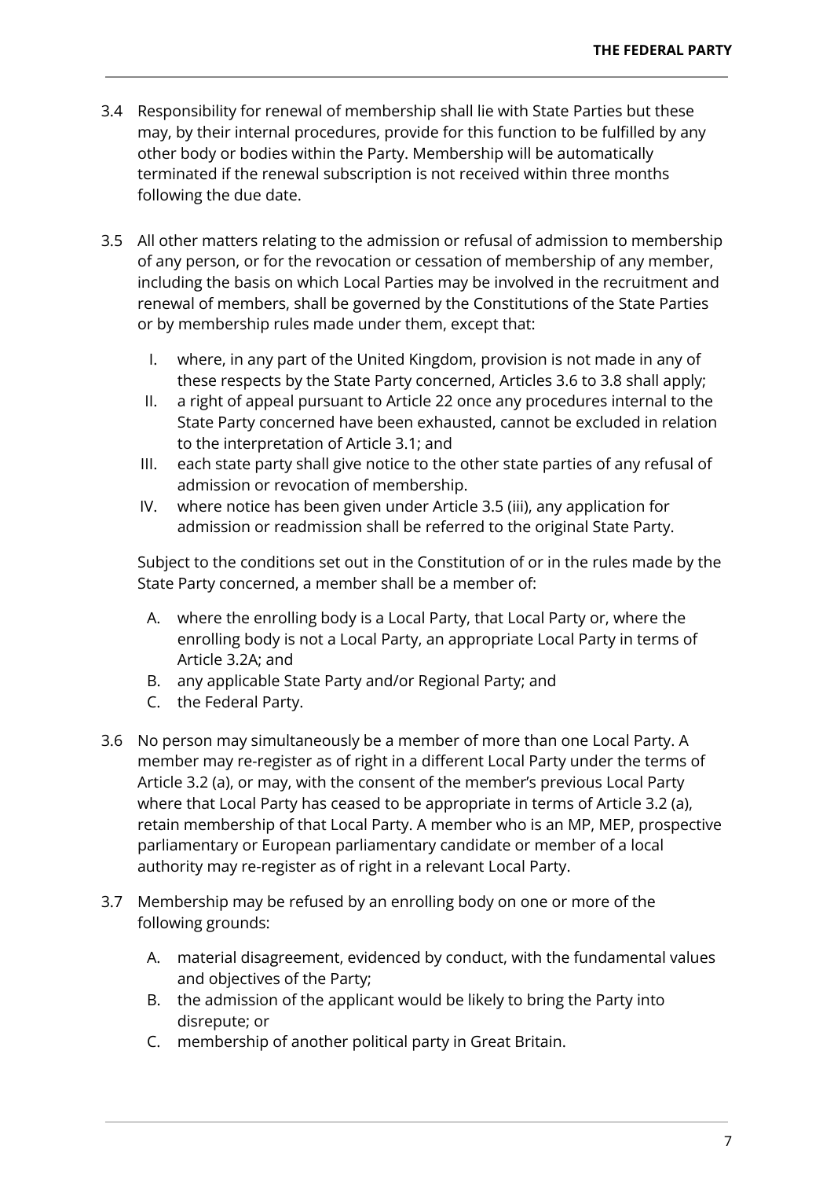3.4 Responsibility for renewal of membership shall lie with State Parties but these may, by their internal procedures, provide for this function to be fulfilled by any other body or bodies within the Party. Membership will be automatically terminated if the renewal subscription is not received within three months following the due date.

3.5 All other matters relating to the admission or refusal of admission to membership of any person, or for the revocation or cessation of membership of any member, including the basis on which Local Parties may be involved in the recruitment and renewal of members, shall be governed by the Constitutions of the State Parties or by membership rules made under them, except that:

   I. where, in any part of the United Kingdom, provision is not made in any of these respects by the State Party concerned, Articles 3.6 to 3.8 shall apply;
   II. a right of appeal pursuant to Article 22 once any procedures internal to the State Party concerned have been exhausted, cannot be excluded in relation to the interpretation of Article 3.1; and
   III. each state party shall give notice to the other state parties of any refusal of admission or revocation of membership.
   IV. where notice has been given under Article 3.5 (iii), any application for admission or readmission shall be referred to the original State Party.

   Subject to the conditions set out in the Constitution of or in the rules made by the State Party concerned, a member shall be a member of:

   A. where the enrolling body is a Local Party, that Local Party or, where the enrolling body is not a Local Party, an appropriate Local Party in terms of Article 3.2A; and
   B. any applicable State Party and/or Regional Party; and
   C. the Federal Party.

3.6 No person may simultaneously be a member of more than one Local Party. A member may re-register as of right in a different Local Party under the terms of Article 3.2 (a), or may, with the consent of the member's previous Local Party where that Local Party has ceased to be appropriate in terms of Article 3.2 (a), retain membership of that Local Party. A member who is an MP, MEP, prospective parliamentary or European parliamentary candidate or member of a local authority may re-register as of right in a relevant Local Party.

3.7 Membership may be refused by an enrolling body on one or more of the following grounds:

   A. material disagreement, evidenced by conduct, with the fundamental values and objectives of the Party;
   B. the admission of the applicant would be likely to bring the Party into disrepute; or
   C. membership of another political party in Great Britain.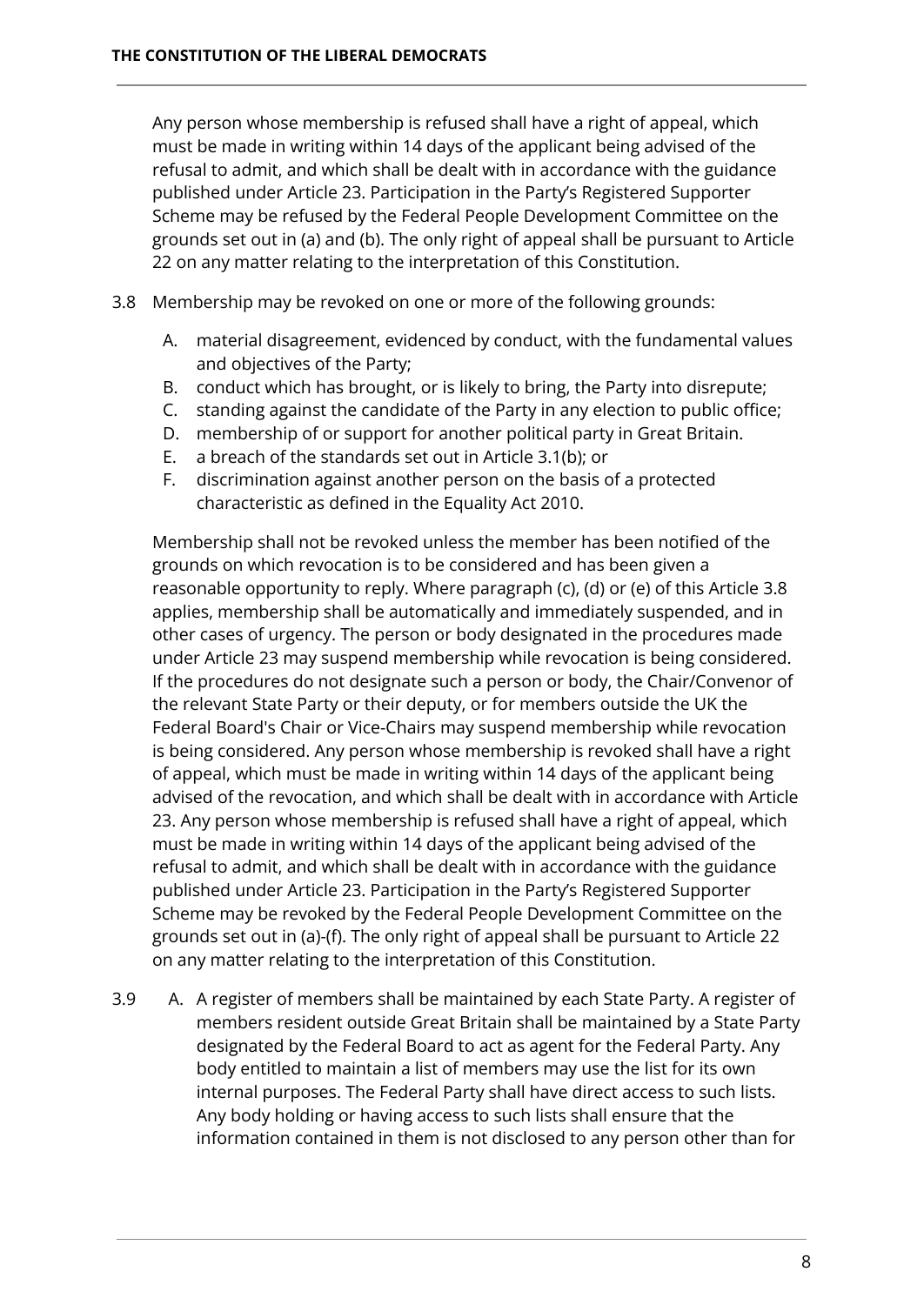Any person whose membership is refused shall have a right of appeal, which must be made in writing within 14 days of the applicant being advised of the refusal to admit, and which shall be dealt with in accordance with the guidance published under Article 23. Participation in the Party's Registered Supporter Scheme may be refused by the Federal People Development Committee on the grounds set out in (a) and (b). The only right of appeal shall be pursuant to Article 22 on any matter relating to the interpretation of this Constitution.

3.8 Membership may be revoked on one or more of the following grounds:

A. material disagreement, evidenced by conduct, with the fundamental values and objectives of the Party;
B. conduct which has brought, or is likely to bring, the Party into disrepute;
C. standing against the candidate of the Party in any election to public office;
D. membership of or support for another political party in Great Britain.
E. a breach of the standards set out in Article 3.1(b); or
F. discrimination against another person on the basis of a protected characteristic as defined in the Equality Act 2010.

Membership shall not be revoked unless the member has been notified of the grounds on which revocation is to be considered and has been given a reasonable opportunity to reply. Where paragraph (c), (d) or (e) of this Article 3.8 applies, membership shall be automatically and immediately suspended, and in other cases of urgency. The person or body designated in the procedures made under Article 23 may suspend membership while revocation is being considered. If the procedures do not designate such a person or body, the Chair/Convenor of the relevant State Party or their deputy, or for members outside the UK the Federal Board's Chair or Vice-Chairs may suspend membership while revocation is being considered. Any person whose membership is revoked shall have a right of appeal, which must be made in writing within 14 days of the applicant being advised of the revocation, and which shall be dealt with in accordance with Article 23. Any person whose membership is refused shall have a right of appeal, which must be made in writing within 14 days of the applicant being advised of the refusal to admit, and which shall be dealt with in accordance with the guidance published under Article 23. Participation in the Party's Registered Supporter Scheme may be revoked by the Federal People Development Committee on the grounds set out in (a)-(f). The only right of appeal shall be pursuant to Article 22 on any matter relating to the interpretation of this Constitution.

3.9 A. A register of members shall be maintained by each State Party. A register of members resident outside Great Britain shall be maintained by a State Party designated by the Federal Board to act as agent for the Federal Party. Any body entitled to maintain a list of members may use the list for its own internal purposes. The Federal Party shall have direct access to such lists. Any body holding or having access to such lists shall ensure that the information contained in them is not disclosed to any person other than for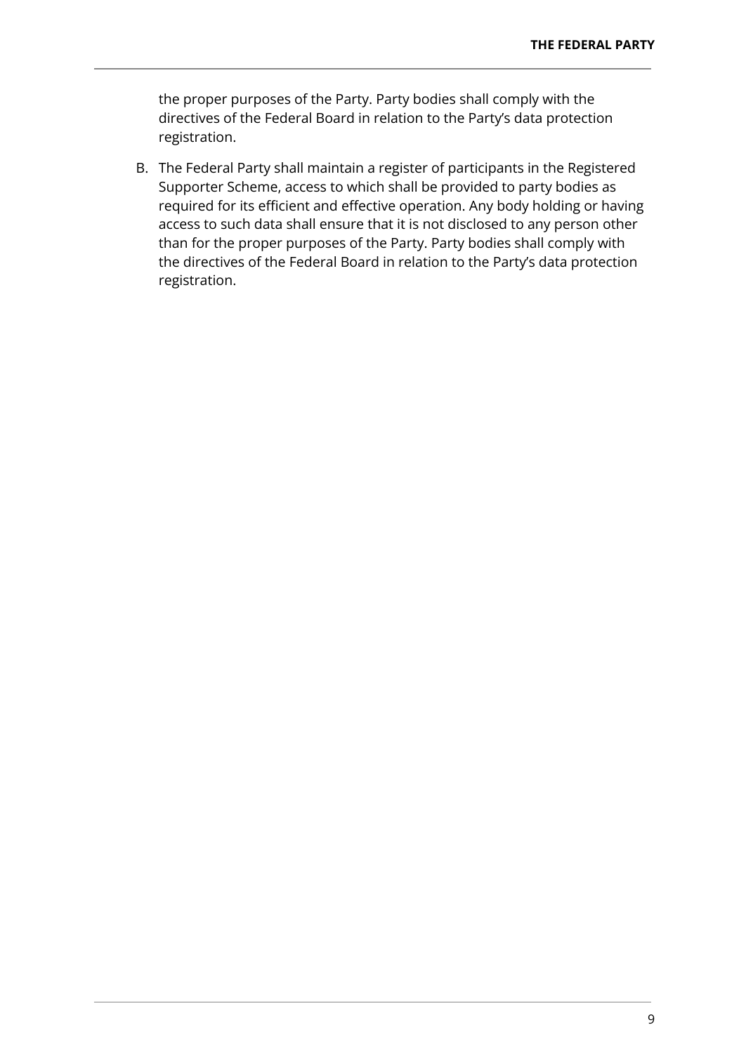the proper purposes of the Party. Party bodies shall comply with the directives of the Federal Board in relation to the Party's data protection registration.

B. The Federal Party shall maintain a register of participants in the Registered Supporter Scheme, access to which shall be provided to party bodies as required for its efficient and effective operation. Any body holding or having access to such data shall ensure that it is not disclosed to any person other than for the proper purposes of the Party. Party bodies shall comply with the directives of the Federal Board in relation to the Party's data protection registration.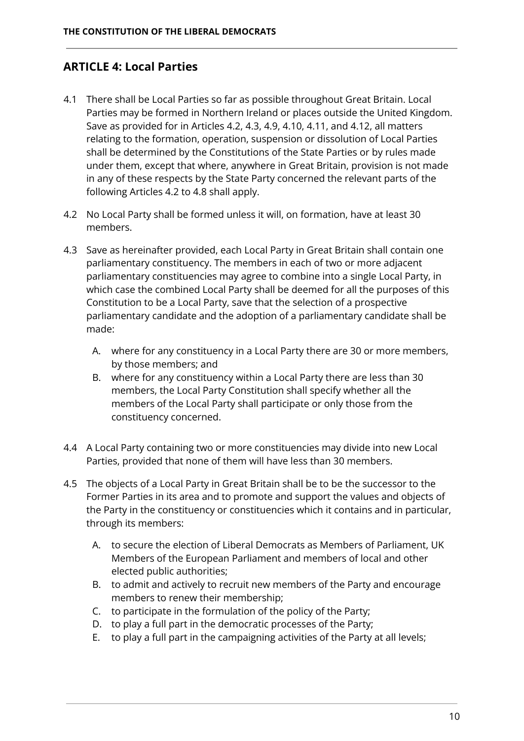## ARTICLE 4: Local Parties

4.1 There shall be Local Parties so far as possible throughout Great Britain. Local Parties may be formed in Northern Ireland or places outside the United Kingdom. Save as provided for in Articles 4.2, 4.3, 4.9, 4.10, 4.11, and 4.12, all matters relating to the formation, operation, suspension or dissolution of Local Parties shall be determined by the Constitutions of the State Parties or by rules made under them, except that where, anywhere in Great Britain, provision is not made in any of these respects by the State Party concerned the relevant parts of the following Articles 4.2 to 4.8 shall apply.

4.2 No Local Party shall be formed unless it will, on formation, have at least 30 members.

4.3 Save as hereinafter provided, each Local Party in Great Britain shall contain one parliamentary constituency. The members in each of two or more adjacent parliamentary constituencies may agree to combine into a single Local Party, in which case the combined Local Party shall be deemed for all the purposes of this Constitution to be a Local Party, save that the selection of a prospective parliamentary candidate and the adoption of a parliamentary candidate shall be made:

   A. where for any constituency in a Local Party there are 30 or more members, by those members; and
   B. where for any constituency within a Local Party there are less than 30 members, the Local Party Constitution shall specify whether all the members of the Local Party shall participate or only those from the constituency concerned.

4.4 A Local Party containing two or more constituencies may divide into new Local Parties, provided that none of them will have less than 30 members.

4.5 The objects of a Local Party in Great Britain shall be to be the successor to the Former Parties in its area and to promote and support the values and objects of the Party in the constituency or constituencies which it contains and in particular, through its members:

   A. to secure the election of Liberal Democrats as Members of Parliament, UK Members of the European Parliament and members of local and other elected public authorities;
   B. to admit and actively to recruit new members of the Party and encourage members to renew their membership;
   C. to participate in the formulation of the policy of the Party;
   D. to play a full part in the democratic processes of the Party;
   E. to play a full part in the campaigning activities of the Party at all levels;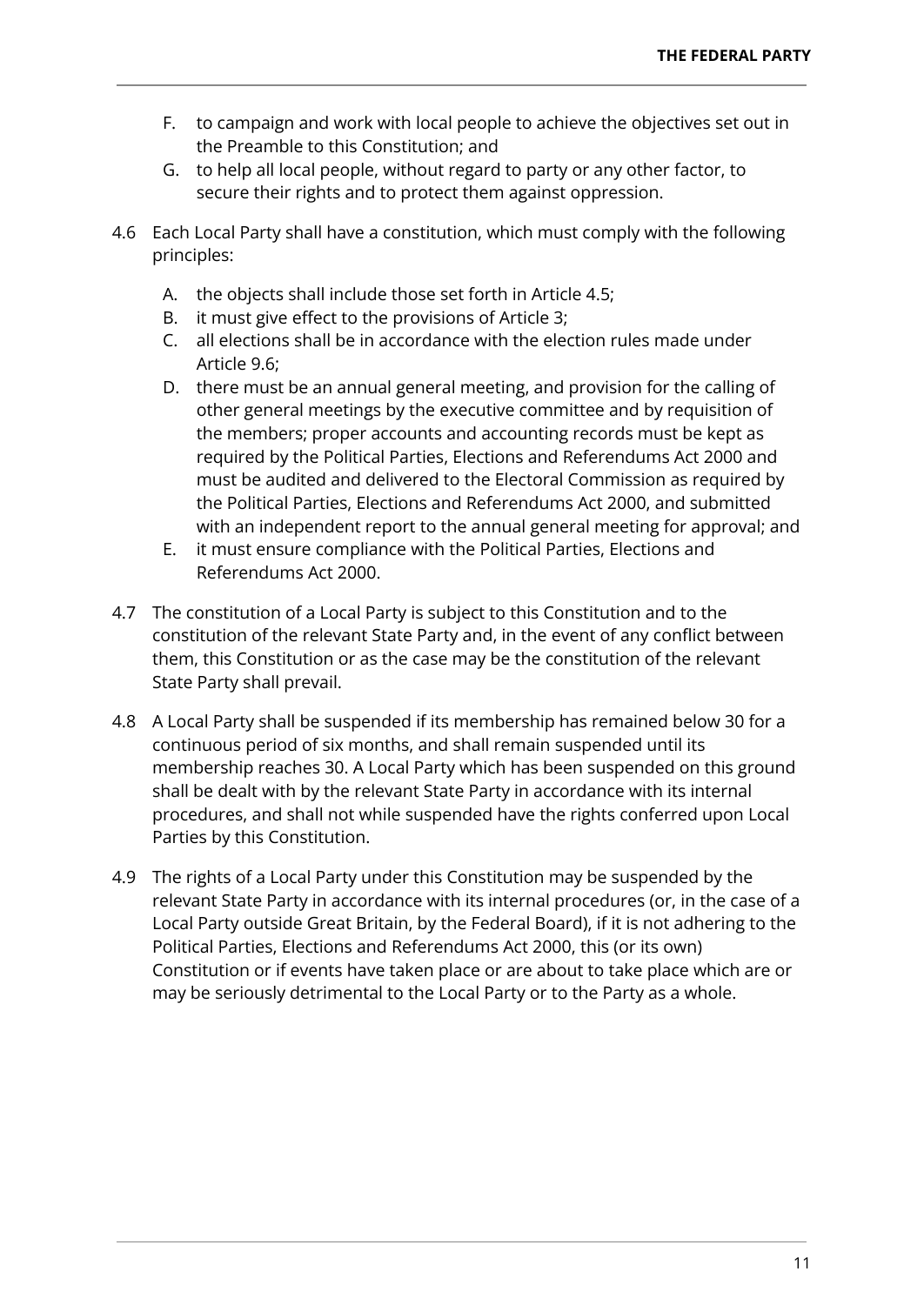F. to campaign and work with local people to achieve the objectives set out in the Preamble to this Constitution; and
G. to help all local people, without regard to party or any other factor, to secure their rights and to protect them against oppression.

4.6 Each Local Party shall have a constitution, which must comply with the following principles:

A. the objects shall include those set forth in Article 4.5;
B. it must give effect to the provisions of Article 3;
C. all elections shall be in accordance with the election rules made under Article 9.6;
D. there must be an annual general meeting, and provision for the calling of other general meetings by the executive committee and by requisition of the members; proper accounts and accounting records must be kept as required by the Political Parties, Elections and Referendums Act 2000 and must be audited and delivered to the Electoral Commission as required by the Political Parties, Elections and Referendums Act 2000, and submitted with an independent report to the annual general meeting for approval; and
E. it must ensure compliance with the Political Parties, Elections and Referendums Act 2000.

4.7 The constitution of a Local Party is subject to this Constitution and to the constitution of the relevant State Party and, in the event of any conflict between them, this Constitution or as the case may be the constitution of the relevant State Party shall prevail.

4.8 A Local Party shall be suspended if its membership has remained below 30 for a continuous period of six months, and shall remain suspended until its membership reaches 30. A Local Party which has been suspended on this ground shall be dealt with by the relevant State Party in accordance with its internal procedures, and shall not while suspended have the rights conferred upon Local Parties by this Constitution.

4.9 The rights of a Local Party under this Constitution may be suspended by the relevant State Party in accordance with its internal procedures (or, in the case of a Local Party outside Great Britain, by the Federal Board), if it is not adhering to the Political Parties, Elections and Referendums Act 2000, this (or its own) Constitution or if events have taken place or are about to take place which are or may be seriously detrimental to the Local Party or to the Party as a whole.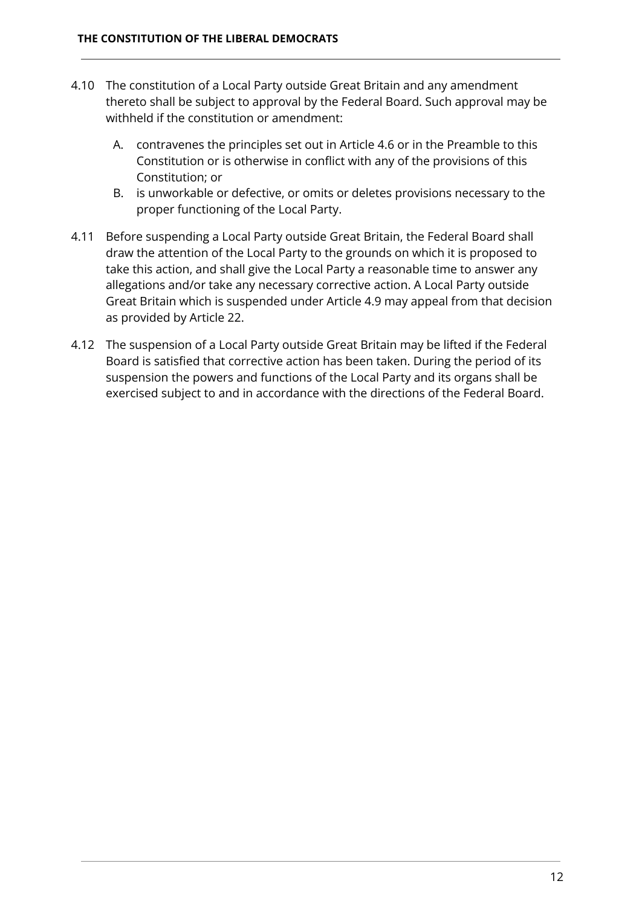4.10 The constitution of a Local Party outside Great Britain and any amendment thereto shall be subject to approval by the Federal Board. Such approval may be withheld if the constitution or amendment:

   A. contravenes the principles set out in Article 4.6 or in the Preamble to this Constitution or is otherwise in conflict with any of the provisions of this Constitution; or
   B. is unworkable or defective, or omits or deletes provisions necessary to the proper functioning of the Local Party.

4.11 Before suspending a Local Party outside Great Britain, the Federal Board shall draw the attention of the Local Party to the grounds on which it is proposed to take this action, and shall give the Local Party a reasonable time to answer any allegations and/or take any necessary corrective action. A Local Party outside Great Britain which is suspended under Article 4.9 may appeal from that decision as provided by Article 22.

4.12 The suspension of a Local Party outside Great Britain may be lifted if the Federal Board is satisfied that corrective action has been taken. During the period of its suspension the powers and functions of the Local Party and its organs shall be exercised subject to and in accordance with the directions of the Federal Board.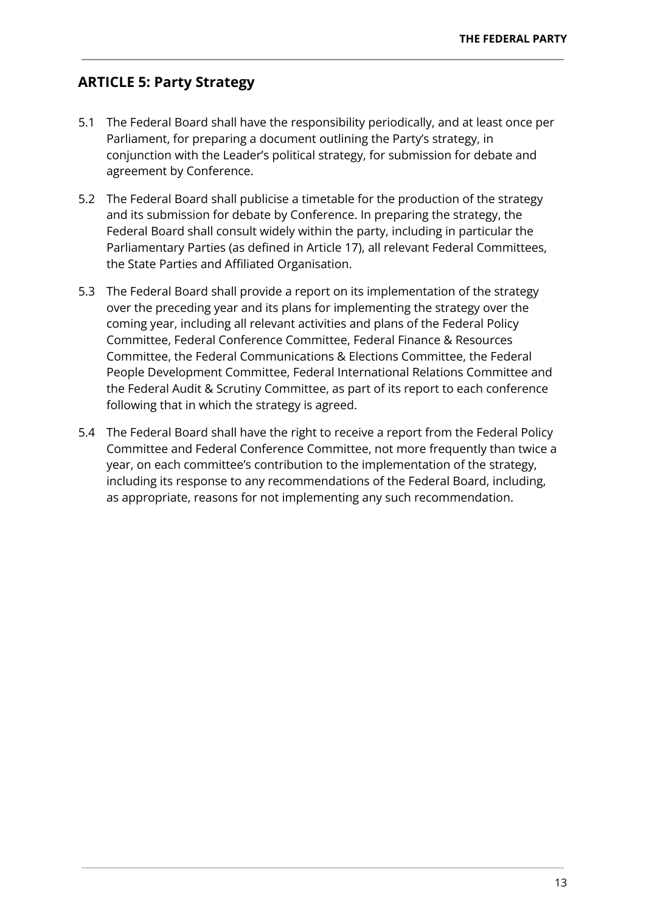## ARTICLE 5: Party Strategy

5.1 The Federal Board shall have the responsibility periodically, and at least once per Parliament, for preparing a document outlining the Party's strategy, in conjunction with the Leader's political strategy, for submission for debate and agreement by Conference.

5.2 The Federal Board shall publicise a timetable for the production of the strategy and its submission for debate by Conference. In preparing the strategy, the Federal Board shall consult widely within the party, including in particular the Parliamentary Parties (as defined in Article 17), all relevant Federal Committees, the State Parties and Affiliated Organisation.

5.3 The Federal Board shall provide a report on its implementation of the strategy over the preceding year and its plans for implementing the strategy over the coming year, including all relevant activities and plans of the Federal Policy Committee, Federal Conference Committee, Federal Finance & Resources Committee, the Federal Communications & Elections Committee, the Federal People Development Committee, Federal International Relations Committee and the Federal Audit & Scrutiny Committee, as part of its report to each conference following that in which the strategy is agreed.

5.4 The Federal Board shall have the right to receive a report from the Federal Policy Committee and Federal Conference Committee, not more frequently than twice a year, on each committee's contribution to the implementation of the strategy, including its response to any recommendations of the Federal Board, including, as appropriate, reasons for not implementing any such recommendation.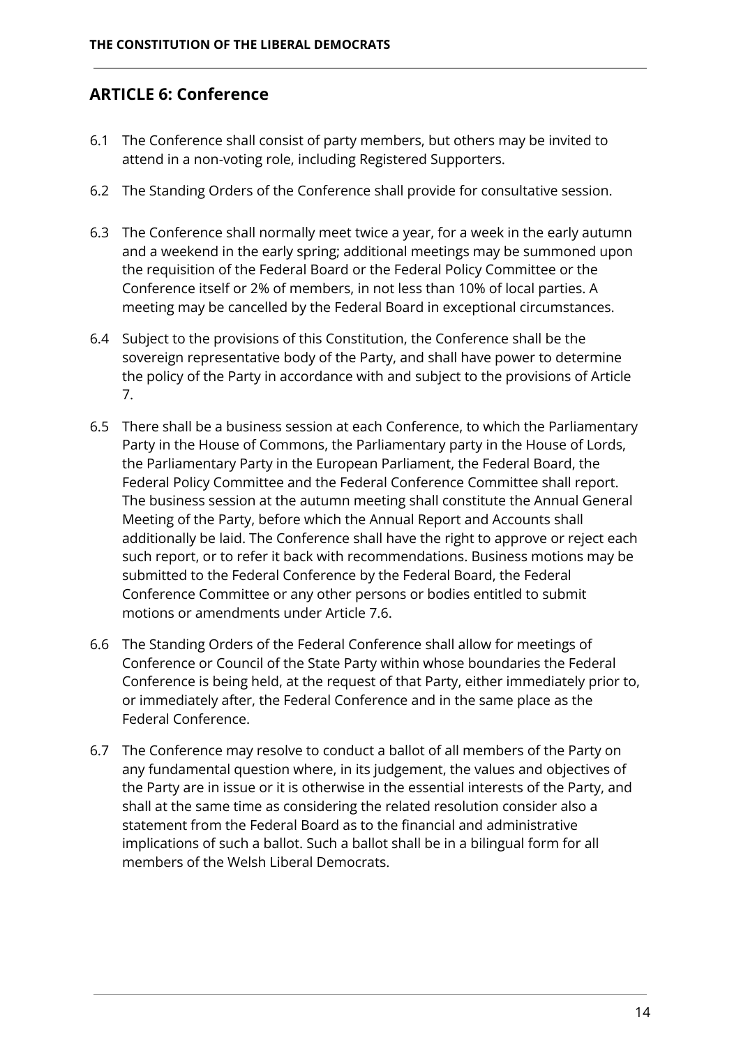## ARTICLE 6: Conference

6.1 The Conference shall consist of party members, but others may be invited to attend in a non-voting role, including Registered Supporters.

6.2 The Standing Orders of the Conference shall provide for consultative session.

6.3 The Conference shall normally meet twice a year, for a week in the early autumn and a weekend in the early spring; additional meetings may be summoned upon the requisition of the Federal Board or the Federal Policy Committee or the Conference itself or 2% of members, in not less than 10% of local parties. A meeting may be cancelled by the Federal Board in exceptional circumstances.

6.4 Subject to the provisions of this Constitution, the Conference shall be the sovereign representative body of the Party, and shall have power to determine the policy of the Party in accordance with and subject to the provisions of Article 7.

6.5 There shall be a business session at each Conference, to which the Parliamentary Party in the House of Commons, the Parliamentary party in the House of Lords, the Parliamentary Party in the European Parliament, the Federal Board, the Federal Policy Committee and the Federal Conference Committee shall report. The business session at the autumn meeting shall constitute the Annual General Meeting of the Party, before which the Annual Report and Accounts shall additionally be laid. The Conference shall have the right to approve or reject each such report, or to refer it back with recommendations. Business motions may be submitted to the Federal Conference by the Federal Board, the Federal Conference Committee or any other persons or bodies entitled to submit motions or amendments under Article 7.6.

6.6 The Standing Orders of the Federal Conference shall allow for meetings of Conference or Council of the State Party within whose boundaries the Federal Conference is being held, at the request of that Party, either immediately prior to, or immediately after, the Federal Conference and in the same place as the Federal Conference.

6.7 The Conference may resolve to conduct a ballot of all members of the Party on any fundamental question where, in its judgement, the values and objectives of the Party are in issue or it is otherwise in the essential interests of the Party, and shall at the same time as considering the related resolution consider also a statement from the Federal Board as to the financial and administrative implications of such a ballot. Such a ballot shall be in a bilingual form for all members of the Welsh Liberal Democrats.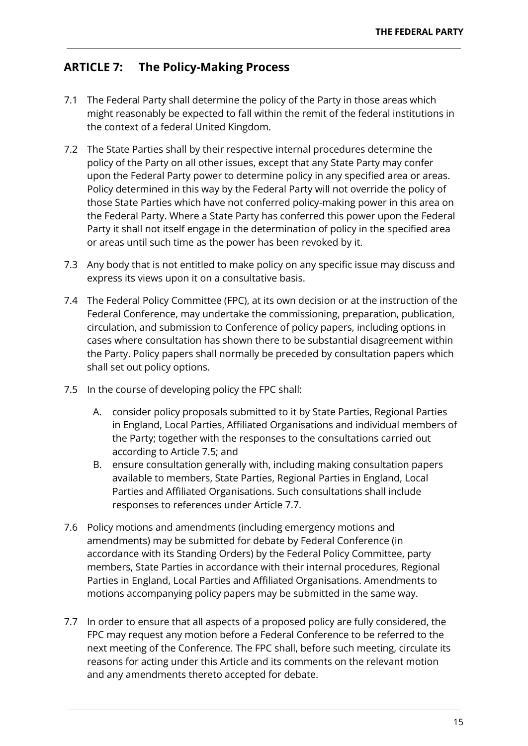## ARTICLE 7: The Policy-Making Process

7.1 The Federal Party shall determine the policy of the Party in those areas which might reasonably be expected to fall within the remit of the federal institutions in the context of a federal United Kingdom.

7.2 The State Parties shall by their respective internal procedures determine the policy of the Party on all other issues, except that any State Party may confer upon the Federal Party power to determine policy in any specified area or areas. Policy determined in this way by the Federal Party will not override the policy of those State Parties which have not conferred policy-making power in this area on the Federal Party. Where a State Party has conferred this power upon the Federal Party it shall not itself engage in the determination of policy in the specified area or areas until such time as the power has been revoked by it.

7.3 Any body that is not entitled to make policy on any specific issue may discuss and express its views upon it on a consultative basis.

7.4 The Federal Policy Committee (FPC), at its own decision or at the instruction of the Federal Conference, may undertake the commissioning, preparation, publication, circulation, and submission to Conference of policy papers, including options in cases where consultation has shown there to be substantial disagreement within the Party. Policy papers shall normally be preceded by consultation papers which shall set out policy options.

7.5 In the course of developing policy the FPC shall:

A. consider policy proposals submitted to it by State Parties, Regional Parties in England, Local Parties, Affiliated Organisations and individual members of the Party; together with the responses to the consultations carried out according to Article 7.5; and

B. ensure consultation generally with, including making consultation papers available to members, State Parties, Regional Parties in England, Local Parties and Affiliated Organisations. Such consultations shall include responses to references under Article 7.7.

7.6 Policy motions and amendments (including emergency motions and amendments) may be submitted for debate by Federal Conference (in accordance with its Standing Orders) by the Federal Policy Committee, party members, State Parties in accordance with their internal procedures, Regional Parties in England, Local Parties and Affiliated Organisations. Amendments to motions accompanying policy papers may be submitted in the same way.

7.7 In order to ensure that all aspects of a proposed policy are fully considered, the FPC may request any motion before a Federal Conference to be referred to the next meeting of the Conference. The FPC shall, before such meeting, circulate its reasons for acting under this Article and its comments on the relevant motion and any amendments thereto accepted for debate.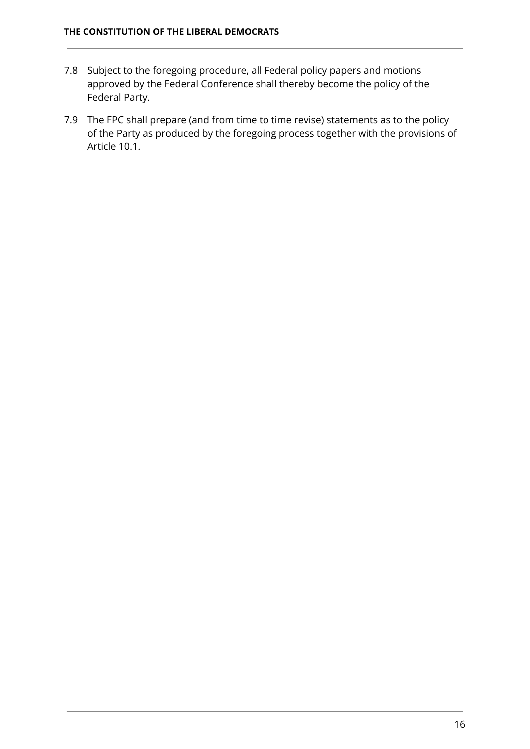7.8 Subject to the foregoing procedure, all Federal policy papers and motions approved by the Federal Conference shall thereby become the policy of the Federal Party.

7.9 The FPC shall prepare (and from time to time revise) statements as to the policy of the Party as produced by the foregoing process together with the provisions of Article 10.1.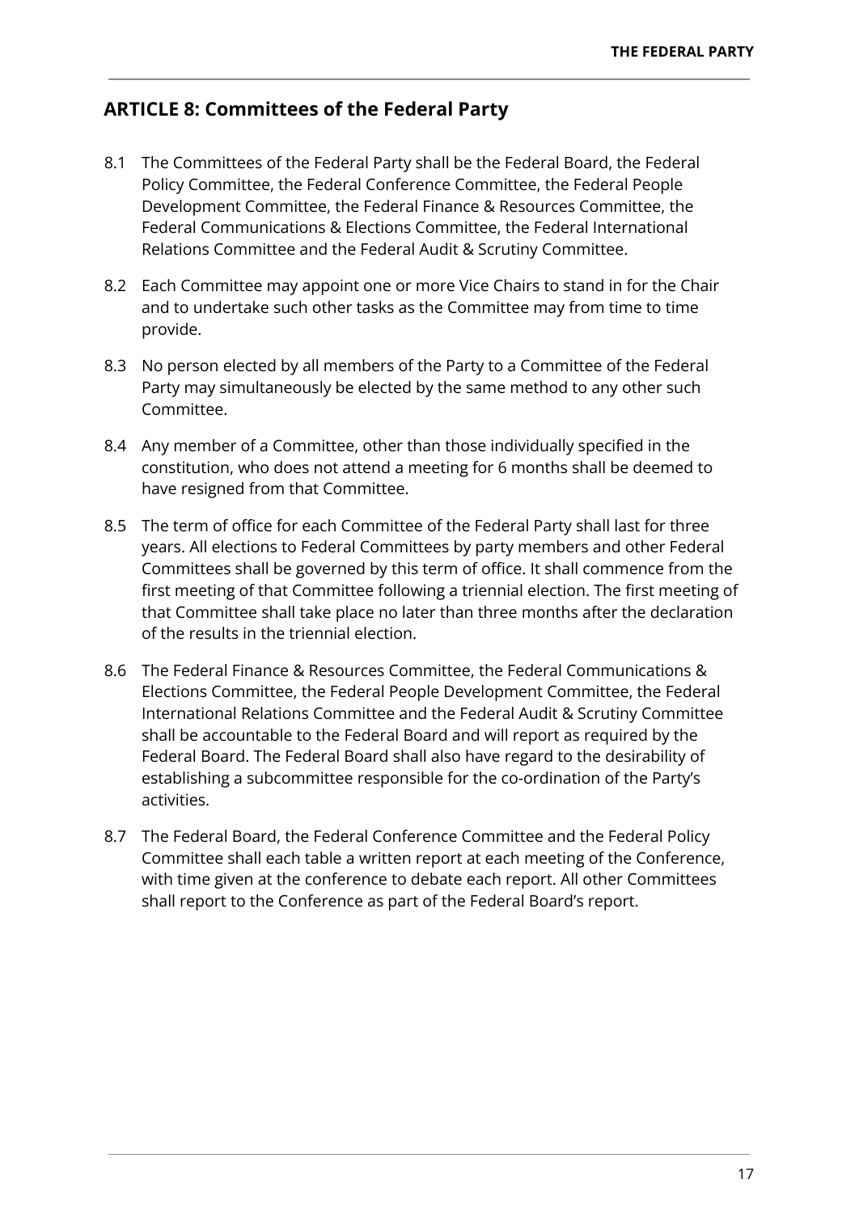## ARTICLE 8: Committees of the Federal Party

8.1 The Committees of the Federal Party shall be the Federal Board, the Federal Policy Committee, the Federal Conference Committee, the Federal People Development Committee, the Federal Finance & Resources Committee, the Federal Communications & Elections Committee, the Federal International Relations Committee and the Federal Audit & Scrutiny Committee.

8.2 Each Committee may appoint one or more Vice Chairs to stand in for the Chair and to undertake such other tasks as the Committee may from time to time provide.

8.3 No person elected by all members of the Party to a Committee of the Federal Party may simultaneously be elected by the same method to any other such Committee.

8.4 Any member of a Committee, other than those individually specified in the constitution, who does not attend a meeting for 6 months shall be deemed to have resigned from that Committee.

8.5 The term of office for each Committee of the Federal Party shall last for three years. All elections to Federal Committees by party members and other Federal Committees shall be governed by this term of office. It shall commence from the first meeting of that Committee following a triennial election. The first meeting of that Committee shall take place no later than three months after the declaration of the results in the triennial election.

8.6 The Federal Finance & Resources Committee, the Federal Communications & Elections Committee, the Federal People Development Committee, the Federal International Relations Committee and the Federal Audit & Scrutiny Committee shall be accountable to the Federal Board and will report as required by the Federal Board. The Federal Board shall also have regard to the desirability of establishing a subcommittee responsible for the co-ordination of the Party's activities.

8.7 The Federal Board, the Federal Conference Committee and the Federal Policy Committee shall each table a written report at each meeting of the Conference, with time given at the conference to debate each report. All other Committees shall report to the Conference as part of the Federal Board's report.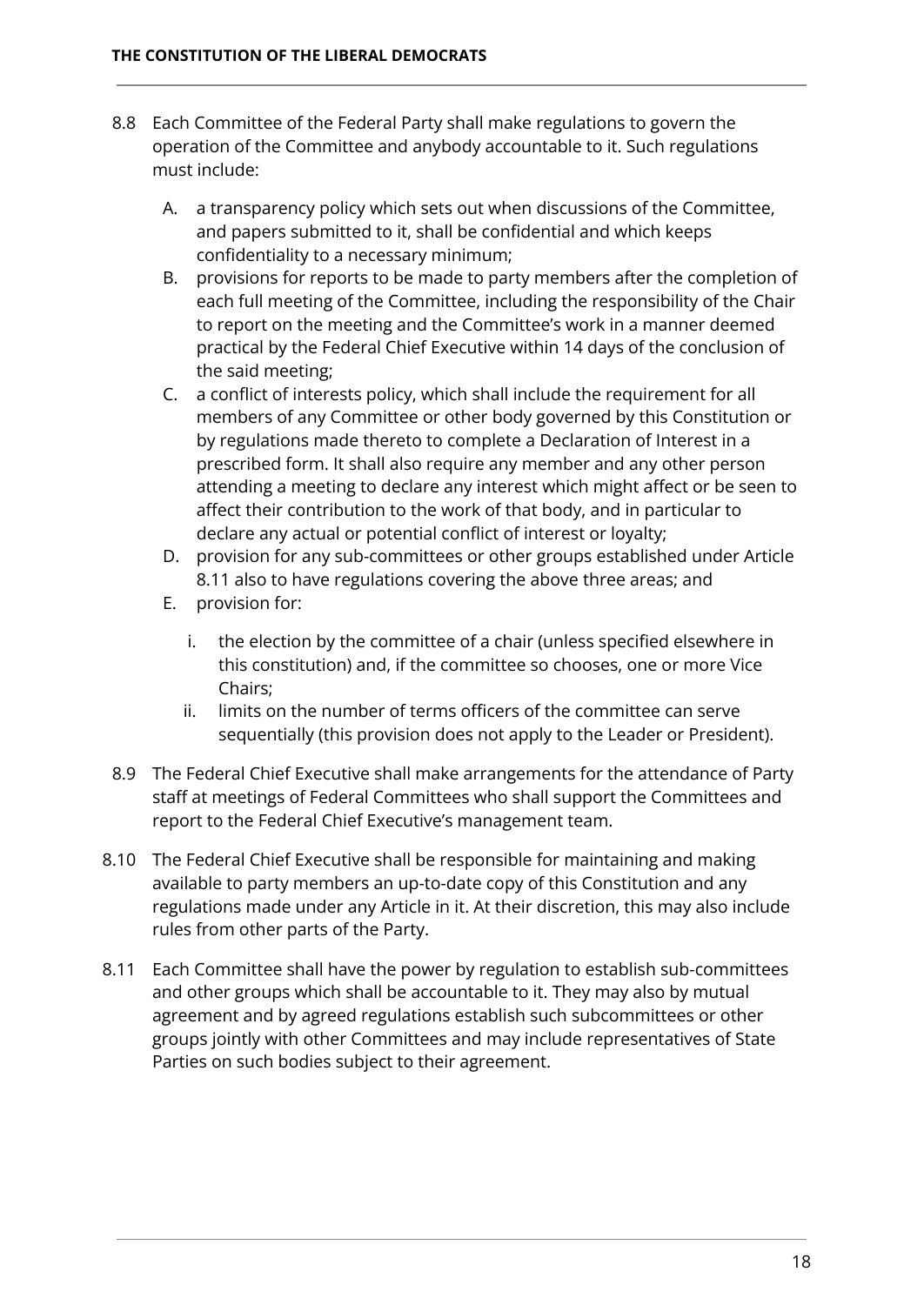8.8 Each Committee of the Federal Party shall make regulations to govern the operation of the Committee and anybody accountable to it. Such regulations must include:

   A. a transparency policy which sets out when discussions of the Committee, and papers submitted to it, shall be confidential and which keeps confidentiality to a necessary minimum;
   B. provisions for reports to be made to party members after the completion of each full meeting of the Committee, including the responsibility of the Chair to report on the meeting and the Committee's work in a manner deemed practical by the Federal Chief Executive within 14 days of the conclusion of the said meeting;
   C. a conflict of interests policy, which shall include the requirement for all members of any Committee or other body governed by this Constitution or by regulations made thereto to complete a Declaration of Interest in a prescribed form. It shall also require any member and any other person attending a meeting to declare any interest which might affect or be seen to affect their contribution to the work of that body, and in particular to declare any actual or potential conflict of interest or loyalty;
   D. provision for any sub-committees or other groups established under Article 8.11 also to have regulations covering the above three areas; and
   E. provision for:
      i. the election by the committee of a chair (unless specified elsewhere in this constitution) and, if the committee so chooses, one or more Vice Chairs;
      ii. limits on the number of terms officers of the committee can serve sequentially (this provision does not apply to the Leader or President).

8.9 The Federal Chief Executive shall make arrangements for the attendance of Party staff at meetings of Federal Committees who shall support the Committees and report to the Federal Chief Executive's management team.

8.10 The Federal Chief Executive shall be responsible for maintaining and making available to party members an up-to-date copy of this Constitution and any regulations made under any Article in it. At their discretion, this may also include rules from other parts of the Party.

8.11 Each Committee shall have the power by regulation to establish sub-committees and other groups which shall be accountable to it. They may also by mutual agreement and by agreed regulations establish such subcommittees or other groups jointly with other Committees and may include representatives of State Parties on such bodies subject to their agreement.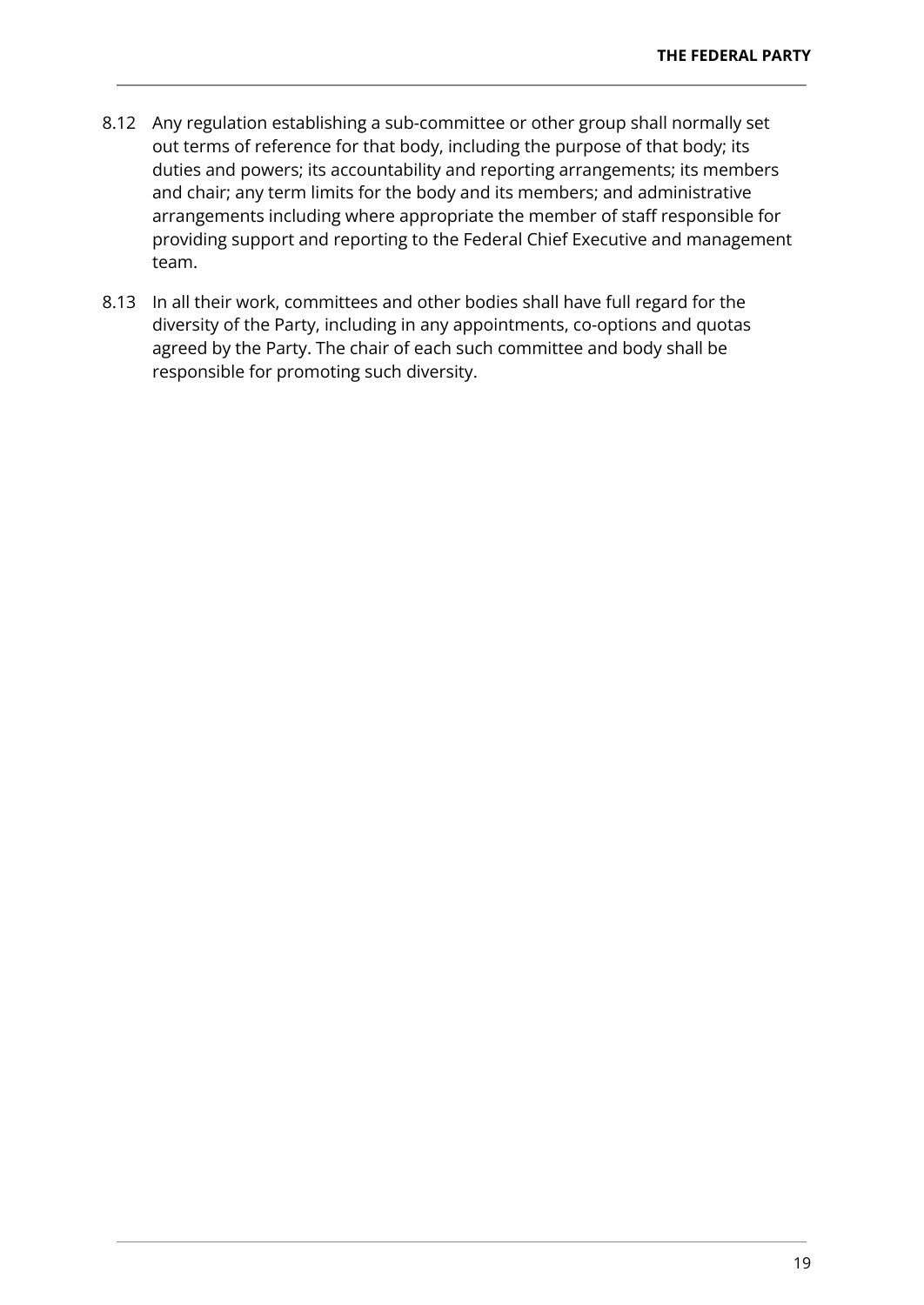8.12 Any regulation establishing a sub-committee or other group shall normally set out terms of reference for that body, including the purpose of that body; its duties and powers; its accountability and reporting arrangements; its members and chair; any term limits for the body and its members; and administrative arrangements including where appropriate the member of staff responsible for providing support and reporting to the Federal Chief Executive and management team.

8.13 In all their work, committees and other bodies shall have full regard for the diversity of the Party, including in any appointments, co-options and quotas agreed by the Party. The chair of each such committee and body shall be responsible for promoting such diversity.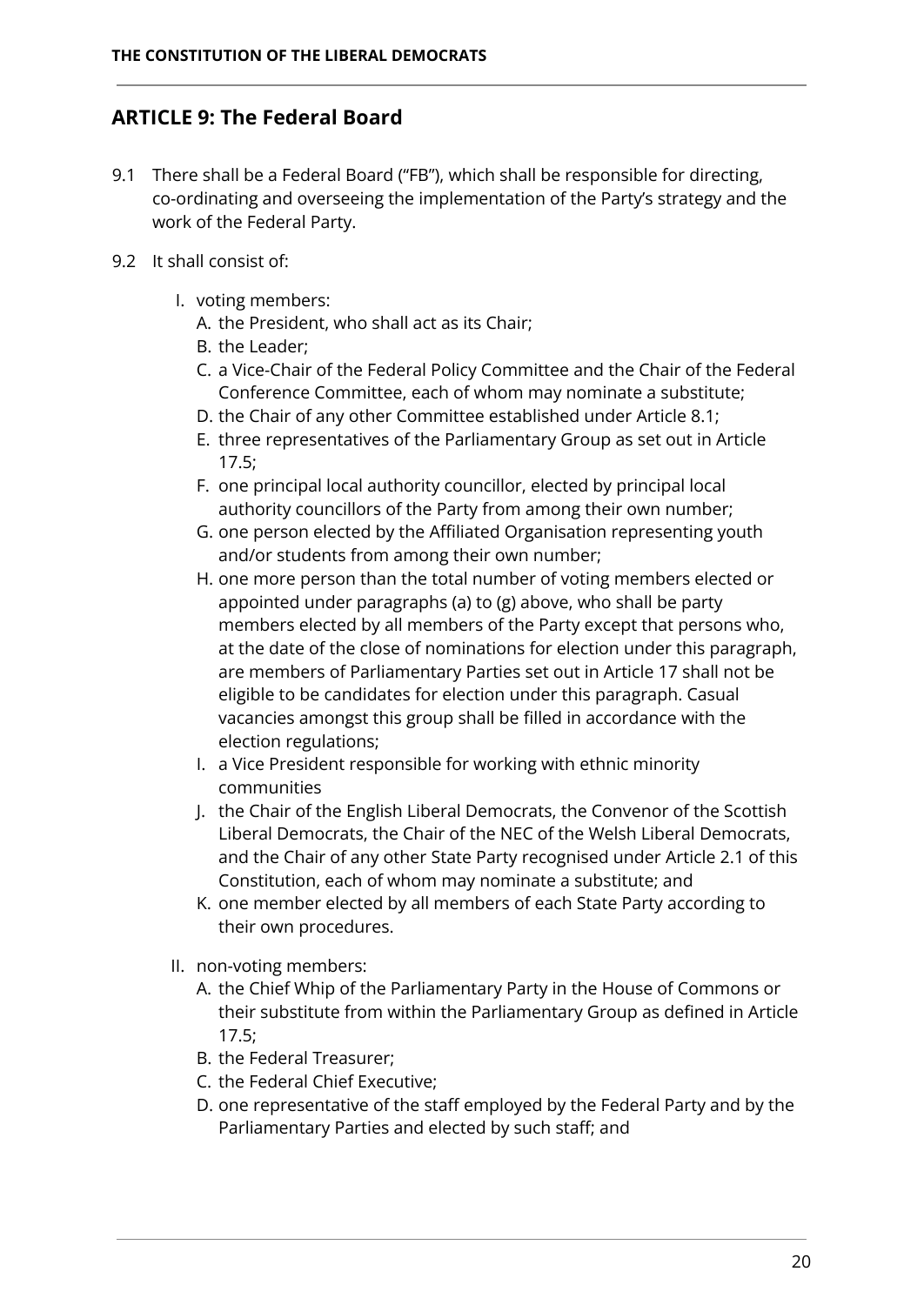## ARTICLE 9: The Federal Board

9.1 There shall be a Federal Board ("FB"), which shall be responsible for directing, co-ordinating and overseeing the implementation of the Party's strategy and the work of the Federal Party.

9.2 It shall consist of:

I. voting members:
   A. the President, who shall act as its Chair;
   B. the Leader;
   C. a Vice-Chair of the Federal Policy Committee and the Chair of the Federal Conference Committee, each of whom may nominate a substitute;
   D. the Chair of any other Committee established under Article 8.1;
   E. three representatives of the Parliamentary Group as set out in Article 17.5;
   F. one principal local authority councillor, elected by principal local authority councillors of the Party from among their own number;
   G. one person elected by the Affiliated Organisation representing youth and/or students from among their own number;
   H. one more person than the total number of voting members elected or appointed under paragraphs (a) to (g) above, who shall be party members elected by all members of the Party except that persons who, at the date of the close of nominations for election under this paragraph, are members of Parliamentary Parties set out in Article 17 shall not be eligible to be candidates for election under this paragraph. Casual vacancies amongst this group shall be filled in accordance with the election regulations;
   I. a Vice President responsible for working with ethnic minority communities
   J. the Chair of the English Liberal Democrats, the Convenor of the Scottish Liberal Democrats, the Chair of the NEC of the Welsh Liberal Democrats, and the Chair of any other State Party recognised under Article 2.1 of this Constitution, each of whom may nominate a substitute; and
   K. one member elected by all members of each State Party according to their own procedures.

II. non-voting members:
   A. the Chief Whip of the Parliamentary Party in the House of Commons or their substitute from within the Parliamentary Group as defined in Article 17.5;
   B. the Federal Treasurer;
   C. the Federal Chief Executive;
   D. one representative of the staff employed by the Federal Party and by the Parliamentary Parties and elected by such staff; and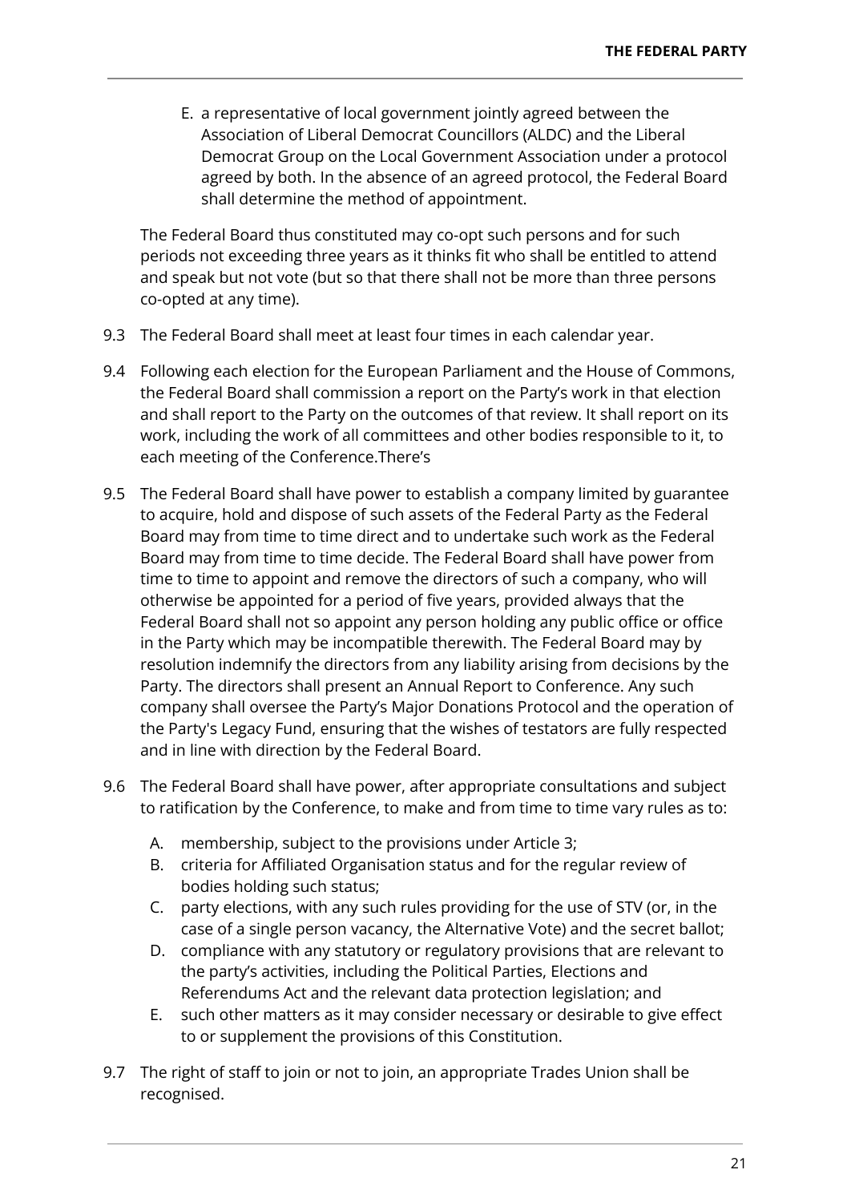E. a representative of local government jointly agreed between the Association of Liberal Democrat Councillors (ALDC) and the Liberal Democrat Group on the Local Government Association under a protocol agreed by both. In the absence of an agreed protocol, the Federal Board shall determine the method of appointment.

The Federal Board thus constituted may co-opt such persons and for such periods not exceeding three years as it thinks fit who shall be entitled to attend and speak but not vote (but so that there shall not be more than three persons co-opted at any time).

9.3 The Federal Board shall meet at least four times in each calendar year.

9.4 Following each election for the European Parliament and the House of Commons, the Federal Board shall commission a report on the Party's work in that election and shall report to the Party on the outcomes of that review. It shall report on its work, including the work of all committees and other bodies responsible to it, to each meeting of the Conference.There's

9.5 The Federal Board shall have power to establish a company limited by guarantee to acquire, hold and dispose of such assets of the Federal Party as the Federal Board may from time to time direct and to undertake such work as the Federal Board may from time to time decide. The Federal Board shall have power from time to time to appoint and remove the directors of such a company, who will otherwise be appointed for a period of five years, provided always that the Federal Board shall not so appoint any person holding any public office or office in the Party which may be incompatible therewith. The Federal Board may by resolution indemnify the directors from any liability arising from decisions by the Party. The directors shall present an Annual Report to Conference. Any such company shall oversee the Party's Major Donations Protocol and the operation of the Party's Legacy Fund, ensuring that the wishes of testators are fully respected and in line with direction by the Federal Board.

9.6 The Federal Board shall have power, after appropriate consultations and subject to ratification by the Conference, to make and from time to time vary rules as to:

A. membership, subject to the provisions under Article 3;
B. criteria for Affiliated Organisation status and for the regular review of bodies holding such status;
C. party elections, with any such rules providing for the use of STV (or, in the case of a single person vacancy, the Alternative Vote) and the secret ballot;
D. compliance with any statutory or regulatory provisions that are relevant to the party's activities, including the Political Parties, Elections and Referendums Act and the relevant data protection legislation; and
E. such other matters as it may consider necessary or desirable to give effect to or supplement the provisions of this Constitution.

9.7 The right of staff to join or not to join, an appropriate Trades Union shall be recognised.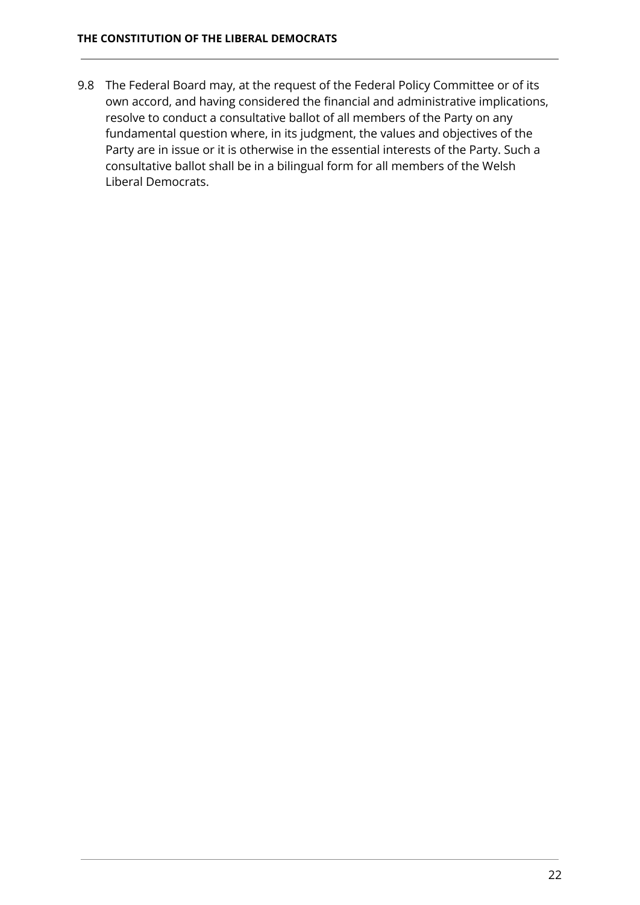9.8 The Federal Board may, at the request of the Federal Policy Committee or of its own accord, and having considered the financial and administrative implications, resolve to conduct a consultative ballot of all members of the Party on any fundamental question where, in its judgment, the values and objectives of the Party are in issue or it is otherwise in the essential interests of the Party. Such a consultative ballot shall be in a bilingual form for all members of the Welsh Liberal Democrats.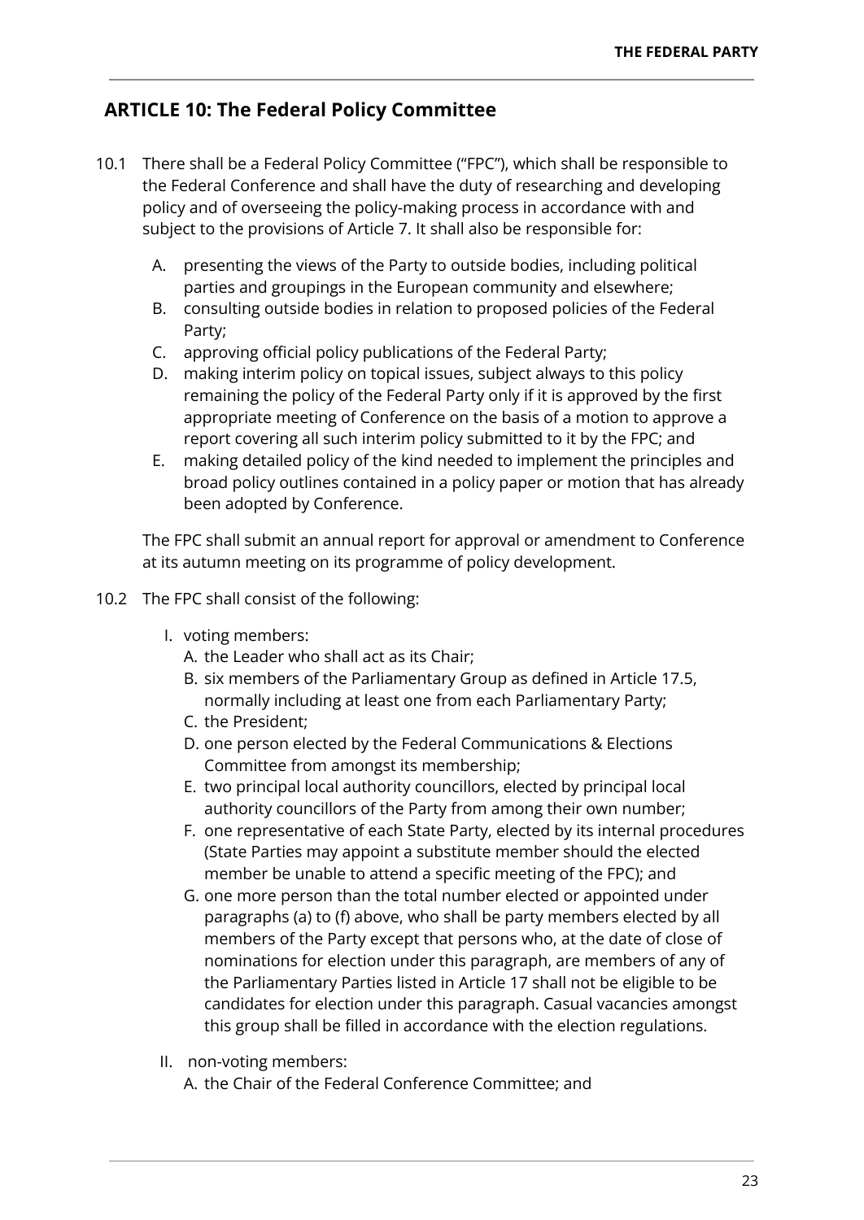## ARTICLE 10: The Federal Policy Committee

10.1 There shall be a Federal Policy Committee ("FPC"), which shall be responsible to the Federal Conference and shall have the duty of researching and developing policy and of overseeing the policy-making process in accordance with and subject to the provisions of Article 7. It shall also be responsible for:

A. presenting the views of the Party to outside bodies, including political parties and groupings in the European community and elsewhere;
B. consulting outside bodies in relation to proposed policies of the Federal Party;
C. approving official policy publications of the Federal Party;
D. making interim policy on topical issues, subject always to this policy remaining the policy of the Federal Party only if it is approved by the first appropriate meeting of Conference on the basis of a motion to approve a report covering all such interim policy submitted to it by the FPC; and
E. making detailed policy of the kind needed to implement the principles and broad policy outlines contained in a policy paper or motion that has already been adopted by Conference.

The FPC shall submit an annual report for approval or amendment to Conference at its autumn meeting on its programme of policy development.

10.2 The FPC shall consist of the following:

I. voting members:
   A. the Leader who shall act as its Chair;
   B. six members of the Parliamentary Group as defined in Article 17.5, normally including at least one from each Parliamentary Party;
   C. the President;
   D. one person elected by the Federal Communications & Elections Committee from amongst its membership;
   E. two principal local authority councillors, elected by principal local authority councillors of the Party from among their own number;
   F. one representative of each State Party, elected by its internal procedures (State Parties may appoint a substitute member should the elected member be unable to attend a specific meeting of the FPC); and
   G. one more person than the total number elected or appointed under paragraphs (a) to (f) above, who shall be party members elected by all members of the Party except that persons who, at the date of close of nominations for election under this paragraph, are members of any of the Parliamentary Parties listed in Article 17 shall not be eligible to be candidates for election under this paragraph. Casual vacancies amongst this group shall be filled in accordance with the election regulations.

II. non-voting members:
   A. the Chair of the Federal Conference Committee; and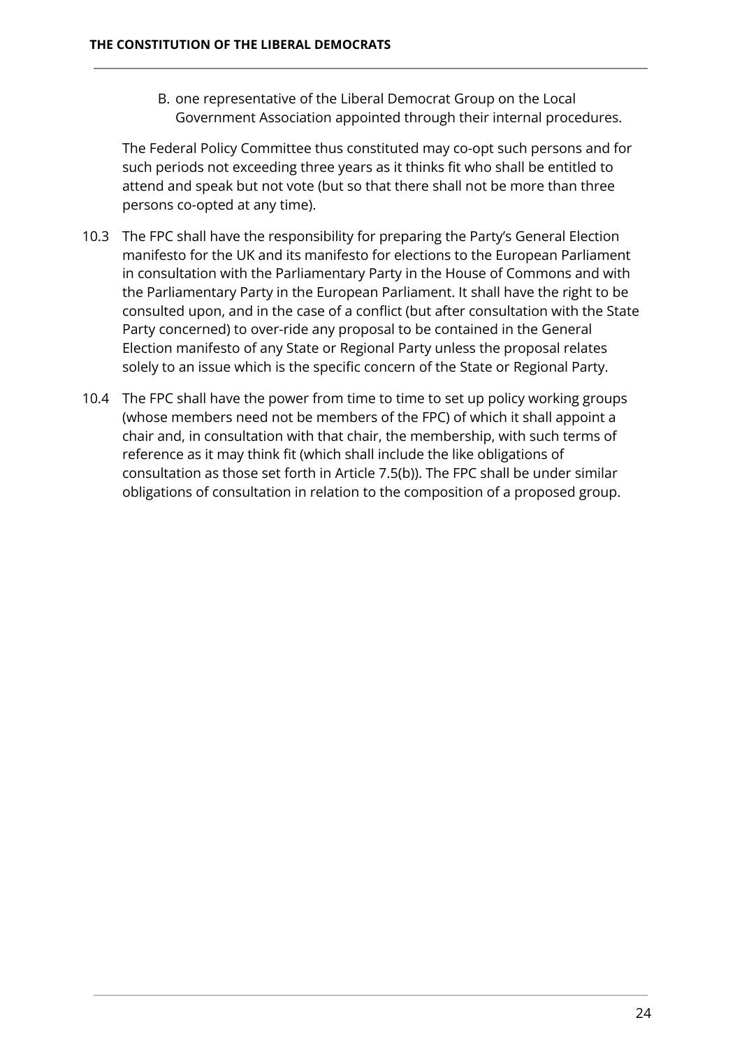B. one representative of the Liberal Democrat Group on the Local Government Association appointed through their internal procedures.

The Federal Policy Committee thus constituted may co-opt such persons and for such periods not exceeding three years as it thinks fit who shall be entitled to attend and speak but not vote (but so that there shall not be more than three persons co-opted at any time).

10.3 The FPC shall have the responsibility for preparing the Party's General Election manifesto for the UK and its manifesto for elections to the European Parliament in consultation with the Parliamentary Party in the House of Commons and with the Parliamentary Party in the European Parliament. It shall have the right to be consulted upon, and in the case of a conflict (but after consultation with the State Party concerned) to over-ride any proposal to be contained in the General Election manifesto of any State or Regional Party unless the proposal relates solely to an issue which is the specific concern of the State or Regional Party.

10.4 The FPC shall have the power from time to time to set up policy working groups (whose members need not be members of the FPC) of which it shall appoint a chair and, in consultation with that chair, the membership, with such terms of reference as it may think fit (which shall include the like obligations of consultation as those set forth in Article 7.5(b)). The FPC shall be under similar obligations of consultation in relation to the composition of a proposed group.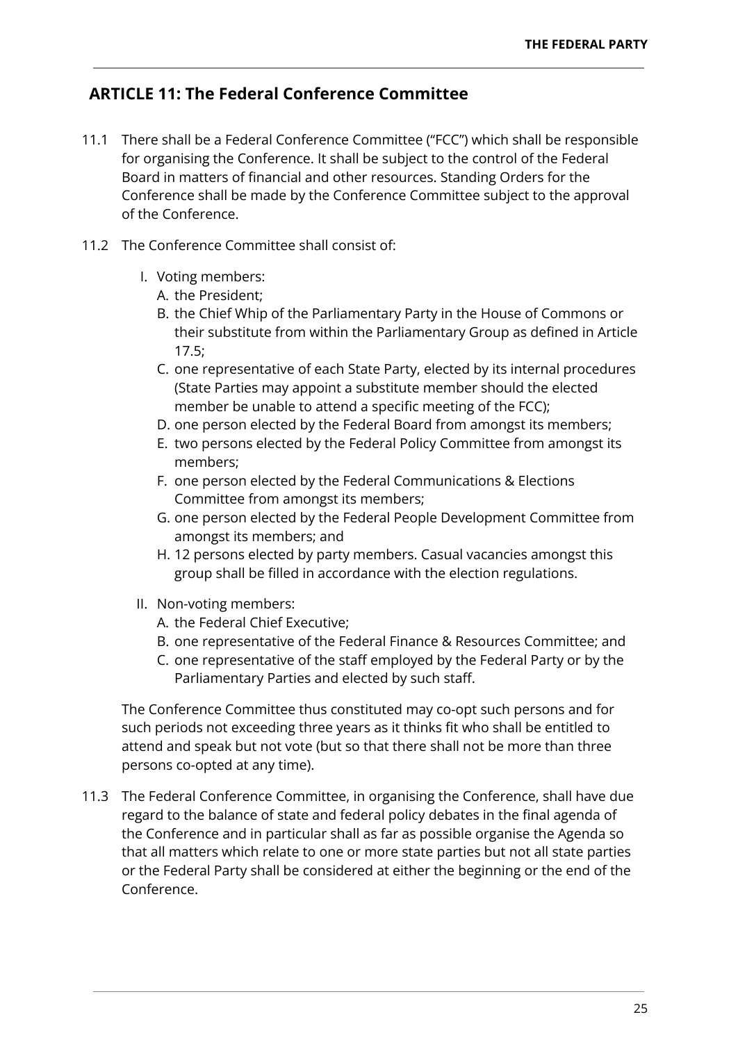## ARTICLE 11: The Federal Conference Committee

11.1 There shall be a Federal Conference Committee ("FCC") which shall be responsible for organising the Conference. It shall be subject to the control of the Federal Board in matters of financial and other resources. Standing Orders for the Conference shall be made by the Conference Committee subject to the approval of the Conference.

11.2 The Conference Committee shall consist of:

I. Voting members:
   A. the President;
   B. the Chief Whip of the Parliamentary Party in the House of Commons or their substitute from within the Parliamentary Group as defined in Article 17.5;
   C. one representative of each State Party, elected by its internal procedures (State Parties may appoint a substitute member should the elected member be unable to attend a specific meeting of the FCC);
   D. one person elected by the Federal Board from amongst its members;
   E. two persons elected by the Federal Policy Committee from amongst its members;
   F. one person elected by the Federal Communications & Elections Committee from amongst its members;
   G. one person elected by the Federal People Development Committee from amongst its members; and
   H. 12 persons elected by party members. Casual vacancies amongst this group shall be filled in accordance with the election regulations.

II. Non-voting members:
   A. the Federal Chief Executive;
   B. one representative of the Federal Finance & Resources Committee; and
   C. one representative of the staff employed by the Federal Party or by the Parliamentary Parties and elected by such staff.

The Conference Committee thus constituted may co-opt such persons and for such periods not exceeding three years as it thinks fit who shall be entitled to attend and speak but not vote (but so that there shall not be more than three persons co-opted at any time).

11.3 The Federal Conference Committee, in organising the Conference, shall have due regard to the balance of state and federal policy debates in the final agenda of the Conference and in particular shall as far as possible organise the Agenda so that all matters which relate to one or more state parties but not all state parties or the Federal Party shall be considered at either the beginning or the end of the Conference.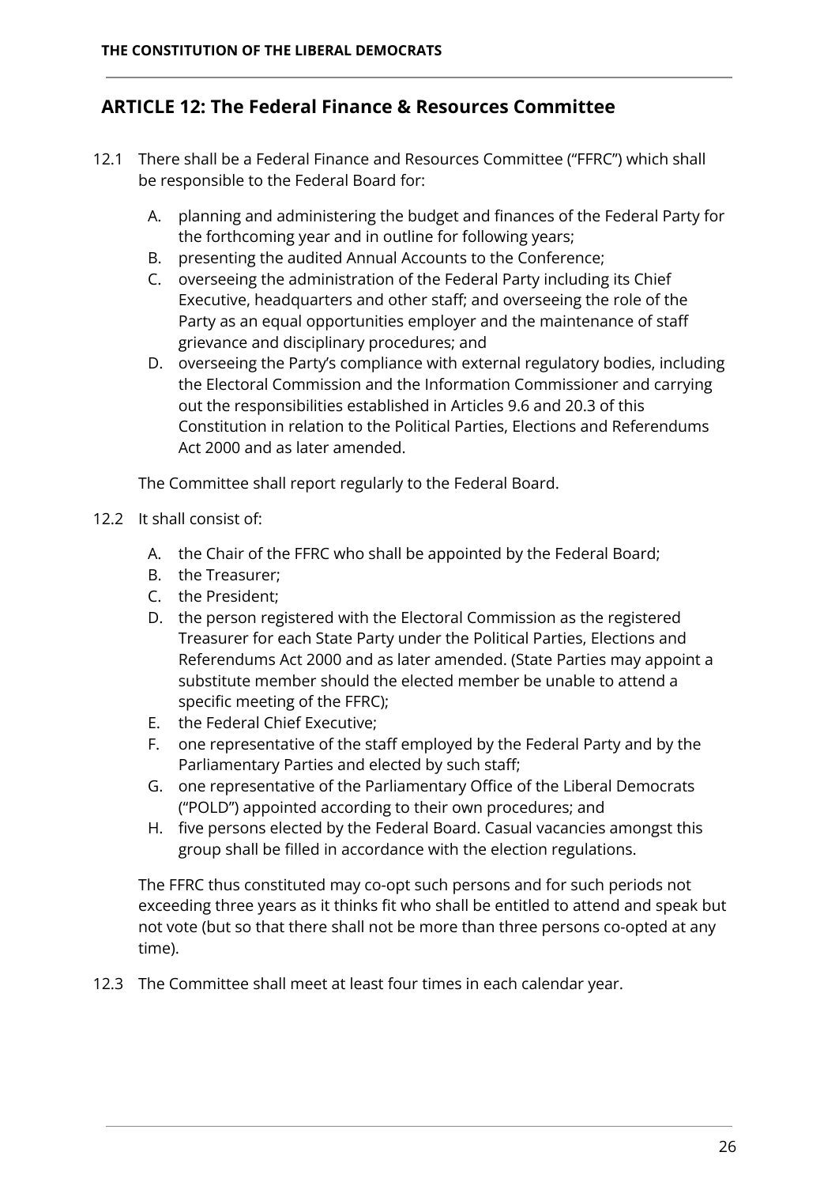## ARTICLE 12: The Federal Finance & Resources Committee

12.1 There shall be a Federal Finance and Resources Committee ("FFRC") which shall be responsible to the Federal Board for:

A. planning and administering the budget and finances of the Federal Party for the forthcoming year and in outline for following years;
B. presenting the audited Annual Accounts to the Conference;
C. overseeing the administration of the Federal Party including its Chief Executive, headquarters and other staff; and overseeing the role of the Party as an equal opportunities employer and the maintenance of staff grievance and disciplinary procedures; and
D. overseeing the Party's compliance with external regulatory bodies, including the Electoral Commission and the Information Commissioner and carrying out the responsibilities established in Articles 9.6 and 20.3 of this Constitution in relation to the Political Parties, Elections and Referendums Act 2000 and as later amended.

The Committee shall report regularly to the Federal Board.

12.2 It shall consist of:

A. the Chair of the FFRC who shall be appointed by the Federal Board;
B. the Treasurer;
C. the President;
D. the person registered with the Electoral Commission as the registered Treasurer for each State Party under the Political Parties, Elections and Referendums Act 2000 and as later amended. (State Parties may appoint a substitute member should the elected member be unable to attend a specific meeting of the FFRC);
E. the Federal Chief Executive;
F. one representative of the staff employed by the Federal Party and by the Parliamentary Parties and elected by such staff;
G. one representative of the Parliamentary Office of the Liberal Democrats ("POLD") appointed according to their own procedures; and
H. five persons elected by the Federal Board. Casual vacancies amongst this group shall be filled in accordance with the election regulations.

The FFRC thus constituted may co-opt such persons and for such periods not exceeding three years as it thinks fit who shall be entitled to attend and speak but not vote (but so that there shall not be more than three persons co-opted at any time).

12.3 The Committee shall meet at least four times in each calendar year.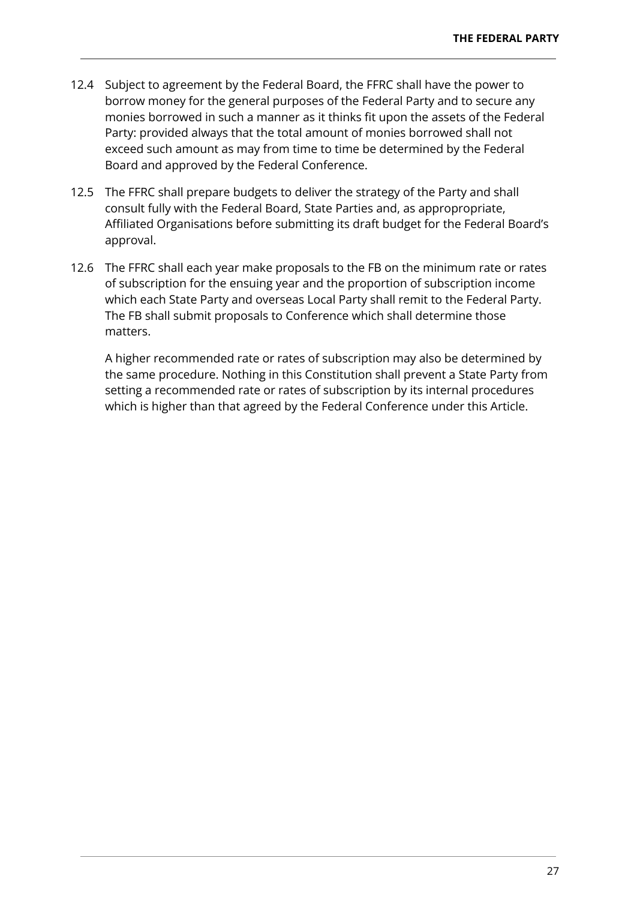12.4 Subject to agreement by the Federal Board, the FFRC shall have the power to borrow money for the general purposes of the Federal Party and to secure any monies borrowed in such a manner as it thinks fit upon the assets of the Federal Party: provided always that the total amount of monies borrowed shall not exceed such amount as may from time to time be determined by the Federal Board and approved by the Federal Conference.

12.5 The FFRC shall prepare budgets to deliver the strategy of the Party and shall consult fully with the Federal Board, State Parties and, as appropropriate, Affiliated Organisations before submitting its draft budget for the Federal Board's approval.

12.6 The FFRC shall each year make proposals to the FB on the minimum rate or rates of subscription for the ensuing year and the proportion of subscription income which each State Party and overseas Local Party shall remit to the Federal Party. The FB shall submit proposals to Conference which shall determine those matters.

A higher recommended rate or rates of subscription may also be determined by the same procedure. Nothing in this Constitution shall prevent a State Party from setting a recommended rate or rates of subscription by its internal procedures which is higher than that agreed by the Federal Conference under this Article.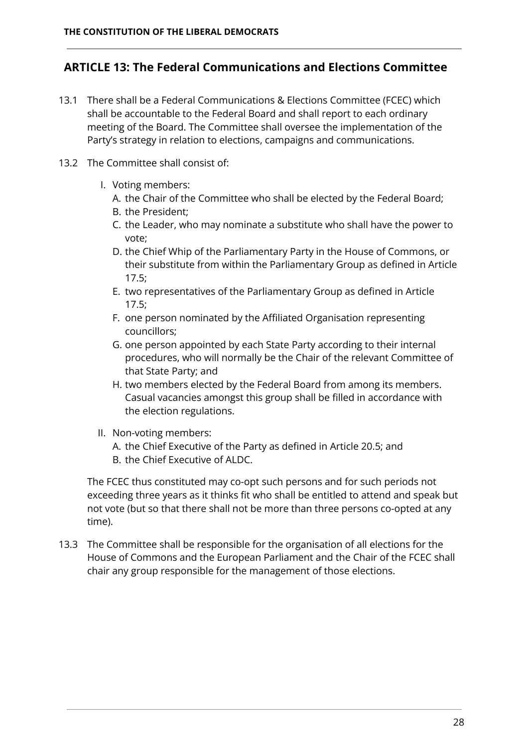## ARTICLE 13: The Federal Communications and Elections Committee

13.1 There shall be a Federal Communications & Elections Committee (FCEC) which shall be accountable to the Federal Board and shall report to each ordinary meeting of the Board. The Committee shall oversee the implementation of the Party's strategy in relation to elections, campaigns and communications.

13.2 The Committee shall consist of:

I. Voting members:
   - A. the Chair of the Committee who shall be elected by the Federal Board;
   - B. the President;
   - C. the Leader, who may nominate a substitute who shall have the power to vote;
   - D. the Chief Whip of the Parliamentary Party in the House of Commons, or their substitute from within the Parliamentary Group as defined in Article 17.5;
   - E. two representatives of the Parliamentary Group as defined in Article 17.5;
   - F. one person nominated by the Affiliated Organisation representing councillors;
   - G. one person appointed by each State Party according to their internal procedures, who will normally be the Chair of the relevant Committee of that State Party; and
   - H. two members elected by the Federal Board from among its members. Casual vacancies amongst this group shall be filled in accordance with the election regulations.

II. Non-voting members:
   - A. the Chief Executive of the Party as defined in Article 20.5; and
   - B. the Chief Executive of ALDC.

The FCEC thus constituted may co-opt such persons and for such periods not exceeding three years as it thinks fit who shall be entitled to attend and speak but not vote (but so that there shall not be more than three persons co-opted at any time).

13.3 The Committee shall be responsible for the organisation of all elections for the House of Commons and the European Parliament and the Chair of the FCEC shall chair any group responsible for the management of those elections.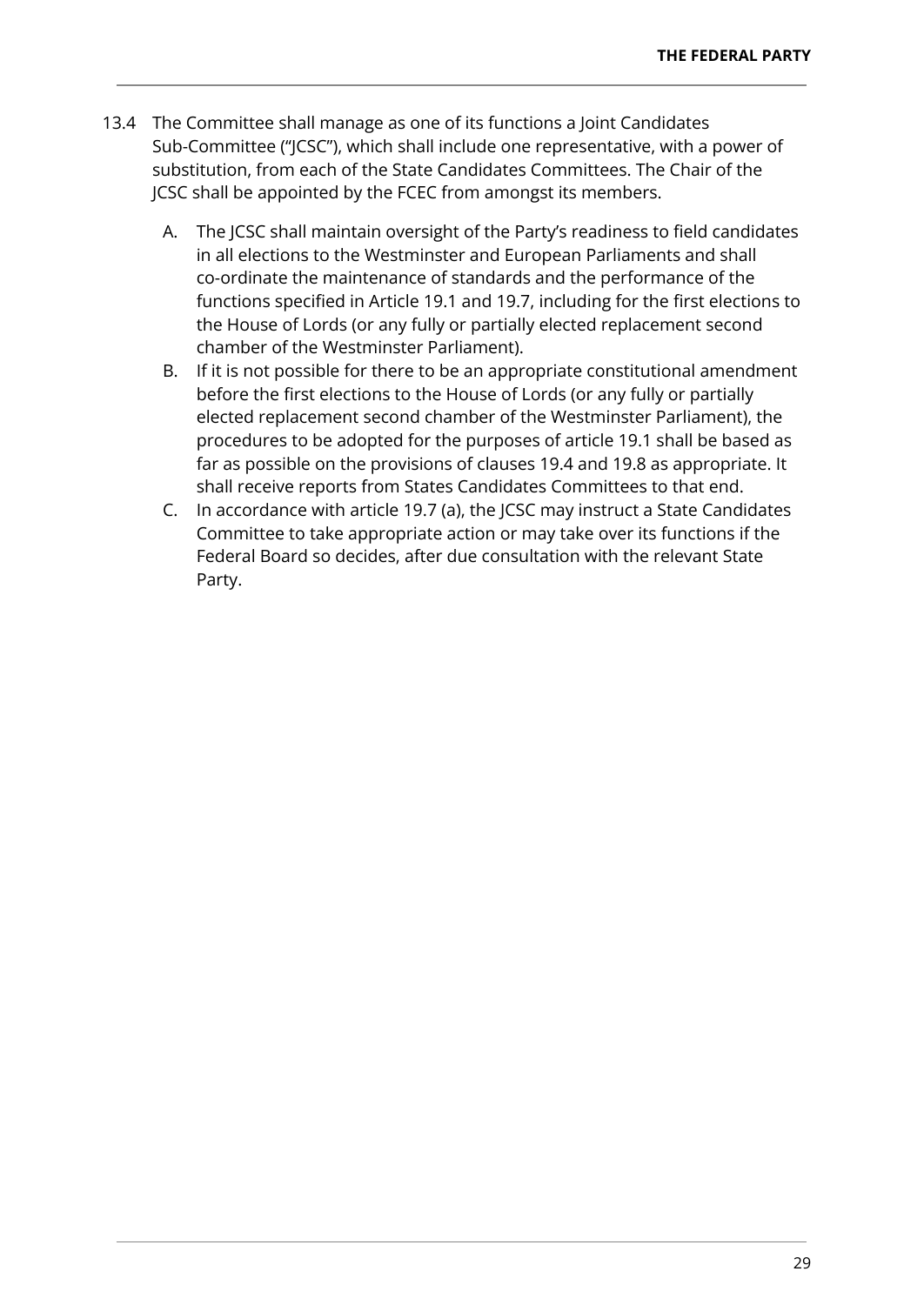13.4 The Committee shall manage as one of its functions a Joint Candidates Sub-Committee ("JCSC"), which shall include one representative, with a power of substitution, from each of the State Candidates Committees. The Chair of the JCSC shall be appointed by the FCEC from amongst its members.

A. The JCSC shall maintain oversight of the Party's readiness to field candidates in all elections to the Westminster and European Parliaments and shall co-ordinate the maintenance of standards and the performance of the functions specified in Article 19.1 and 19.7, including for the first elections to the House of Lords (or any fully or partially elected replacement second chamber of the Westminster Parliament).

B. If it is not possible for there to be an appropriate constitutional amendment before the first elections to the House of Lords (or any fully or partially elected replacement second chamber of the Westminster Parliament), the procedures to be adopted for the purposes of article 19.1 shall be based as far as possible on the provisions of clauses 19.4 and 19.8 as appropriate. It shall receive reports from States Candidates Committees to that end.

C. In accordance with article 19.7 (a), the JCSC may instruct a State Candidates Committee to take appropriate action or may take over its functions if the Federal Board so decides, after due consultation with the relevant State Party.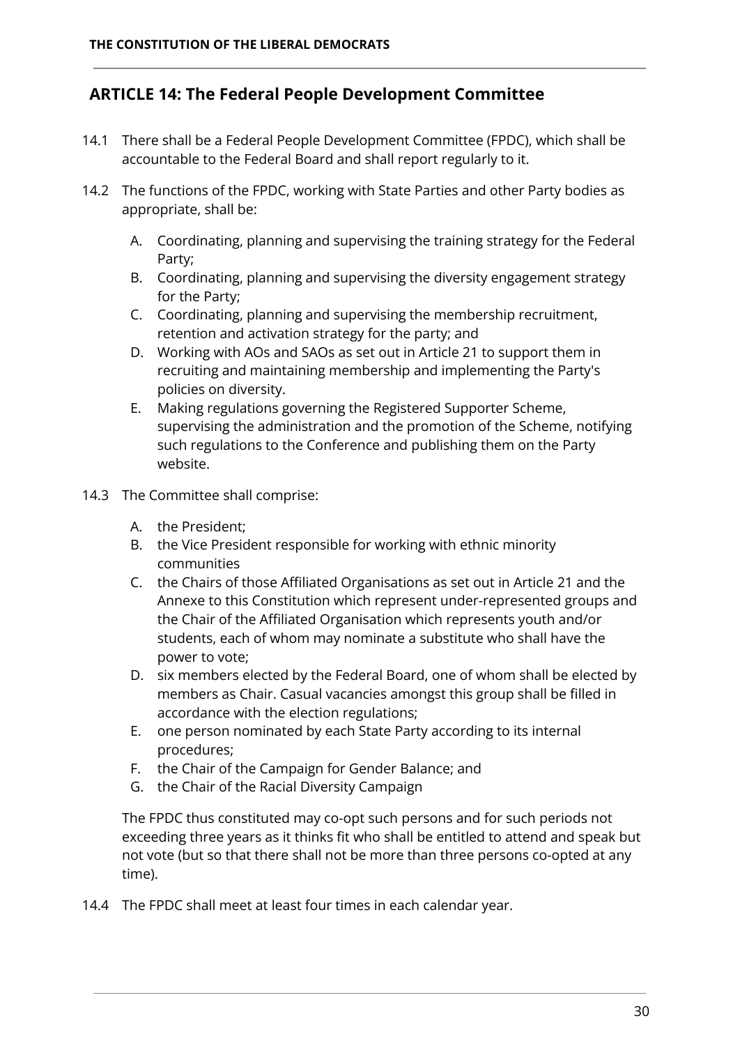## ARTICLE 14: The Federal People Development Committee

14.1 There shall be a Federal People Development Committee (FPDC), which shall be accountable to the Federal Board and shall report regularly to it.

14.2 The functions of the FPDC, working with State Parties and other Party bodies as appropriate, shall be:

A. Coordinating, planning and supervising the training strategy for the Federal Party;
B. Coordinating, planning and supervising the diversity engagement strategy for the Party;
C. Coordinating, planning and supervising the membership recruitment, retention and activation strategy for the party; and
D. Working with AOs and SAOs as set out in Article 21 to support them in recruiting and maintaining membership and implementing the Party's policies on diversity.
E. Making regulations governing the Registered Supporter Scheme, supervising the administration and the promotion of the Scheme, notifying such regulations to the Conference and publishing them on the Party website.

14.3 The Committee shall comprise:

A. the President;
B. the Vice President responsible for working with ethnic minority communities
C. the Chairs of those Affiliated Organisations as set out in Article 21 and the Annexe to this Constitution which represent under-represented groups and the Chair of the Affiliated Organisation which represents youth and/or students, each of whom may nominate a substitute who shall have the power to vote;
D. six members elected by the Federal Board, one of whom shall be elected by members as Chair. Casual vacancies amongst this group shall be filled in accordance with the election regulations;
E. one person nominated by each State Party according to its internal procedures;
F. the Chair of the Campaign for Gender Balance; and
G. the Chair of the Racial Diversity Campaign

The FPDC thus constituted may co-opt such persons and for such periods not exceeding three years as it thinks fit who shall be entitled to attend and speak but not vote (but so that there shall not be more than three persons co-opted at any time).

14.4 The FPDC shall meet at least four times in each calendar year.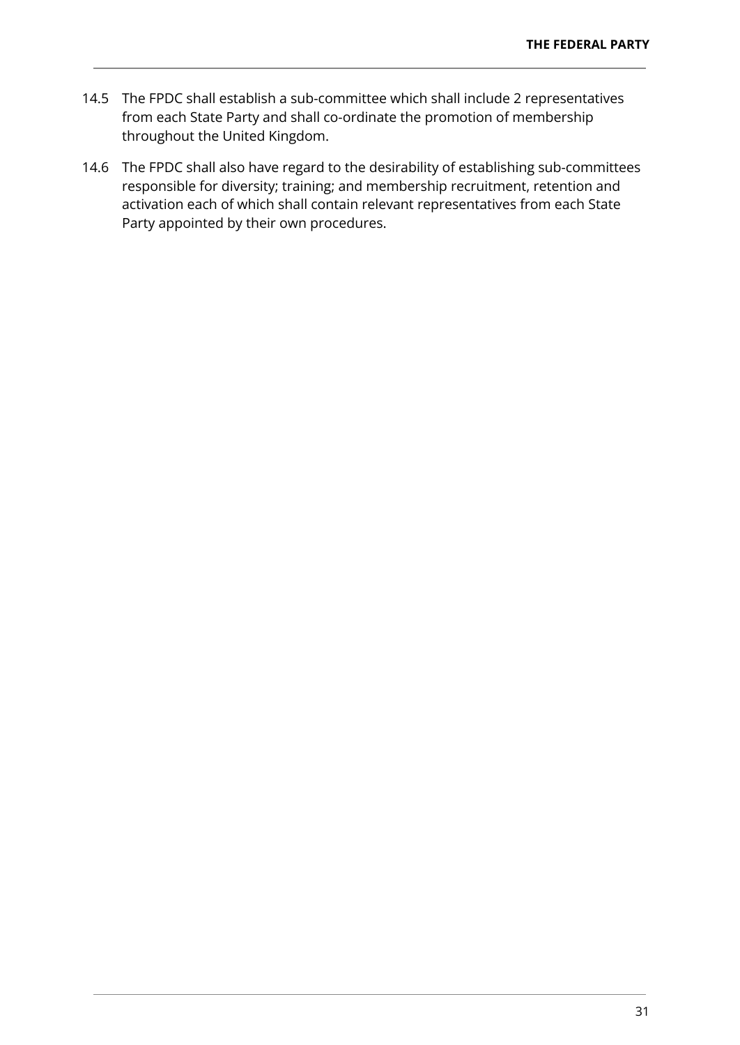14.5 The FPDC shall establish a sub-committee which shall include 2 representatives from each State Party and shall co-ordinate the promotion of membership throughout the United Kingdom.

14.6 The FPDC shall also have regard to the desirability of establishing sub-committees responsible for diversity; training; and membership recruitment, retention and activation each of which shall contain relevant representatives from each State Party appointed by their own procedures.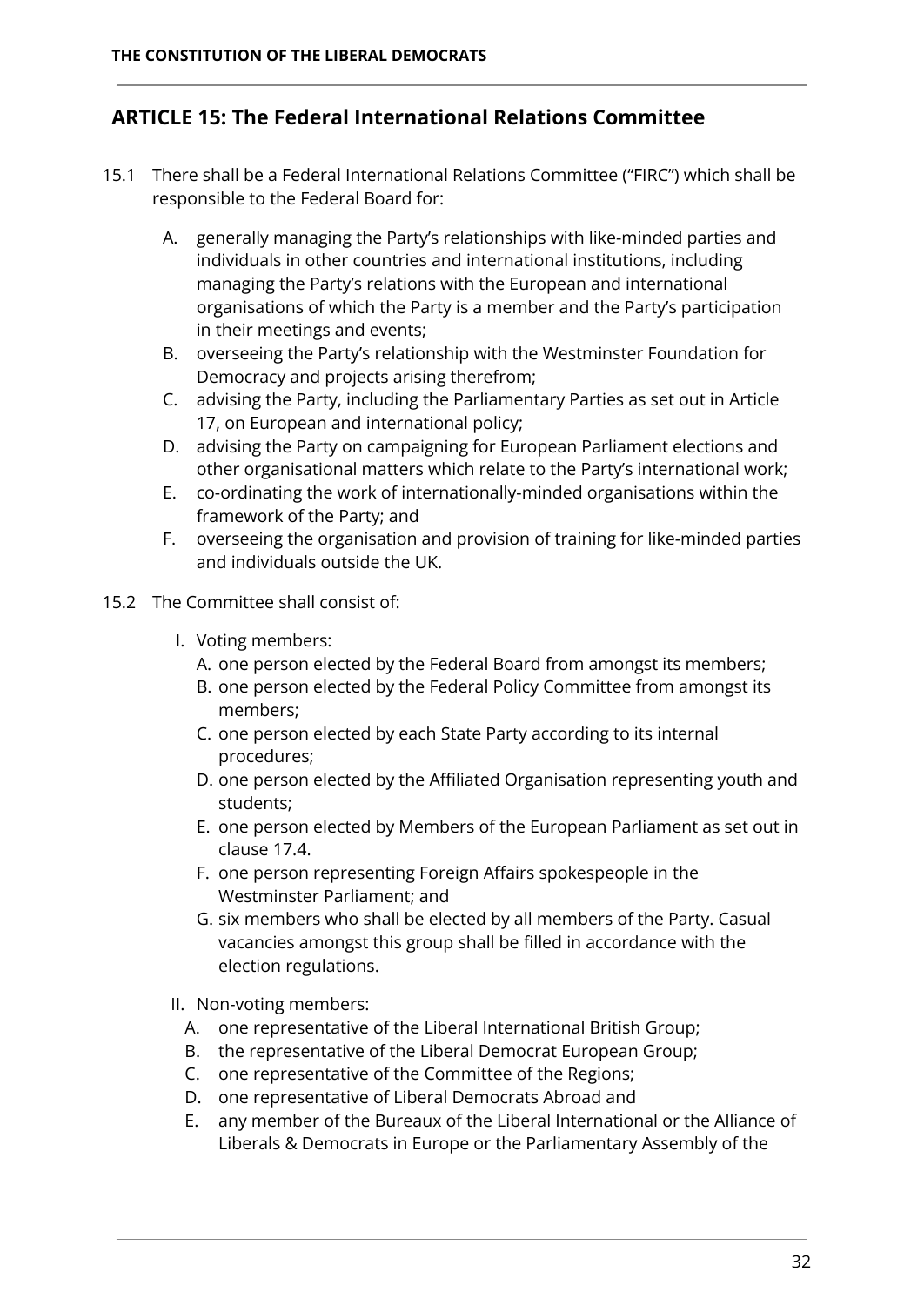## ARTICLE 15: The Federal International Relations Committee

15.1 There shall be a Federal International Relations Committee ("FIRC") which shall be responsible to the Federal Board for:

A. generally managing the Party's relationships with like-minded parties and individuals in other countries and international institutions, including managing the Party's relations with the European and international organisations of which the Party is a member and the Party's participation in their meetings and events;
B. overseeing the Party's relationship with the Westminster Foundation for Democracy and projects arising therefrom;
C. advising the Party, including the Parliamentary Parties as set out in Article 17, on European and international policy;
D. advising the Party on campaigning for European Parliament elections and other organisational matters which relate to the Party's international work;
E. co-ordinating the work of internationally-minded organisations within the framework of the Party; and
F. overseeing the organisation and provision of training for like-minded parties and individuals outside the UK.

15.2 The Committee shall consist of:

I. Voting members:
   A. one person elected by the Federal Board from amongst its members;
   B. one person elected by the Federal Policy Committee from amongst its members;
   C. one person elected by each State Party according to its internal procedures;
   D. one person elected by the Affiliated Organisation representing youth and students;
   E. one person elected by Members of the European Parliament as set out in clause 17.4.
   F. one person representing Foreign Affairs spokespeople in the Westminster Parliament; and
   G. six members who shall be elected by all members of the Party. Casual vacancies amongst this group shall be filled in accordance with the election regulations.

II. Non-voting members:
   A. one representative of the Liberal International British Group;
   B. the representative of the Liberal Democrat European Group;
   C. one representative of the Committee of the Regions;
   D. one representative of Liberal Democrats Abroad and
   E. any member of the Bureaux of the Liberal International or the Alliance of Liberals & Democrats in Europe or the Parliamentary Assembly of the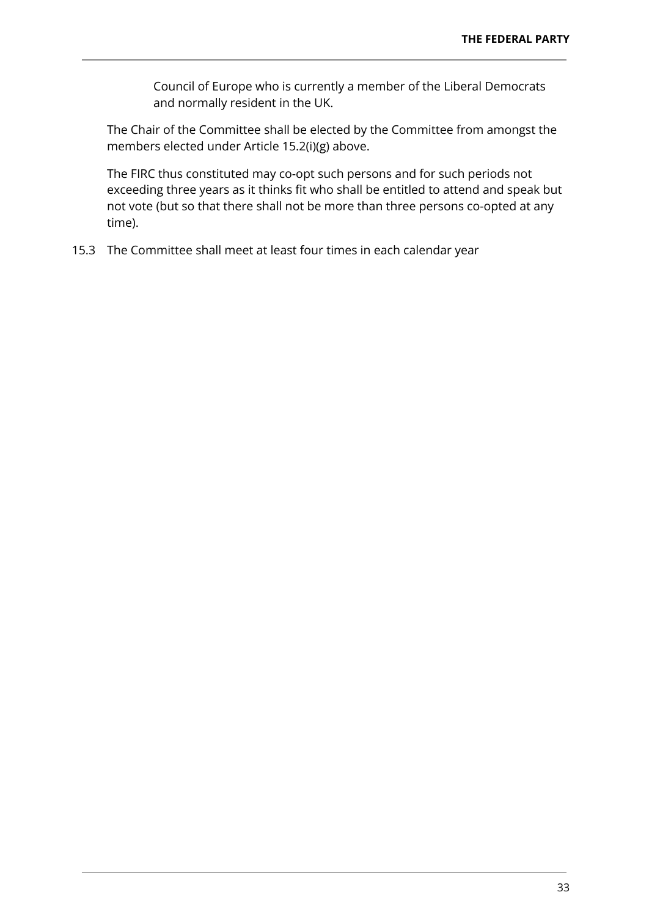Council of Europe who is currently a member of the Liberal Democrats and normally resident in the UK.

The Chair of the Committee shall be elected by the Committee from amongst the members elected under Article 15.2(i)(g) above.

The FIRC thus constituted may co-opt such persons and for such periods not exceeding three years as it thinks fit who shall be entitled to attend and speak but not vote (but so that there shall not be more than three persons co-opted at any time).

15.3 The Committee shall meet at least four times in each calendar year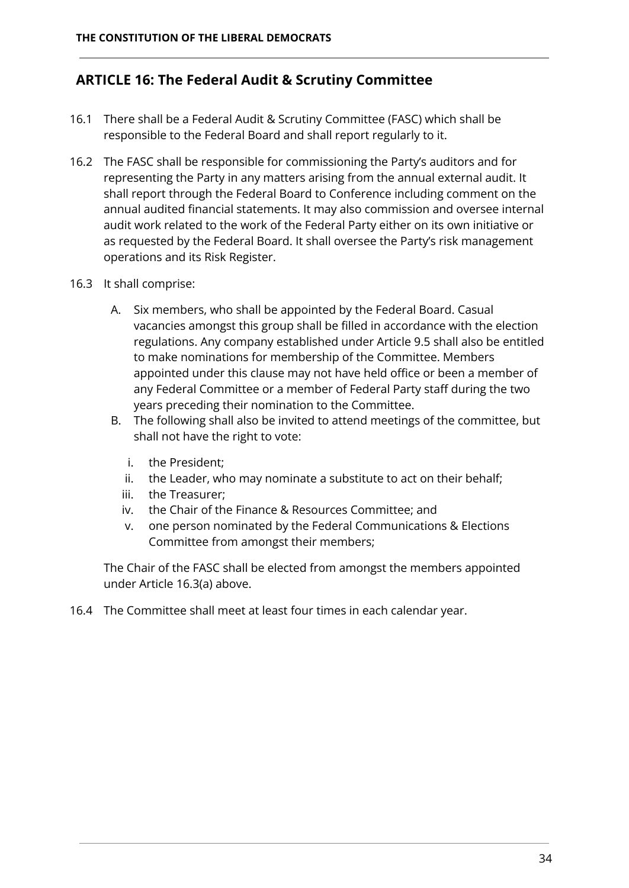## ARTICLE 16: The Federal Audit & Scrutiny Committee

16.1 There shall be a Federal Audit & Scrutiny Committee (FASC) which shall be responsible to the Federal Board and shall report regularly to it.

16.2 The FASC shall be responsible for commissioning the Party's auditors and for representing the Party in any matters arising from the annual external audit. It shall report through the Federal Board to Conference including comment on the annual audited financial statements. It may also commission and oversee internal audit work related to the work of the Federal Party either on its own initiative or as requested by the Federal Board. It shall oversee the Party's risk management operations and its Risk Register.

16.3 It shall comprise:

A. Six members, who shall be appointed by the Federal Board. Casual vacancies amongst this group shall be filled in accordance with the election regulations. Any company established under Article 9.5 shall also be entitled to make nominations for membership of the Committee. Members appointed under this clause may not have held office or been a member of any Federal Committee or a member of Federal Party staff during the two years preceding their nomination to the Committee.

B. The following shall also be invited to attend meetings of the committee, but shall not have the right to vote:

   i. the President;
   ii. the Leader, who may nominate a substitute to act on their behalf;
   iii. the Treasurer;
   iv. the Chair of the Finance & Resources Committee; and
   v. one person nominated by the Federal Communications & Elections Committee from amongst their members;

The Chair of the FASC shall be elected from amongst the members appointed under Article 16.3(a) above.

16.4 The Committee shall meet at least four times in each calendar year.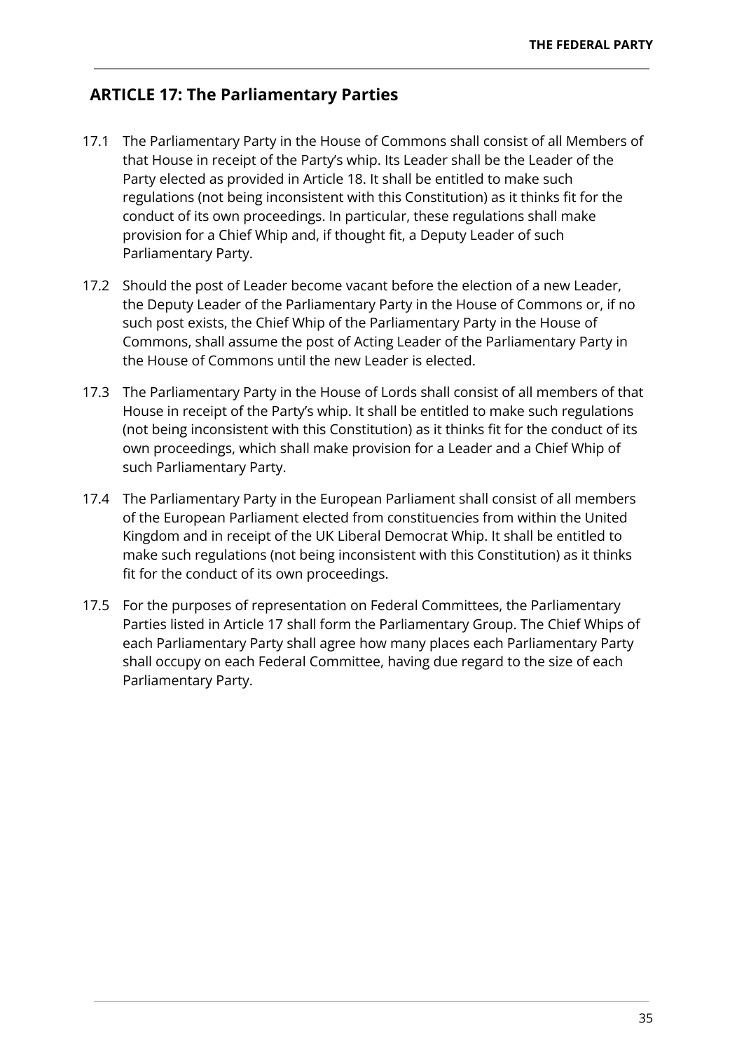## ARTICLE 17: The Parliamentary Parties

17.1 The Parliamentary Party in the House of Commons shall consist of all Members of that House in receipt of the Party's whip. Its Leader shall be the Leader of the Party elected as provided in Article 18. It shall be entitled to make such regulations (not being inconsistent with this Constitution) as it thinks fit for the conduct of its own proceedings. In particular, these regulations shall make provision for a Chief Whip and, if thought fit, a Deputy Leader of such Parliamentary Party.

17.2 Should the post of Leader become vacant before the election of a new Leader, the Deputy Leader of the Parliamentary Party in the House of Commons or, if no such post exists, the Chief Whip of the Parliamentary Party in the House of Commons, shall assume the post of Acting Leader of the Parliamentary Party in the House of Commons until the new Leader is elected.

17.3 The Parliamentary Party in the House of Lords shall consist of all members of that House in receipt of the Party's whip. It shall be entitled to make such regulations (not being inconsistent with this Constitution) as it thinks fit for the conduct of its own proceedings, which shall make provision for a Leader and a Chief Whip of such Parliamentary Party.

17.4 The Parliamentary Party in the European Parliament shall consist of all members of the European Parliament elected from constituencies from within the United Kingdom and in receipt of the UK Liberal Democrat Whip. It shall be entitled to make such regulations (not being inconsistent with this Constitution) as it thinks fit for the conduct of its own proceedings.

17.5 For the purposes of representation on Federal Committees, the Parliamentary Parties listed in Article 17 shall form the Parliamentary Group. The Chief Whips of each Parliamentary Party shall agree how many places each Parliamentary Party shall occupy on each Federal Committee, having due regard to the size of each Parliamentary Party.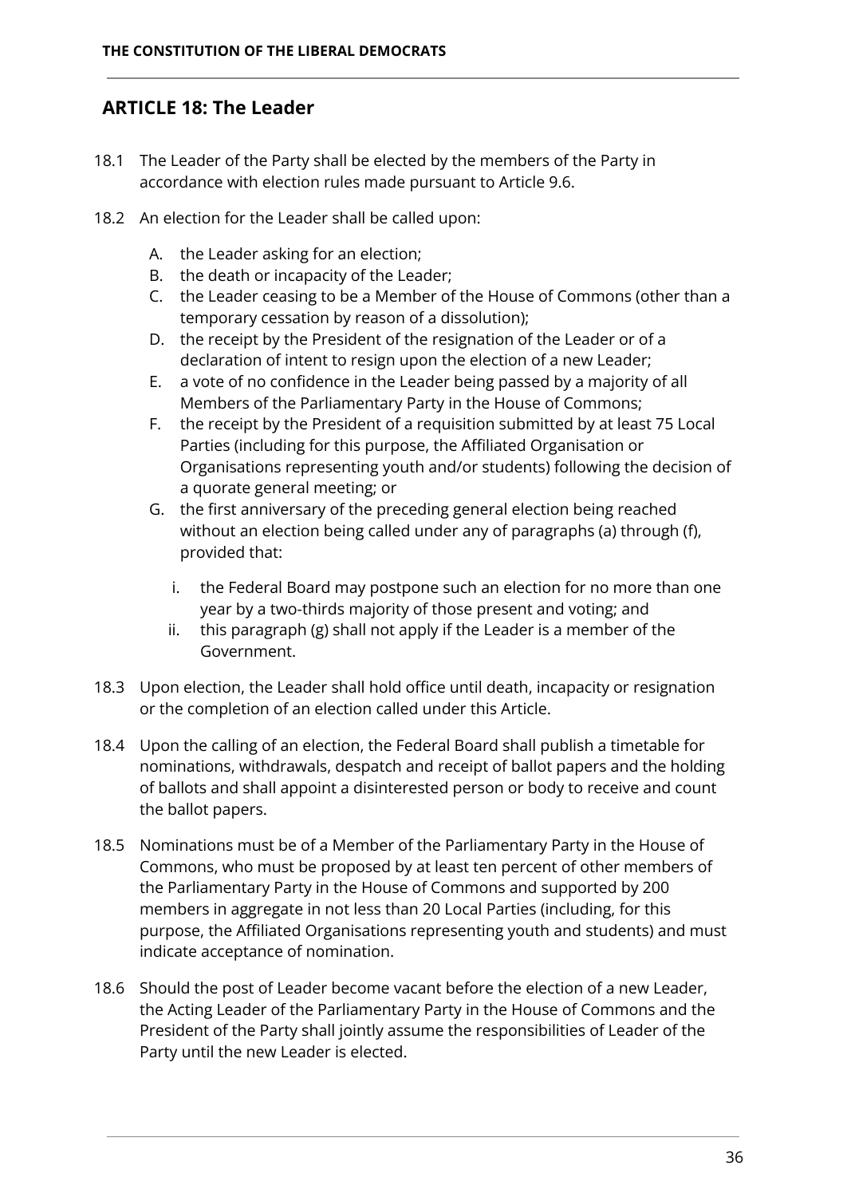## ARTICLE 18: The Leader

18.1 The Leader of the Party shall be elected by the members of the Party in accordance with election rules made pursuant to Article 9.6.

18.2 An election for the Leader shall be called upon:

A. the Leader asking for an election;
B. the death or incapacity of the Leader;
C. the Leader ceasing to be a Member of the House of Commons (other than a temporary cessation by reason of a dissolution);
D. the receipt by the President of the resignation of the Leader or of a declaration of intent to resign upon the election of a new Leader;
E. a vote of no confidence in the Leader being passed by a majority of all Members of the Parliamentary Party in the House of Commons;
F. the receipt by the President of a requisition submitted by at least 75 Local Parties (including for this purpose, the Affiliated Organisation or Organisations representing youth and/or students) following the decision of a quorate general meeting; or
G. the first anniversary of the preceding general election being reached without an election being called under any of paragraphs (a) through (f), provided that:
    i. the Federal Board may postpone such an election for no more than one year by a two-thirds majority of those present and voting; and
    ii. this paragraph (g) shall not apply if the Leader is a member of the Government.

18.3 Upon election, the Leader shall hold office until death, incapacity or resignation or the completion of an election called under this Article.

18.4 Upon the calling of an election, the Federal Board shall publish a timetable for nominations, withdrawals, despatch and receipt of ballot papers and the holding of ballots and shall appoint a disinterested person or body to receive and count the ballot papers.

18.5 Nominations must be of a Member of the Parliamentary Party in the House of Commons, who must be proposed by at least ten percent of other members of the Parliamentary Party in the House of Commons and supported by 200 members in aggregate in not less than 20 Local Parties (including, for this purpose, the Affiliated Organisations representing youth and students) and must indicate acceptance of nomination.

18.6 Should the post of Leader become vacant before the election of a new Leader, the Acting Leader of the Parliamentary Party in the House of Commons and the President of the Party shall jointly assume the responsibilities of Leader of the Party until the new Leader is elected.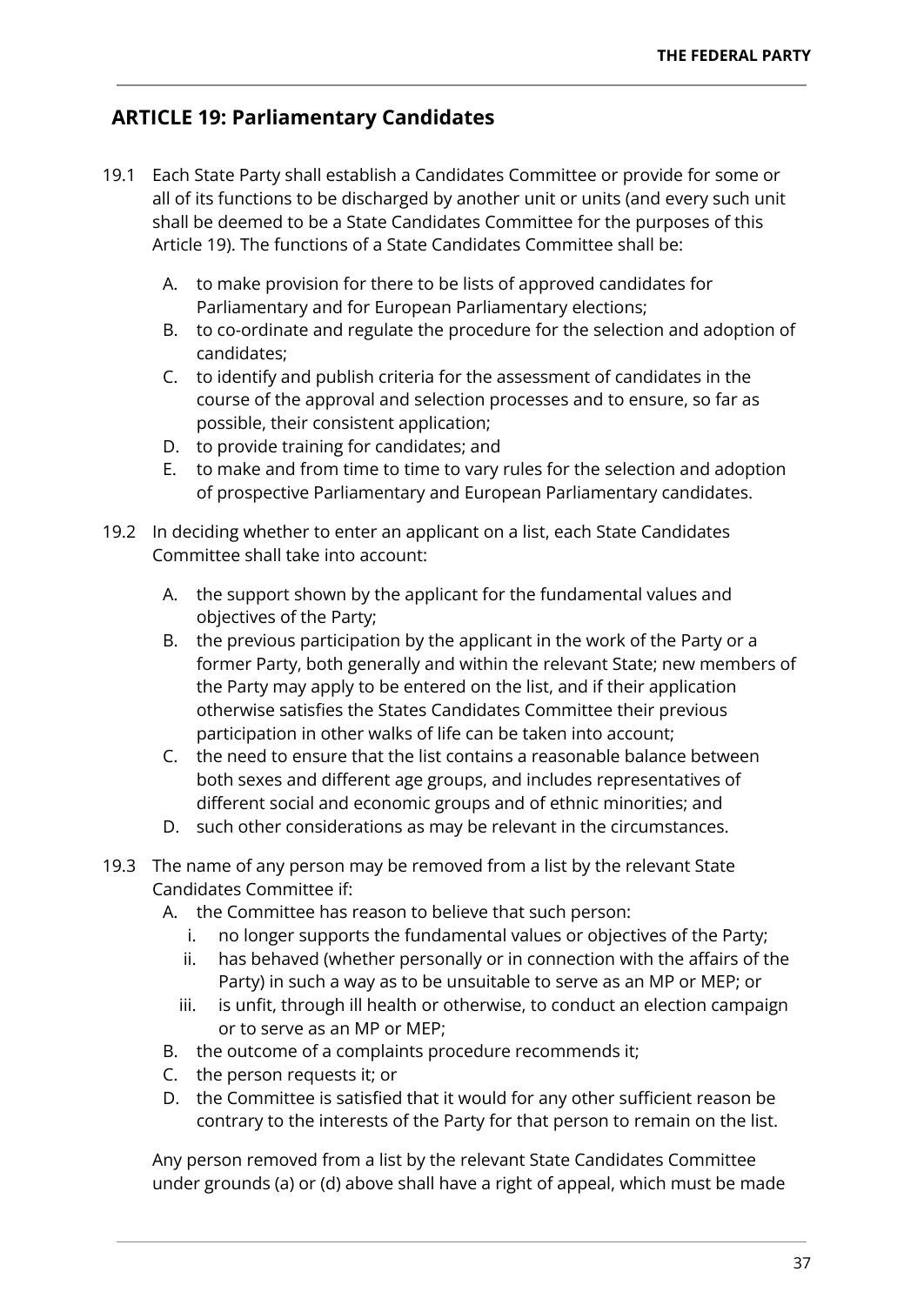## ARTICLE 19: Parliamentary Candidates

19.1 Each State Party shall establish a Candidates Committee or provide for some or all of its functions to be discharged by another unit or units (and every such unit shall be deemed to be a State Candidates Committee for the purposes of this Article 19). The functions of a State Candidates Committee shall be:

A. to make provision for there to be lists of approved candidates for Parliamentary and for European Parliamentary elections;
B. to co-ordinate and regulate the procedure for the selection and adoption of candidates;
C. to identify and publish criteria for the assessment of candidates in the course of the approval and selection processes and to ensure, so far as possible, their consistent application;
D. to provide training for candidates; and
E. to make and from time to time to vary rules for the selection and adoption of prospective Parliamentary and European Parliamentary candidates.

19.2 In deciding whether to enter an applicant on a list, each State Candidates Committee shall take into account:

A. the support shown by the applicant for the fundamental values and objectives of the Party;
B. the previous participation by the applicant in the work of the Party or a former Party, both generally and within the relevant State; new members of the Party may apply to be entered on the list, and if their application otherwise satisfies the States Candidates Committee their previous participation in other walks of life can be taken into account;
C. the need to ensure that the list contains a reasonable balance between both sexes and different age groups, and includes representatives of different social and economic groups and of ethnic minorities; and
D. such other considerations as may be relevant in the circumstances.

19.3 The name of any person may be removed from a list by the relevant State Candidates Committee if:

A. the Committee has reason to believe that such person:
    i. no longer supports the fundamental values or objectives of the Party;
    ii. has behaved (whether personally or in connection with the affairs of the Party) in such a way as to be unsuitable to serve as an MP or MEP; or
    iii. is unfit, through ill health or otherwise, to conduct an election campaign or to serve as an MP or MEP;
B. the outcome of a complaints procedure recommends it;
C. the person requests it; or
D. the Committee is satisfied that it would for any other sufficient reason be contrary to the interests of the Party for that person to remain on the list.

Any person removed from a list by the relevant State Candidates Committee under grounds (a) or (d) above shall have a right of appeal, which must be made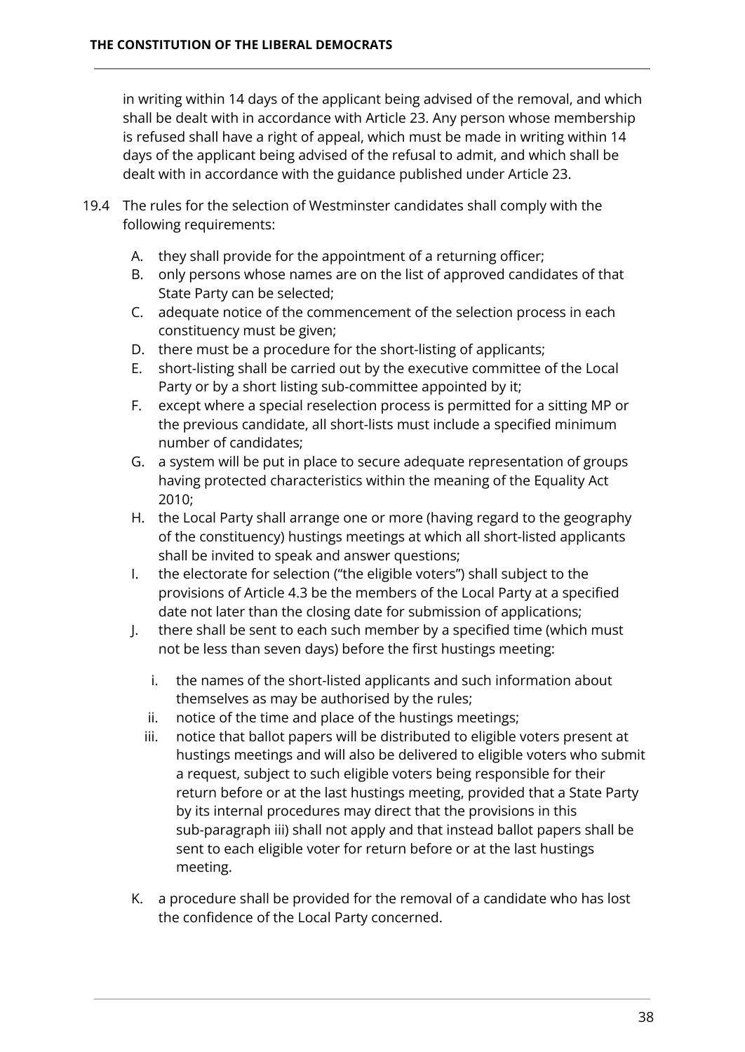in writing within 14 days of the applicant being advised of the removal, and which shall be dealt with in accordance with Article 23. Any person whose membership is refused shall have a right of appeal, which must be made in writing within 14 days of the applicant being advised of the refusal to admit, and which shall be dealt with in accordance with the guidance published under Article 23.

19.4 The rules for the selection of Westminster candidates shall comply with the following requirements:

A. they shall provide for the appointment of a returning officer;
B. only persons whose names are on the list of approved candidates of that State Party can be selected;
C. adequate notice of the commencement of the selection process in each constituency must be given;
D. there must be a procedure for the short-listing of applicants;
E. short-listing shall be carried out by the executive committee of the Local Party or by a short listing sub-committee appointed by it;
F. except where a special reselection process is permitted for a sitting MP or the previous candidate, all short-lists must include a specified minimum number of candidates;
G. a system will be put in place to secure adequate representation of groups having protected characteristics within the meaning of the Equality Act 2010;
H. the Local Party shall arrange one or more (having regard to the geography of the constituency) hustings meetings at which all short-listed applicants shall be invited to speak and answer questions;
I. the electorate for selection ("the eligible voters") shall subject to the provisions of Article 4.3 be the members of the Local Party at a specified date not later than the closing date for submission of applications;
J. there shall be sent to each such member by a specified time (which must not be less than seven days) before the first hustings meeting:

   i. the names of the short-listed applicants and such information about themselves as may be authorised by the rules;
   ii. notice of the time and place of the hustings meetings;
   iii. notice that ballot papers will be distributed to eligible voters present at hustings meetings and will also be delivered to eligible voters who submit a request, subject to such eligible voters being responsible for their return before or at the last hustings meeting, provided that a State Party by its internal procedures may direct that the provisions in this sub-paragraph iii) shall not apply and that instead ballot papers shall be sent to each eligible voter for return before or at the last hustings meeting.

K. a procedure shall be provided for the removal of a candidate who has lost the confidence of the Local Party concerned.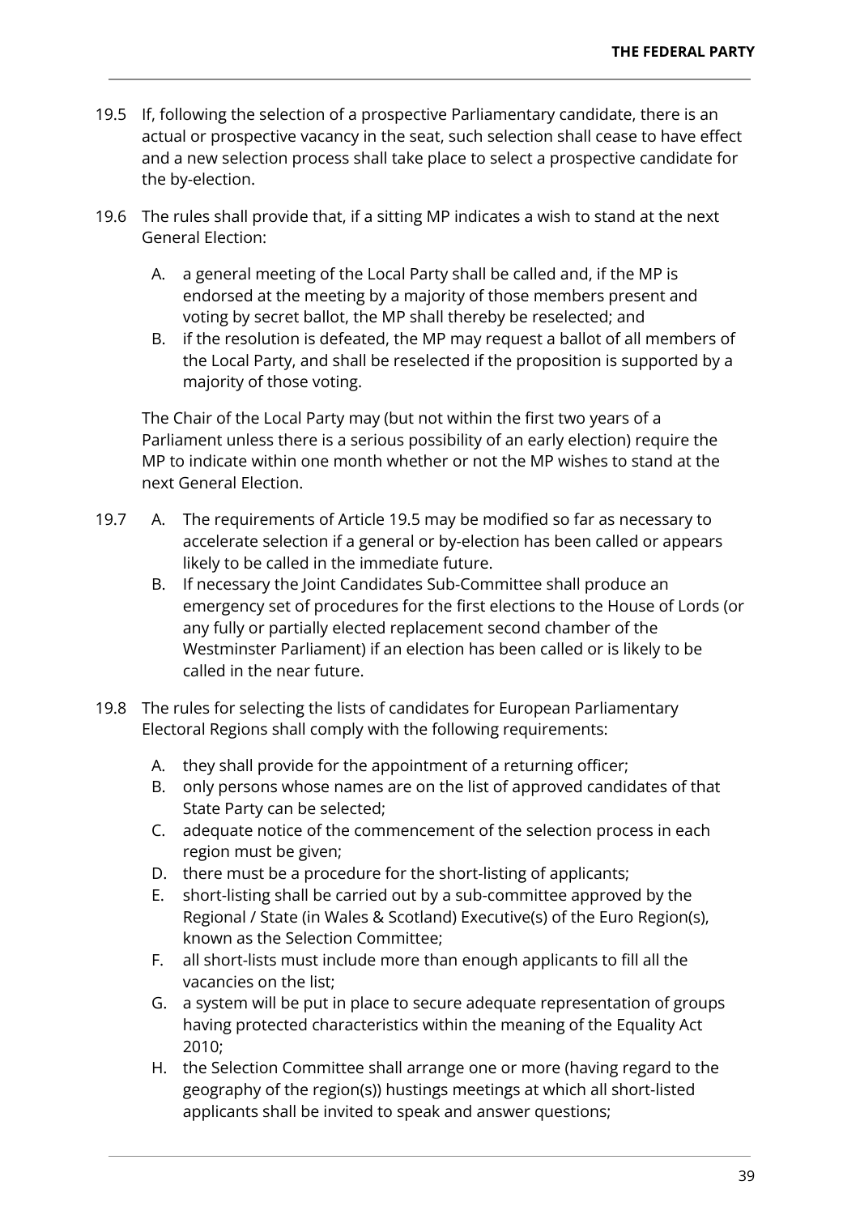19.5 If, following the selection of a prospective Parliamentary candidate, there is an actual or prospective vacancy in the seat, such selection shall cease to have effect and a new selection process shall take place to select a prospective candidate for the by-election.

19.6 The rules shall provide that, if a sitting MP indicates a wish to stand at the next General Election:

A. a general meeting of the Local Party shall be called and, if the MP is endorsed at the meeting by a majority of those members present and voting by secret ballot, the MP shall thereby be reselected; and
B. if the resolution is defeated, the MP may request a ballot of all members of the Local Party, and shall be reselected if the proposition is supported by a majority of those voting.

The Chair of the Local Party may (but not within the first two years of a Parliament unless there is a serious possibility of an early election) require the MP to indicate within one month whether or not the MP wishes to stand at the next General Election.

19.7 A. The requirements of Article 19.5 may be modified so far as necessary to accelerate selection if a general or by-election has been called or appears likely to be called in the immediate future.
B. If necessary the Joint Candidates Sub-Committee shall produce an emergency set of procedures for the first elections to the House of Lords (or any fully or partially elected replacement second chamber of the Westminster Parliament) if an election has been called or is likely to be called in the near future.

19.8 The rules for selecting the lists of candidates for European Parliamentary Electoral Regions shall comply with the following requirements:

A. they shall provide for the appointment of a returning officer;
B. only persons whose names are on the list of approved candidates of that State Party can be selected;
C. adequate notice of the commencement of the selection process in each region must be given;
D. there must be a procedure for the short-listing of applicants;
E. short-listing shall be carried out by a sub-committee approved by the Regional / State (in Wales & Scotland) Executive(s) of the Euro Region(s), known as the Selection Committee;
F. all short-lists must include more than enough applicants to fill all the vacancies on the list;
G. a system will be put in place to secure adequate representation of groups having protected characteristics within the meaning of the Equality Act 2010;
H. the Selection Committee shall arrange one or more (having regard to the geography of the region(s)) hustings meetings at which all short-listed applicants shall be invited to speak and answer questions;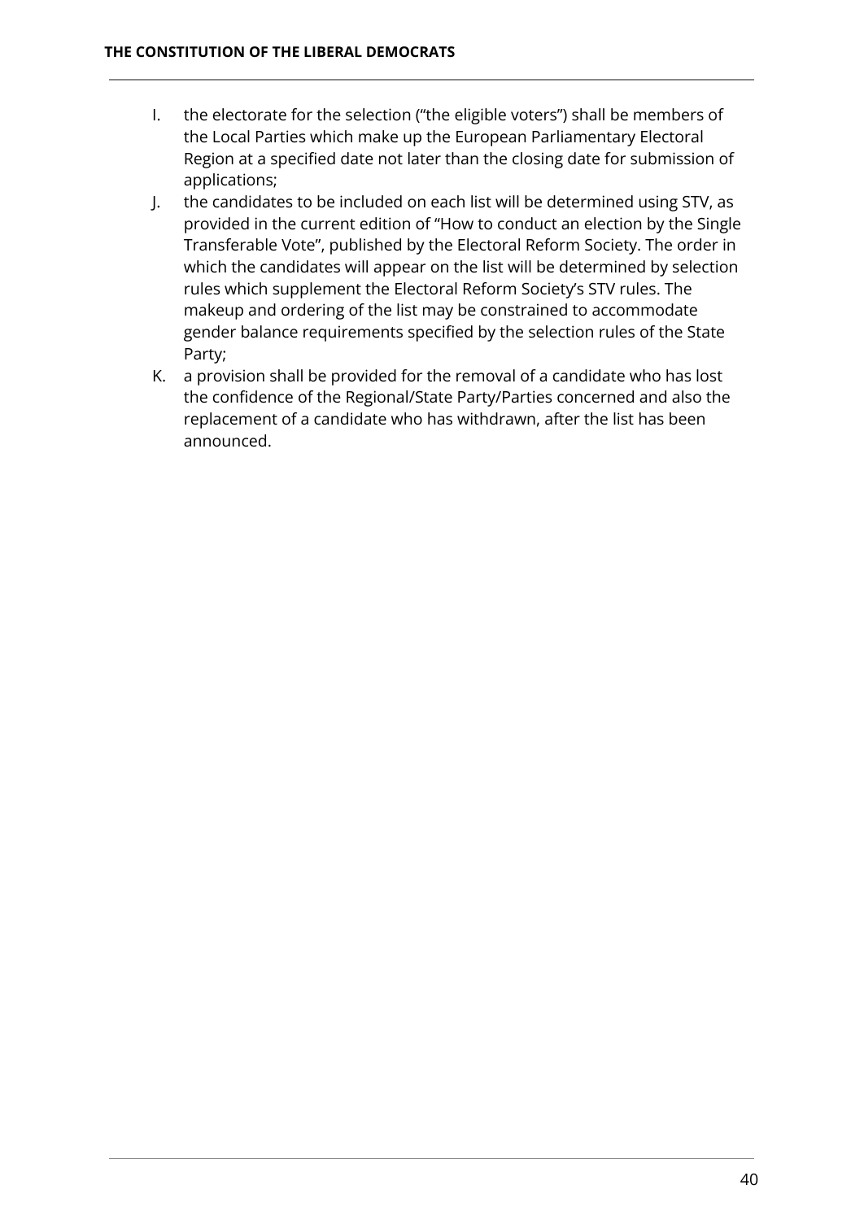I. the electorate for the selection ("the eligible voters") shall be members of the Local Parties which make up the European Parliamentary Electoral Region at a specified date not later than the closing date for submission of applications;

J. the candidates to be included on each list will be determined using STV, as provided in the current edition of "How to conduct an election by the Single Transferable Vote", published by the Electoral Reform Society. The order in which the candidates will appear on the list will be determined by selection rules which supplement the Electoral Reform Society's STV rules. The makeup and ordering of the list may be constrained to accommodate gender balance requirements specified by the selection rules of the State Party;

K. a provision shall be provided for the removal of a candidate who has lost the confidence of the Regional/State Party/Parties concerned and also the replacement of a candidate who has withdrawn, after the list has been announced.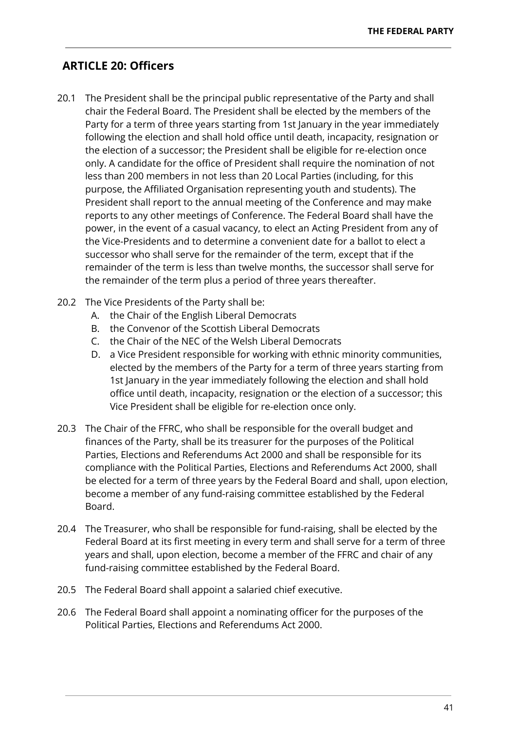## ARTICLE 20: Officers

20.1 The President shall be the principal public representative of the Party and shall chair the Federal Board. The President shall be elected by the members of the Party for a term of three years starting from 1st January in the year immediately following the election and shall hold office until death, incapacity, resignation or the election of a successor; the President shall be eligible for re-election once only. A candidate for the office of President shall require the nomination of not less than 200 members in not less than 20 Local Parties (including, for this purpose, the Affiliated Organisation representing youth and students). The President shall report to the annual meeting of the Conference and may make reports to any other meetings of Conference. The Federal Board shall have the power, in the event of a casual vacancy, to elect an Acting President from any of the Vice-Presidents and to determine a convenient date for a ballot to elect a successor who shall serve for the remainder of the term, except that if the remainder of the term is less than twelve months, the successor shall serve for the remainder of the term plus a period of three years thereafter.

20.2 The Vice Presidents of the Party shall be:

A. the Chair of the English Liberal Democrats
B. the Convenor of the Scottish Liberal Democrats
C. the Chair of the NEC of the Welsh Liberal Democrats
D. a Vice President responsible for working with ethnic minority communities, elected by the members of the Party for a term of three years starting from 1st January in the year immediately following the election and shall hold office until death, incapacity, resignation or the election of a successor; this Vice President shall be eligible for re-election once only.

20.3 The Chair of the FFRC, who shall be responsible for the overall budget and finances of the Party, shall be its treasurer for the purposes of the Political Parties, Elections and Referendums Act 2000 and shall be responsible for its compliance with the Political Parties, Elections and Referendums Act 2000, shall be elected for a term of three years by the Federal Board and shall, upon election, become a member of any fund-raising committee established by the Federal Board.

20.4 The Treasurer, who shall be responsible for fund-raising, shall be elected by the Federal Board at its first meeting in every term and shall serve for a term of three years and shall, upon election, become a member of the FFRC and chair of any fund-raising committee established by the Federal Board.

20.5 The Federal Board shall appoint a salaried chief executive.

20.6 The Federal Board shall appoint a nominating officer for the purposes of the Political Parties, Elections and Referendums Act 2000.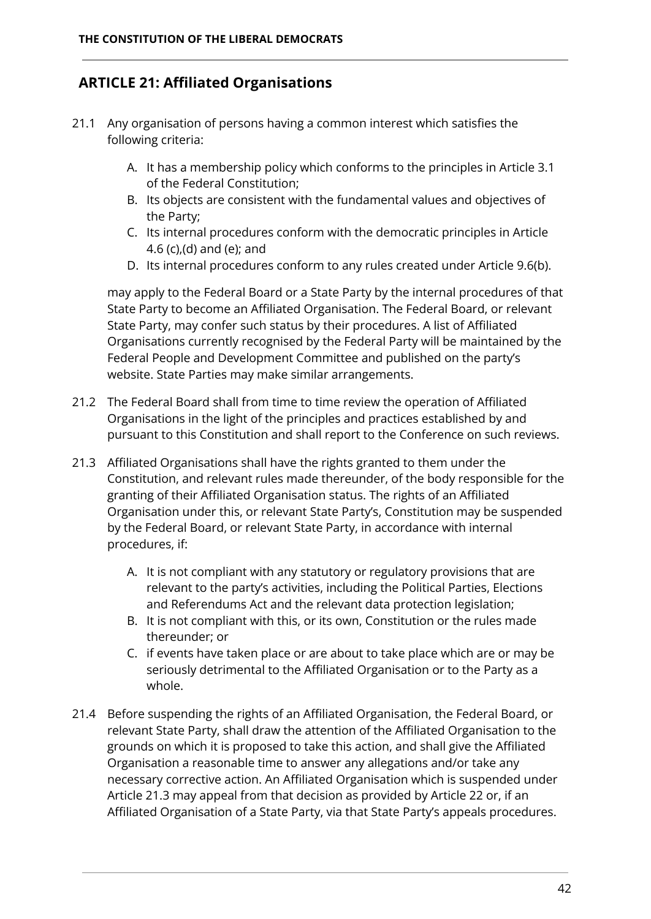## ARTICLE 21: Affiliated Organisations

21.1 Any organisation of persons having a common interest which satisfies the following criteria:

A. It has a membership policy which conforms to the principles in Article 3.1 of the Federal Constitution;
B. Its objects are consistent with the fundamental values and objectives of the Party;
C. Its internal procedures conform with the democratic principles in Article 4.6 (c),(d) and (e); and
D. Its internal procedures conform to any rules created under Article 9.6(b).

may apply to the Federal Board or a State Party by the internal procedures of that State Party to become an Affiliated Organisation. The Federal Board, or relevant State Party, may confer such status by their procedures. A list of Affiliated Organisations currently recognised by the Federal Party will be maintained by the Federal People and Development Committee and published on the party's website. State Parties may make similar arrangements.

21.2 The Federal Board shall from time to time review the operation of Affiliated Organisations in the light of the principles and practices established by and pursuant to this Constitution and shall report to the Conference on such reviews.

21.3 Affiliated Organisations shall have the rights granted to them under the Constitution, and relevant rules made thereunder, of the body responsible for the granting of their Affiliated Organisation status. The rights of an Affiliated Organisation under this, or relevant State Party's, Constitution may be suspended by the Federal Board, or relevant State Party, in accordance with internal procedures, if:

A. It is not compliant with any statutory or regulatory provisions that are relevant to the party's activities, including the Political Parties, Elections and Referendums Act and the relevant data protection legislation;
B. It is not compliant with this, or its own, Constitution or the rules made thereunder; or
C. if events have taken place or are about to take place which are or may be seriously detrimental to the Affiliated Organisation or to the Party as a whole.

21.4 Before suspending the rights of an Affiliated Organisation, the Federal Board, or relevant State Party, shall draw the attention of the Affiliated Organisation to the grounds on which it is proposed to take this action, and shall give the Affiliated Organisation a reasonable time to answer any allegations and/or take any necessary corrective action. An Affiliated Organisation which is suspended under Article 21.3 may appeal from that decision as provided by Article 22 or, if an Affiliated Organisation of a State Party, via that State Party's appeals procedures.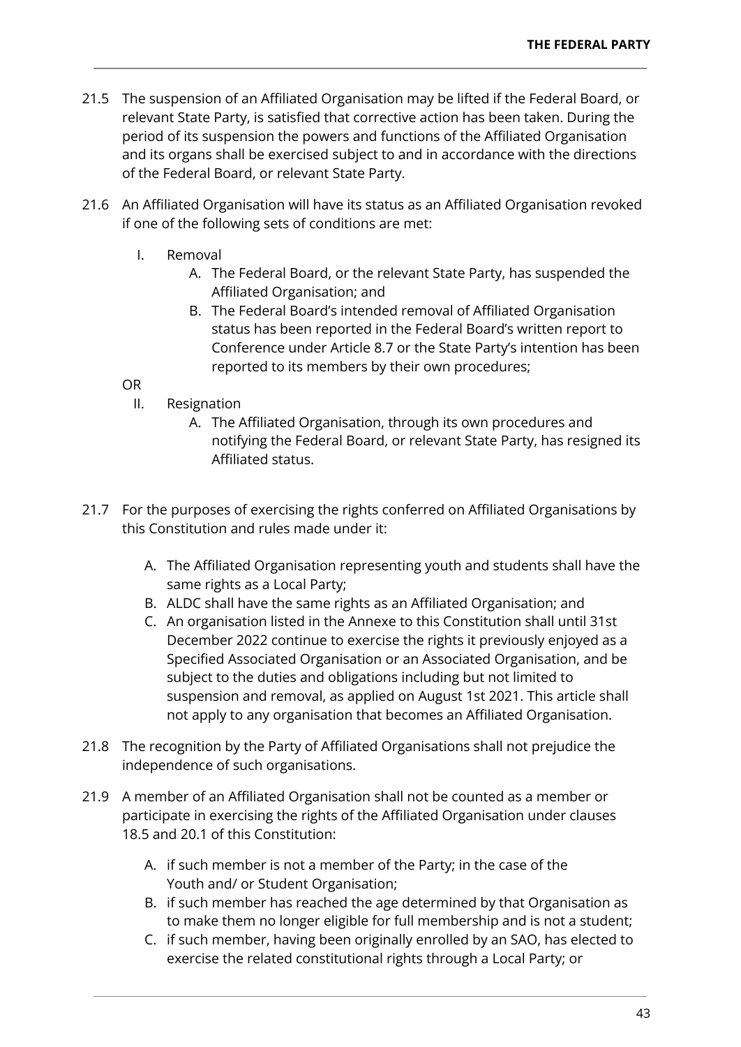21.5 The suspension of an Affiliated Organisation may be lifted if the Federal Board, or relevant State Party, is satisfied that corrective action has been taken. During the period of its suspension the powers and functions of the Affiliated Organisation and its organs shall be exercised subject to and in accordance with the directions of the Federal Board, or relevant State Party.

21.6 An Affiliated Organisation will have its status as an Affiliated Organisation revoked if one of the following sets of conditions are met:

I. Removal
   - A. The Federal Board, or the relevant State Party, has suspended the Affiliated Organisation; and
   - B. The Federal Board's intended removal of Affiliated Organisation status has been reported in the Federal Board's written report to Conference under Article 8.7 or the State Party's intention has been reported to its members by their own procedures;

OR

II. Resignation
   - A. The Affiliated Organisation, through its own procedures and notifying the Federal Board, or relevant State Party, has resigned its Affiliated status.

21.7 For the purposes of exercising the rights conferred on Affiliated Organisations by this Constitution and rules made under it:

- A. The Affiliated Organisation representing youth and students shall have the same rights as a Local Party;
- B. ALDC shall have the same rights as an Affiliated Organisation; and
- C. An organisation listed in the Annexe to this Constitution shall until 31st December 2022 continue to exercise the rights it previously enjoyed as a Specified Associated Organisation or an Associated Organisation, and be subject to the duties and obligations including but not limited to suspension and removal, as applied on August 1st 2021. This article shall not apply to any organisation that becomes an Affiliated Organisation.

21.8 The recognition by the Party of Affiliated Organisations shall not prejudice the independence of such organisations.

21.9 A member of an Affiliated Organisation shall not be counted as a member or participate in exercising the rights of the Affiliated Organisation under clauses 18.5 and 20.1 of this Constitution:

- A. if such member is not a member of the Party; in the case of the Youth and/ or Student Organisation;
- B. if such member has reached the age determined by that Organisation as to make them no longer eligible for full membership and is not a student;
- C. if such member, having been originally enrolled by an SAO, has elected to exercise the related constitutional rights through a Local Party; or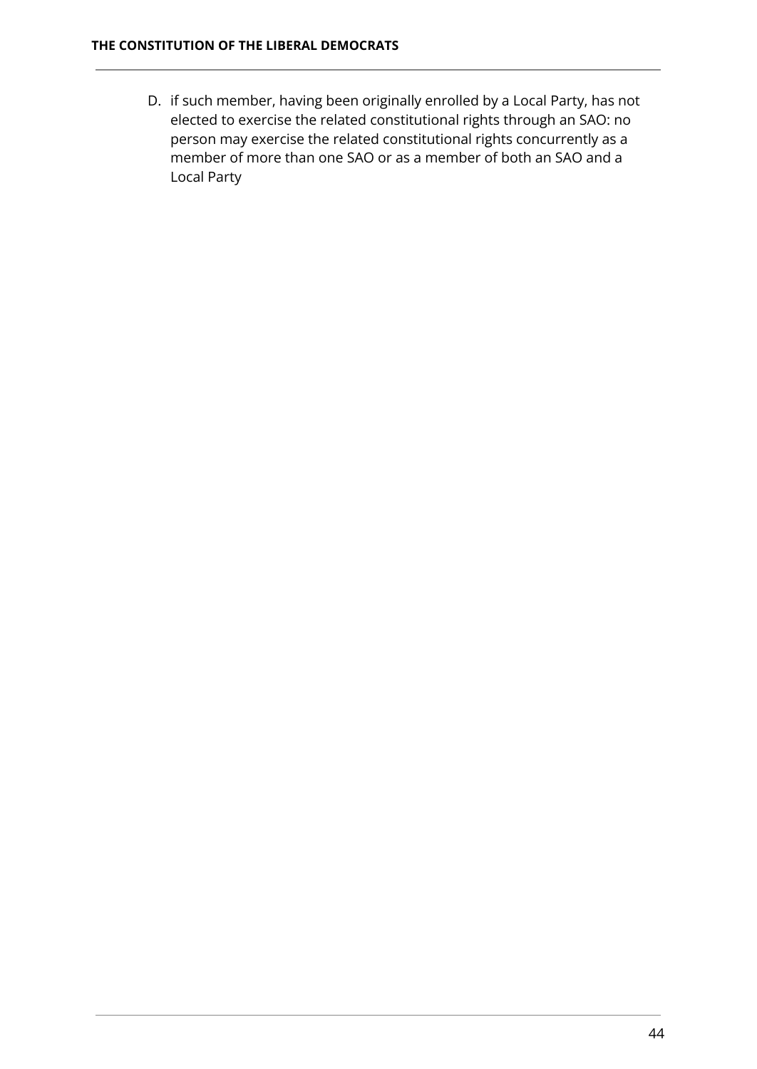D. if such member, having been originally enrolled by a Local Party, has not elected to exercise the related constitutional rights through an SAO: no person may exercise the related constitutional rights concurrently as a member of more than one SAO or as a member of both an SAO and a Local Party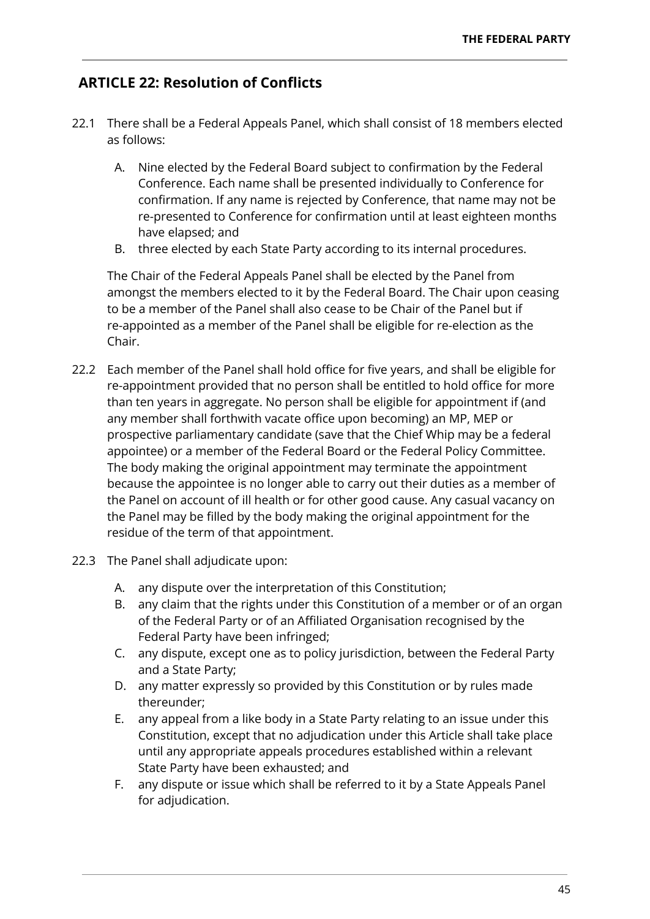## ARTICLE 22: Resolution of Conflicts

22.1 There shall be a Federal Appeals Panel, which shall consist of 18 members elected as follows:

A. Nine elected by the Federal Board subject to confirmation by the Federal Conference. Each name shall be presented individually to Conference for confirmation. If any name is rejected by Conference, that name may not be re-presented to Conference for confirmation until at least eighteen months have elapsed; and
B. three elected by each State Party according to its internal procedures.

The Chair of the Federal Appeals Panel shall be elected by the Panel from amongst the members elected to it by the Federal Board. The Chair upon ceasing to be a member of the Panel shall also cease to be Chair of the Panel but if re-appointed as a member of the Panel shall be eligible for re-election as the Chair.

22.2 Each member of the Panel shall hold office for five years, and shall be eligible for re-appointment provided that no person shall be entitled to hold office for more than ten years in aggregate. No person shall be eligible for appointment if (and any member shall forthwith vacate office upon becoming) an MP, MEP or prospective parliamentary candidate (save that the Chief Whip may be a federal appointee) or a member of the Federal Board or the Federal Policy Committee. The body making the original appointment may terminate the appointment because the appointee is no longer able to carry out their duties as a member of the Panel on account of ill health or for other good cause. Any casual vacancy on the Panel may be filled by the body making the original appointment for the residue of the term of that appointment.

22.3 The Panel shall adjudicate upon:

A. any dispute over the interpretation of this Constitution;
B. any claim that the rights under this Constitution of a member or of an organ of the Federal Party or of an Affiliated Organisation recognised by the Federal Party have been infringed;
C. any dispute, except one as to policy jurisdiction, between the Federal Party and a State Party;
D. any matter expressly so provided by this Constitution or by rules made thereunder;
E. any appeal from a like body in a State Party relating to an issue under this Constitution, except that no adjudication under this Article shall take place until any appropriate appeals procedures established within a relevant State Party have been exhausted; and
F. any dispute or issue which shall be referred to it by a State Appeals Panel for adjudication.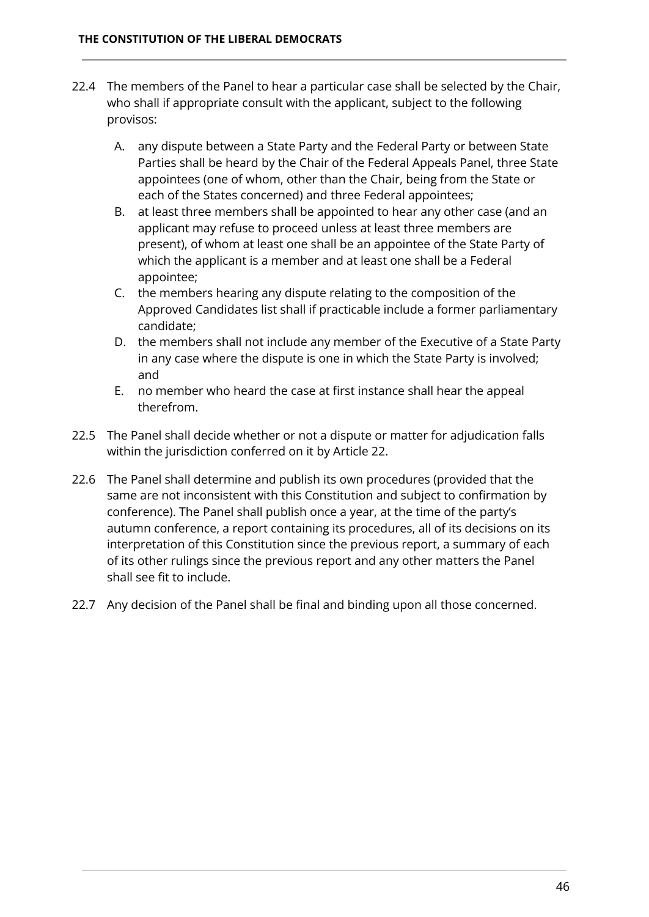22.4 The members of the Panel to hear a particular case shall be selected by the Chair, who shall if appropriate consult with the applicant, subject to the following provisos:

A. any dispute between a State Party and the Federal Party or between State Parties shall be heard by the Chair of the Federal Appeals Panel, three State appointees (one of whom, other than the Chair, being from the State or each of the States concerned) and three Federal appointees;

B. at least three members shall be appointed to hear any other case (and an applicant may refuse to proceed unless at least three members are present), of whom at least one shall be an appointee of the State Party of which the applicant is a member and at least one shall be a Federal appointee;

C. the members hearing any dispute relating to the composition of the Approved Candidates list shall if practicable include a former parliamentary candidate;

D. the members shall not include any member of the Executive of a State Party in any case where the dispute is one in which the State Party is involved; and

E. no member who heard the case at first instance shall hear the appeal therefrom.

22.5 The Panel shall decide whether or not a dispute or matter for adjudication falls within the jurisdiction conferred on it by Article 22.

22.6 The Panel shall determine and publish its own procedures (provided that the same are not inconsistent with this Constitution and subject to confirmation by conference). The Panel shall publish once a year, at the time of the party's autumn conference, a report containing its procedures, all of its decisions on its interpretation of this Constitution since the previous report, a summary of each of its other rulings since the previous report and any other matters the Panel shall see fit to include.

22.7 Any decision of the Panel shall be final and binding upon all those concerned.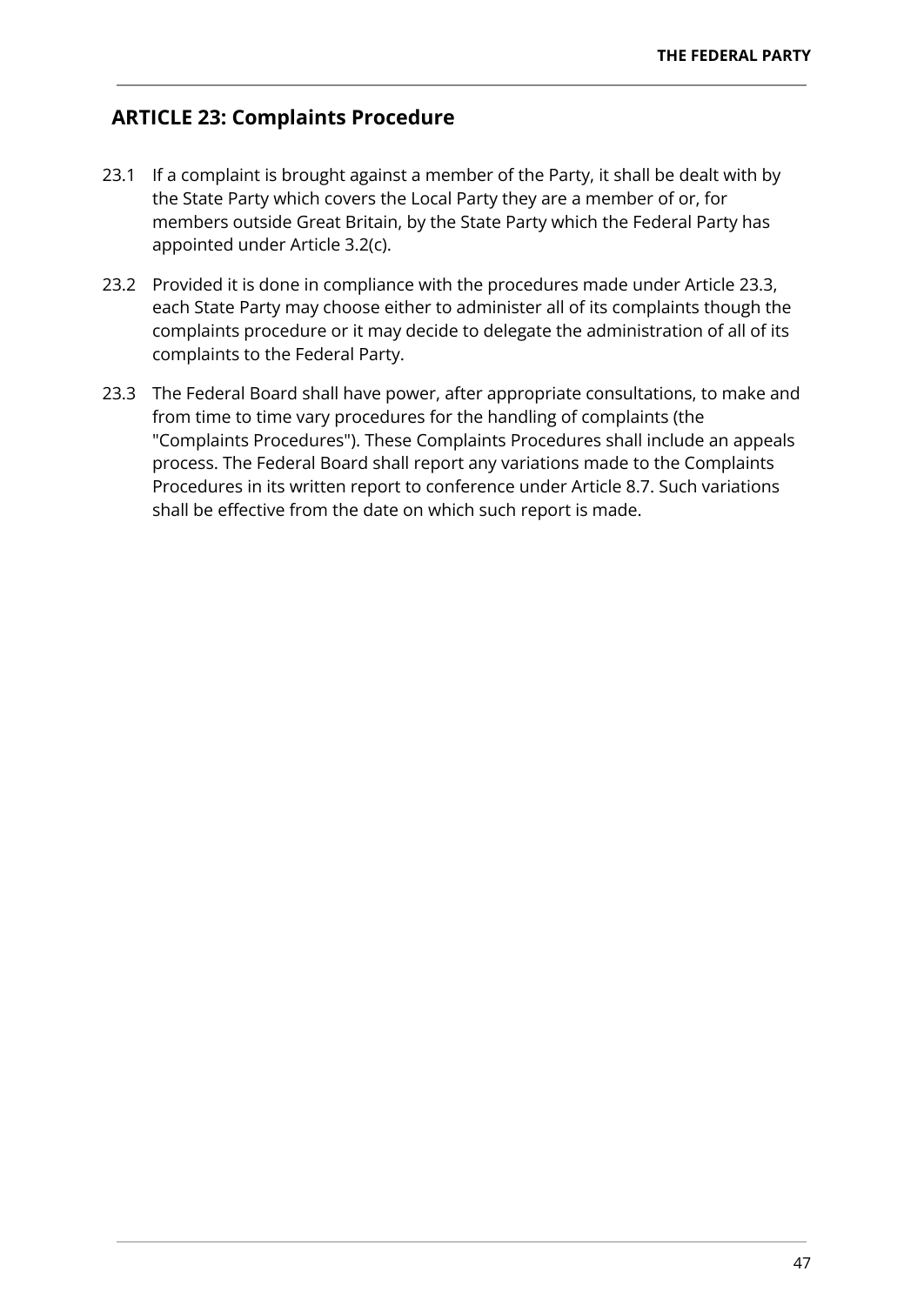## ARTICLE 23: Complaints Procedure

23.1 If a complaint is brought against a member of the Party, it shall be dealt with by the State Party which covers the Local Party they are a member of or, for members outside Great Britain, by the State Party which the Federal Party has appointed under Article 3.2(c).

23.2 Provided it is done in compliance with the procedures made under Article 23.3, each State Party may choose either to administer all of its complaints though the complaints procedure or it may decide to delegate the administration of all of its complaints to the Federal Party.

23.3 The Federal Board shall have power, after appropriate consultations, to make and from time to time vary procedures for the handling of complaints (the "Complaints Procedures"). These Complaints Procedures shall include an appeals process. The Federal Board shall report any variations made to the Complaints Procedures in its written report to conference under Article 8.7. Such variations shall be effective from the date on which such report is made.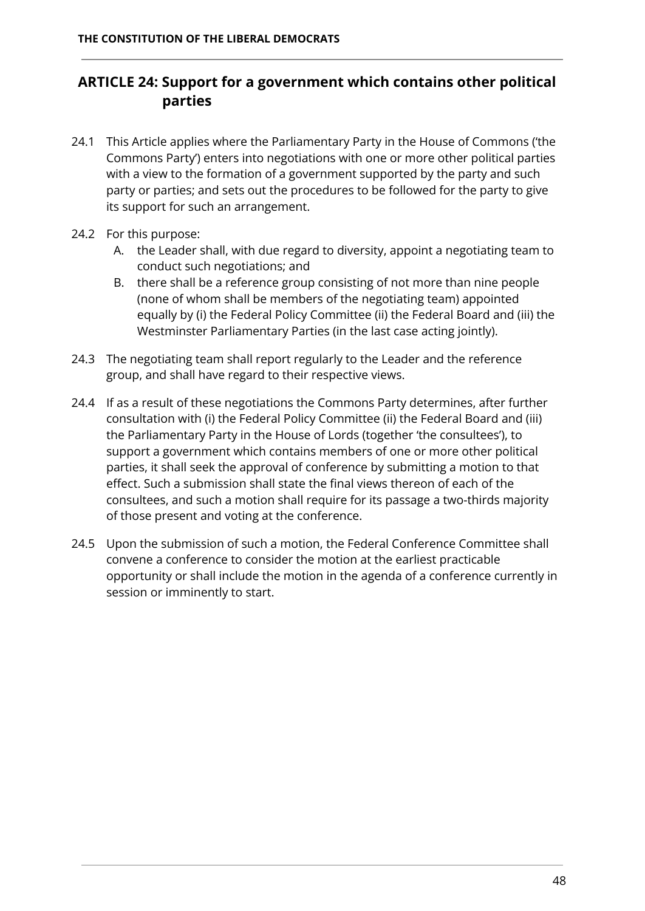## ARTICLE 24: Support for a government which contains other political parties

24.1 This Article applies where the Parliamentary Party in the House of Commons ('the Commons Party') enters into negotiations with one or more other political parties with a view to the formation of a government supported by the party and such party or parties; and sets out the procedures to be followed for the party to give its support for such an arrangement.

24.2 For this purpose:

A. the Leader shall, with due regard to diversity, appoint a negotiating team to conduct such negotiations; and

B. there shall be a reference group consisting of not more than nine people (none of whom shall be members of the negotiating team) appointed equally by (i) the Federal Policy Committee (ii) the Federal Board and (iii) the Westminster Parliamentary Parties (in the last case acting jointly).

24.3 The negotiating team shall report regularly to the Leader and the reference group, and shall have regard to their respective views.

24.4 If as a result of these negotiations the Commons Party determines, after further consultation with (i) the Federal Policy Committee (ii) the Federal Board and (iii) the Parliamentary Party in the House of Lords (together 'the consultees'), to support a government which contains members of one or more other political parties, it shall seek the approval of conference by submitting a motion to that effect. Such a submission shall state the final views thereon of each of the consultees, and such a motion shall require for its passage a two-thirds majority of those present and voting at the conference.

24.5 Upon the submission of such a motion, the Federal Conference Committee shall convene a conference to consider the motion at the earliest practicable opportunity or shall include the motion in the agenda of a conference currently in session or imminently to start.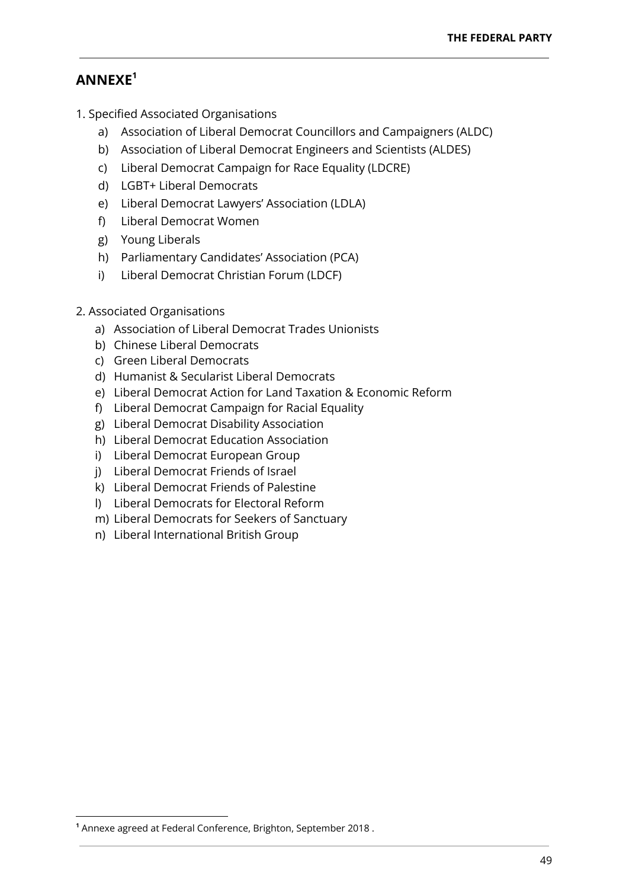## ANNEXE[1]

1. Specified Associated Organisations
    a) Association of Liberal Democrat Councillors and Campaigners (ALDC)
    b) Association of Liberal Democrat Engineers and Scientists (ALDES)
    c) Liberal Democrat Campaign for Race Equality (LDCRE)
    d) LGBT+ Liberal Democrats
    e) Liberal Democrat Lawyers' Association (LDLA)
    f) Liberal Democrat Women
    g) Young Liberals
    h) Parliamentary Candidates' Association (PCA)
    i) Liberal Democrat Christian Forum (LDCF)

2. Associated Organisations
    a) Association of Liberal Democrat Trades Unionists
    b) Chinese Liberal Democrats
    c) Green Liberal Democrats
    d) Humanist & Secularist Liberal Democrats
    e) Liberal Democrat Action for Land Taxation & Economic Reform
    f) Liberal Democrat Campaign for Racial Equality
    g) Liberal Democrat Disability Association
    h) Liberal Democrat Education Association
    i) Liberal Democrat European Group
    j) Liberal Democrat Friends of Israel
    k) Liberal Democrat Friends of Palestine
    l) Liberal Democrats for Electoral Reform
    m) Liberal Democrats for Seekers of Sanctuary
    n) Liberal International British Group

[1] Annexe agreed at Federal Conference, Brighton, September 2018 .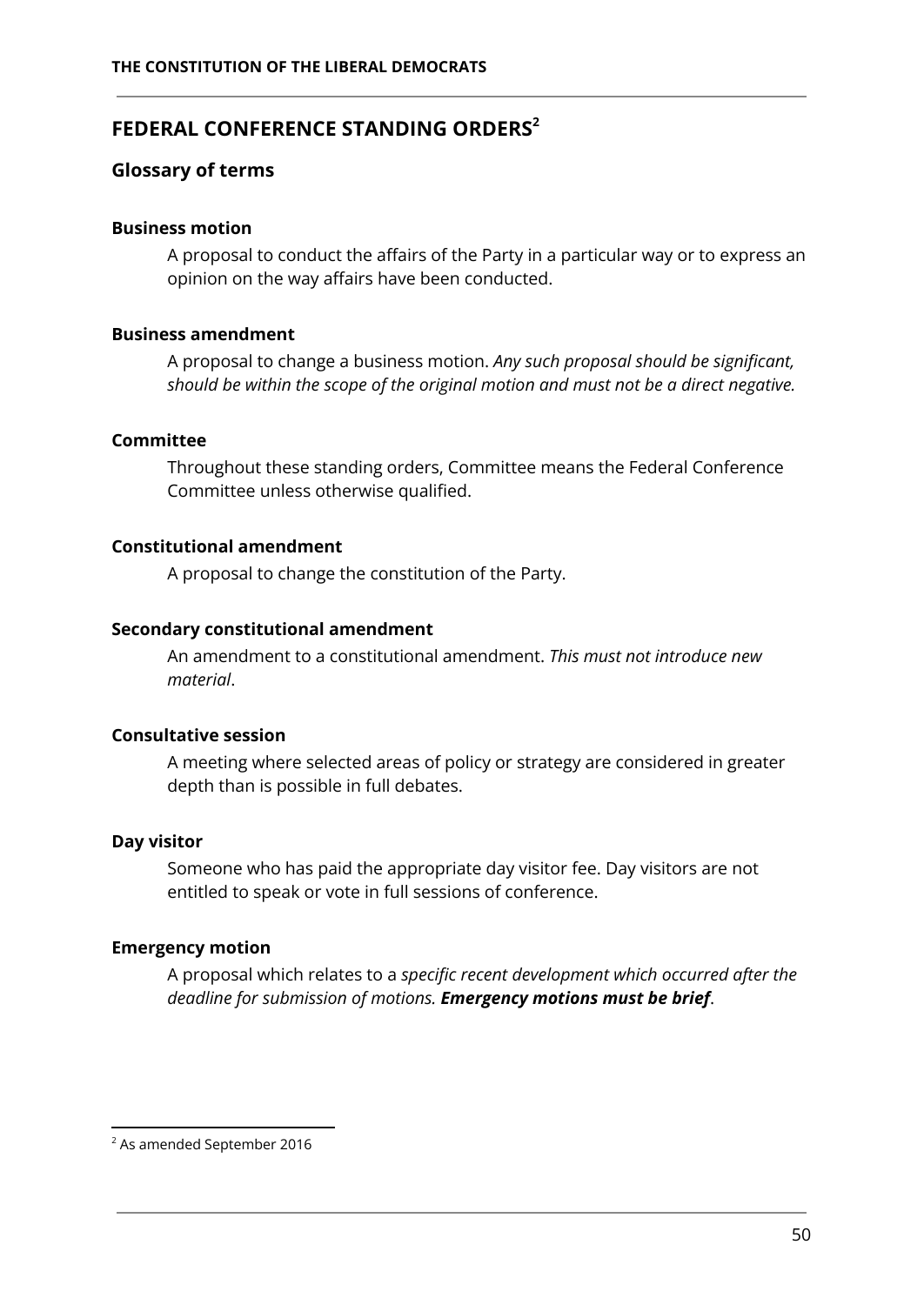## FEDERAL CONFERENCE STANDING ORDERS[2]

### Glossary of terms

**Business motion**

A proposal to conduct the affairs of the Party in a particular way or to express an opinion on the way affairs have been conducted.

**Business amendment**

A proposal to change a business motion. *Any such proposal should be significant, should be within the scope of the original motion and must not be a direct negative.*

**Committee**

Throughout these standing orders, Committee means the Federal Conference Committee unless otherwise qualified.

**Constitutional amendment**

A proposal to change the constitution of the Party.

**Secondary constitutional amendment**

An amendment to a constitutional amendment. *This must not introduce new material*.

**Consultative session**

A meeting where selected areas of policy or strategy are considered in greater depth than is possible in full debates.

**Day visitor**

Someone who has paid the appropriate day visitor fee. Day visitors are not entitled to speak or vote in full sessions of conference.

**Emergency motion**

A proposal which relates to a *specific recent development which occurred after the deadline for submission of motions.* ***Emergency motions must be brief***.

[2] As amended September 2016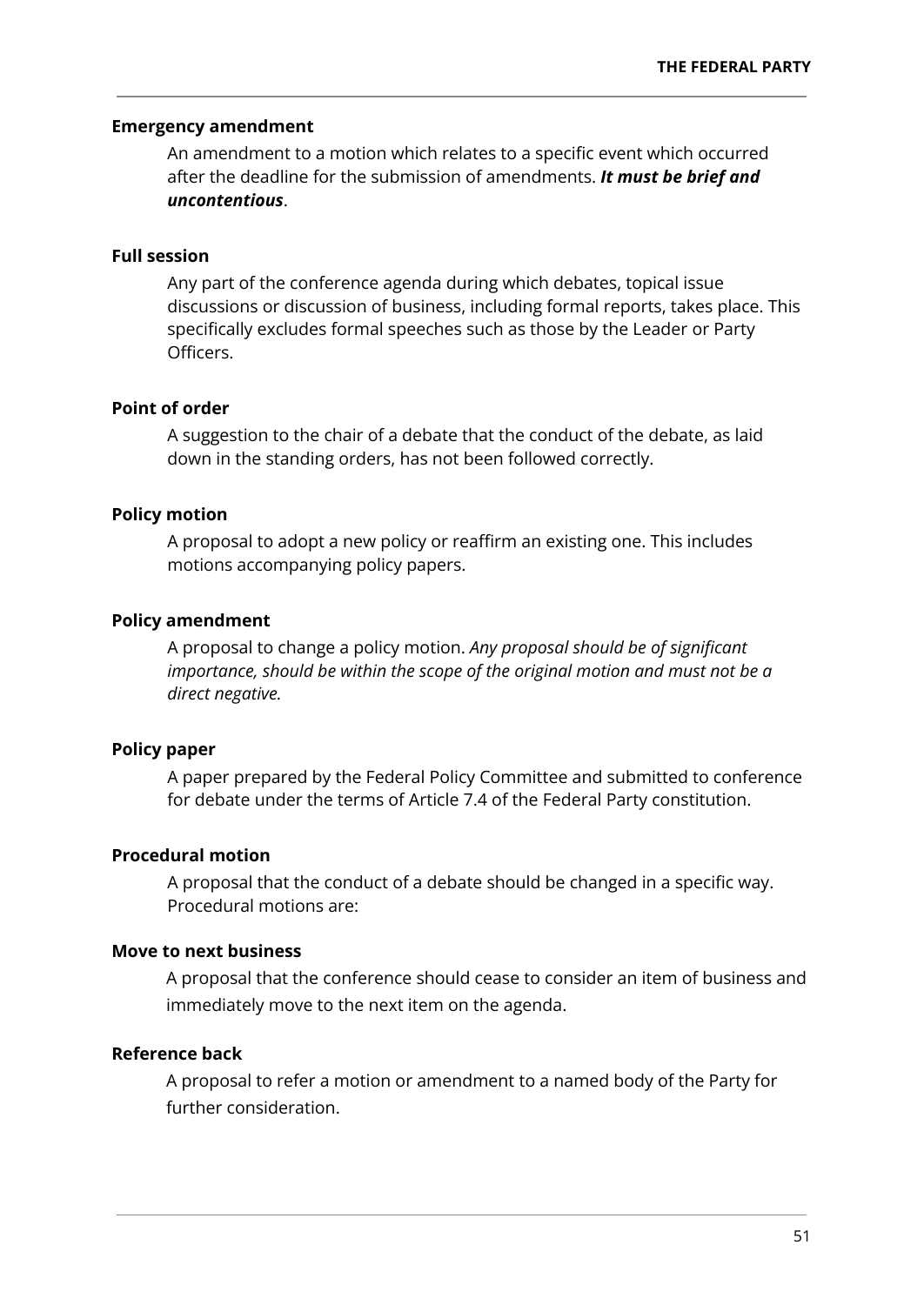**Emergency amendment**

An amendment to a motion which relates to a specific event which occurred after the deadline for the submission of amendments. ***It must be brief and uncontentious***.

**Full session**

Any part of the conference agenda during which debates, topical issue discussions or discussion of business, including formal reports, takes place. This specifically excludes formal speeches such as those by the Leader or Party Officers.

**Point of order**

A suggestion to the chair of a debate that the conduct of the debate, as laid down in the standing orders, has not been followed correctly.

**Policy motion**

A proposal to adopt a new policy or reaffirm an existing one. This includes motions accompanying policy papers.

**Policy amendment**

A proposal to change a policy motion. *Any proposal should be of significant importance, should be within the scope of the original motion and must not be a direct negative.*

**Policy paper**

A paper prepared by the Federal Policy Committee and submitted to conference for debate under the terms of Article 7.4 of the Federal Party constitution.

**Procedural motion**

A proposal that the conduct of a debate should be changed in a specific way. Procedural motions are:

**Move to next business**

A proposal that the conference should cease to consider an item of business and immediately move to the next item on the agenda.

**Reference back**

A proposal to refer a motion or amendment to a named body of the Party for further consideration.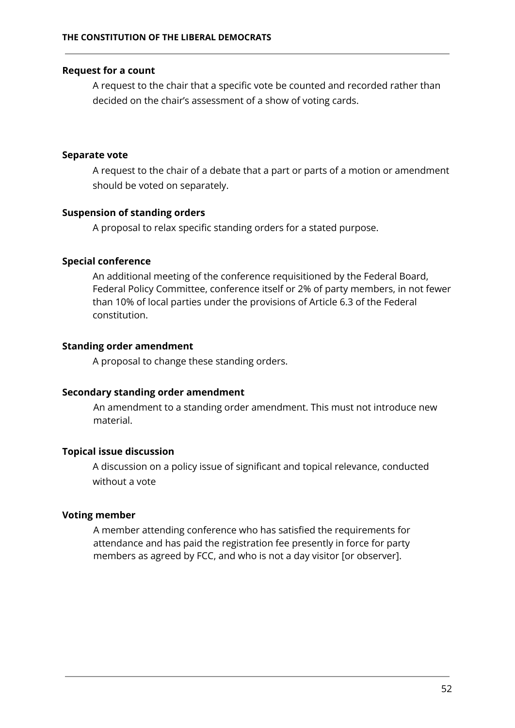**Request for a count**

A request to the chair that a specific vote be counted and recorded rather than decided on the chair's assessment of a show of voting cards.

**Separate vote**

A request to the chair of a debate that a part or parts of a motion or amendment should be voted on separately.

**Suspension of standing orders**

A proposal to relax specific standing orders for a stated purpose.

**Special conference**

An additional meeting of the conference requisitioned by the Federal Board, Federal Policy Committee, conference itself or 2% of party members, in not fewer than 10% of local parties under the provisions of Article 6.3 of the Federal constitution.

**Standing order amendment**

A proposal to change these standing orders.

**Secondary standing order amendment**

An amendment to a standing order amendment. This must not introduce new material.

**Topical issue discussion**

A discussion on a policy issue of significant and topical relevance, conducted without a vote

**Voting member**

A member attending conference who has satisfied the requirements for attendance and has paid the registration fee presently in force for party members as agreed by FCC, and who is not a day visitor [or observer].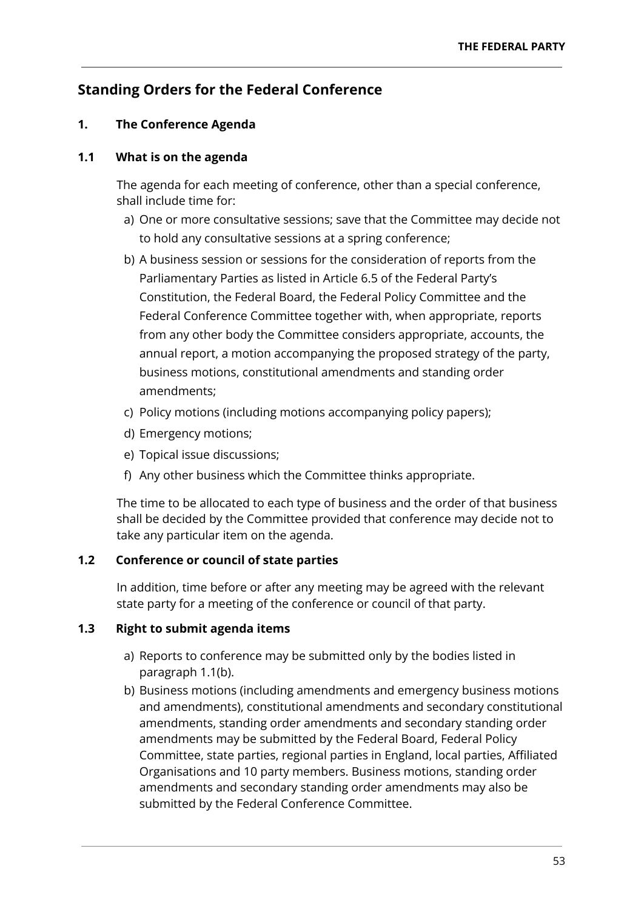## Standing Orders for the Federal Conference

### 1. The Conference Agenda

#### 1.1 What is on the agenda

The agenda for each meeting of conference, other than a special conference, shall include time for:

a) One or more consultative sessions; save that the Committee may decide not to hold any consultative sessions at a spring conference;
b) A business session or sessions for the consideration of reports from the Parliamentary Parties as listed in Article 6.5 of the Federal Party's Constitution, the Federal Board, the Federal Policy Committee and the Federal Conference Committee together with, when appropriate, reports from any other body the Committee considers appropriate, accounts, the annual report, a motion accompanying the proposed strategy of the party, business motions, constitutional amendments and standing order amendments;
c) Policy motions (including motions accompanying policy papers);
d) Emergency motions;
e) Topical issue discussions;
f) Any other business which the Committee thinks appropriate.

The time to be allocated to each type of business and the order of that business shall be decided by the Committee provided that conference may decide not to take any particular item on the agenda.

#### 1.2 Conference or council of state parties

In addition, time before or after any meeting may be agreed with the relevant state party for a meeting of the conference or council of that party.

#### 1.3 Right to submit agenda items

a) Reports to conference may be submitted only by the bodies listed in paragraph 1.1(b).
b) Business motions (including amendments and emergency business motions and amendments), constitutional amendments and secondary constitutional amendments, standing order amendments and secondary standing order amendments may be submitted by the Federal Board, Federal Policy Committee, state parties, regional parties in England, local parties, Affiliated Organisations and 10 party members. Business motions, standing order amendments and secondary standing order amendments may also be submitted by the Federal Conference Committee.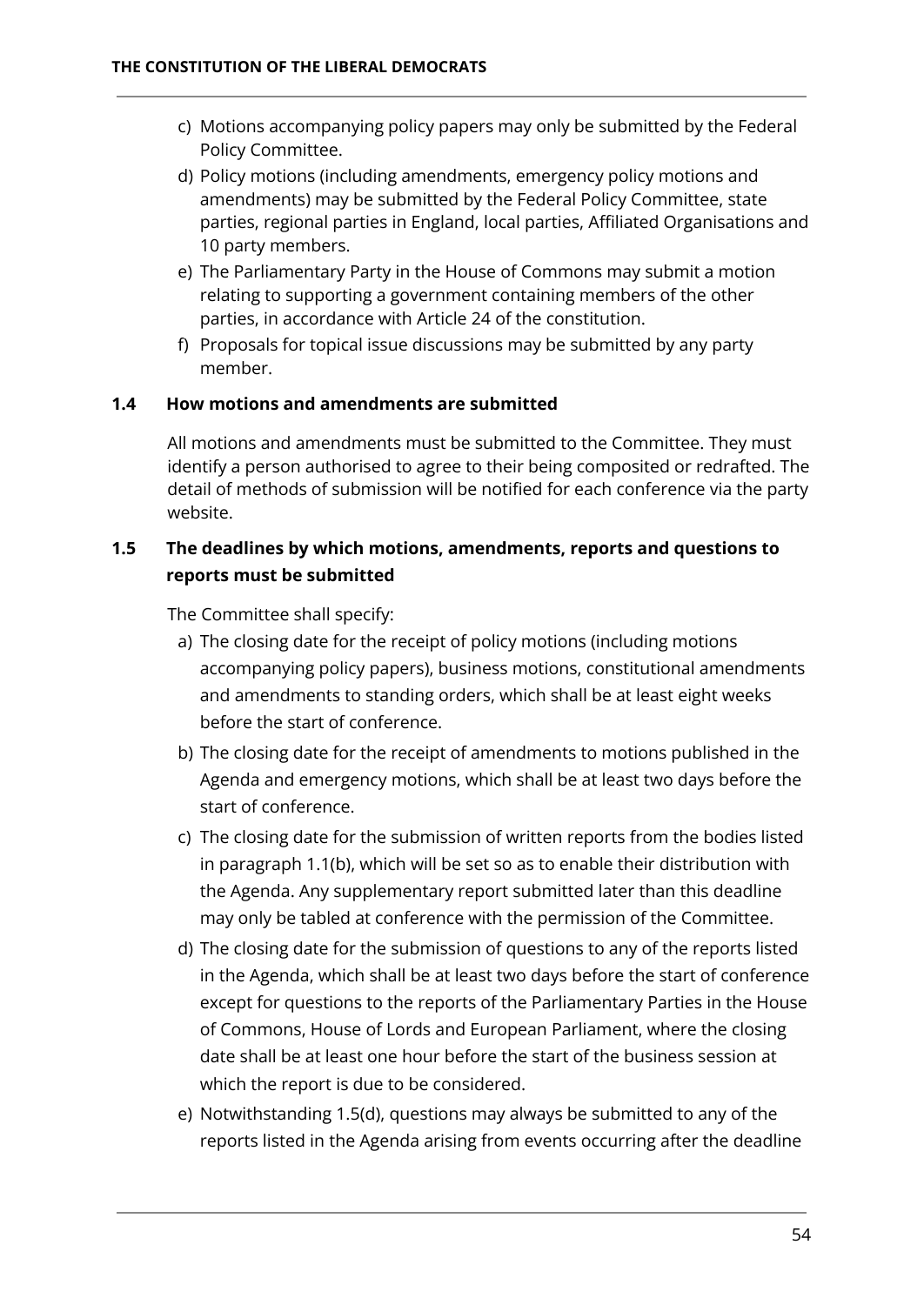c) Motions accompanying policy papers may only be submitted by the Federal Policy Committee.

d) Policy motions (including amendments, emergency policy motions and amendments) may be submitted by the Federal Policy Committee, state parties, regional parties in England, local parties, Affiliated Organisations and 10 party members.

e) The Parliamentary Party in the House of Commons may submit a motion relating to supporting a government containing members of the other parties, in accordance with Article 24 of the constitution.

f) Proposals for topical issue discussions may be submitted by any party member.

### 1.4 How motions and amendments are submitted

All motions and amendments must be submitted to the Committee. They must identify a person authorised to agree to their being composited or redrafted. The detail of methods of submission will be notified for each conference via the party website.

### 1.5 The deadlines by which motions, amendments, reports and questions to reports must be submitted

The Committee shall specify:

a) The closing date for the receipt of policy motions (including motions accompanying policy papers), business motions, constitutional amendments and amendments to standing orders, which shall be at least eight weeks before the start of conference.

b) The closing date for the receipt of amendments to motions published in the Agenda and emergency motions, which shall be at least two days before the start of conference.

c) The closing date for the submission of written reports from the bodies listed in paragraph 1.1(b), which will be set so as to enable their distribution with the Agenda. Any supplementary report submitted later than this deadline may only be tabled at conference with the permission of the Committee.

d) The closing date for the submission of questions to any of the reports listed in the Agenda, which shall be at least two days before the start of conference except for questions to the reports of the Parliamentary Parties in the House of Commons, House of Lords and European Parliament, where the closing date shall be at least one hour before the start of the business session at which the report is due to be considered.

e) Notwithstanding 1.5(d), questions may always be submitted to any of the reports listed in the Agenda arising from events occurring after the deadline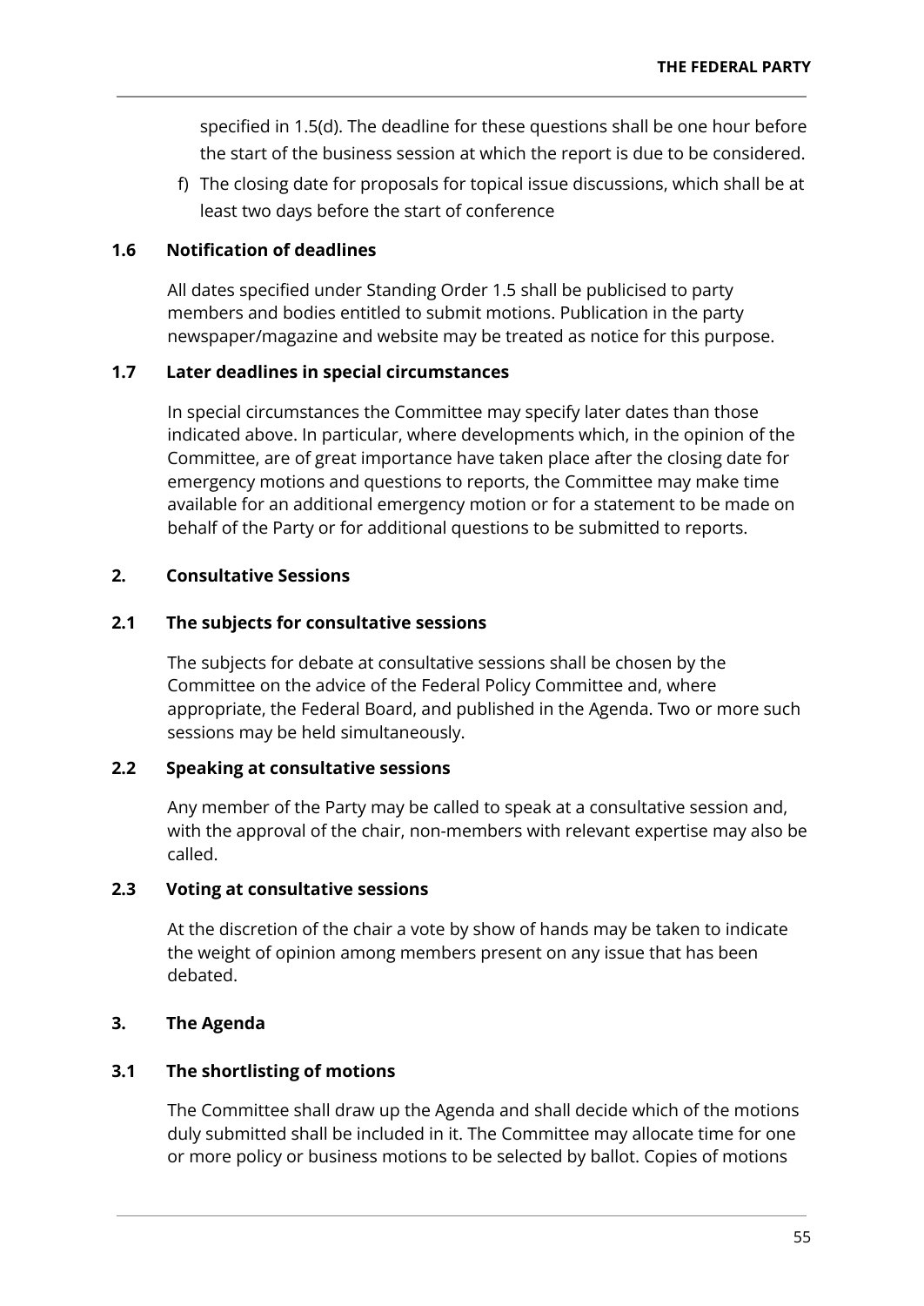specified in 1.5(d). The deadline for these questions shall be one hour before the start of the business session at which the report is due to be considered.

f) The closing date for proposals for topical issue discussions, which shall be at least two days before the start of conference

### 1.6 Notification of deadlines

All dates specified under Standing Order 1.5 shall be publicised to party members and bodies entitled to submit motions. Publication in the party newspaper/magazine and website may be treated as notice for this purpose.

### 1.7 Later deadlines in special circumstances

In special circumstances the Committee may specify later dates than those indicated above. In particular, where developments which, in the opinion of the Committee, are of great importance have taken place after the closing date for emergency motions and questions to reports, the Committee may make time available for an additional emergency motion or for a statement to be made on behalf of the Party or for additional questions to be submitted to reports.

## 2. Consultative Sessions

### 2.1 The subjects for consultative sessions

The subjects for debate at consultative sessions shall be chosen by the Committee on the advice of the Federal Policy Committee and, where appropriate, the Federal Board, and published in the Agenda. Two or more such sessions may be held simultaneously.

### 2.2 Speaking at consultative sessions

Any member of the Party may be called to speak at a consultative session and, with the approval of the chair, non-members with relevant expertise may also be called.

### 2.3 Voting at consultative sessions

At the discretion of the chair a vote by show of hands may be taken to indicate the weight of opinion among members present on any issue that has been debated.

## 3. The Agenda

### 3.1 The shortlisting of motions

The Committee shall draw up the Agenda and shall decide which of the motions duly submitted shall be included in it. The Committee may allocate time for one or more policy or business motions to be selected by ballot. Copies of motions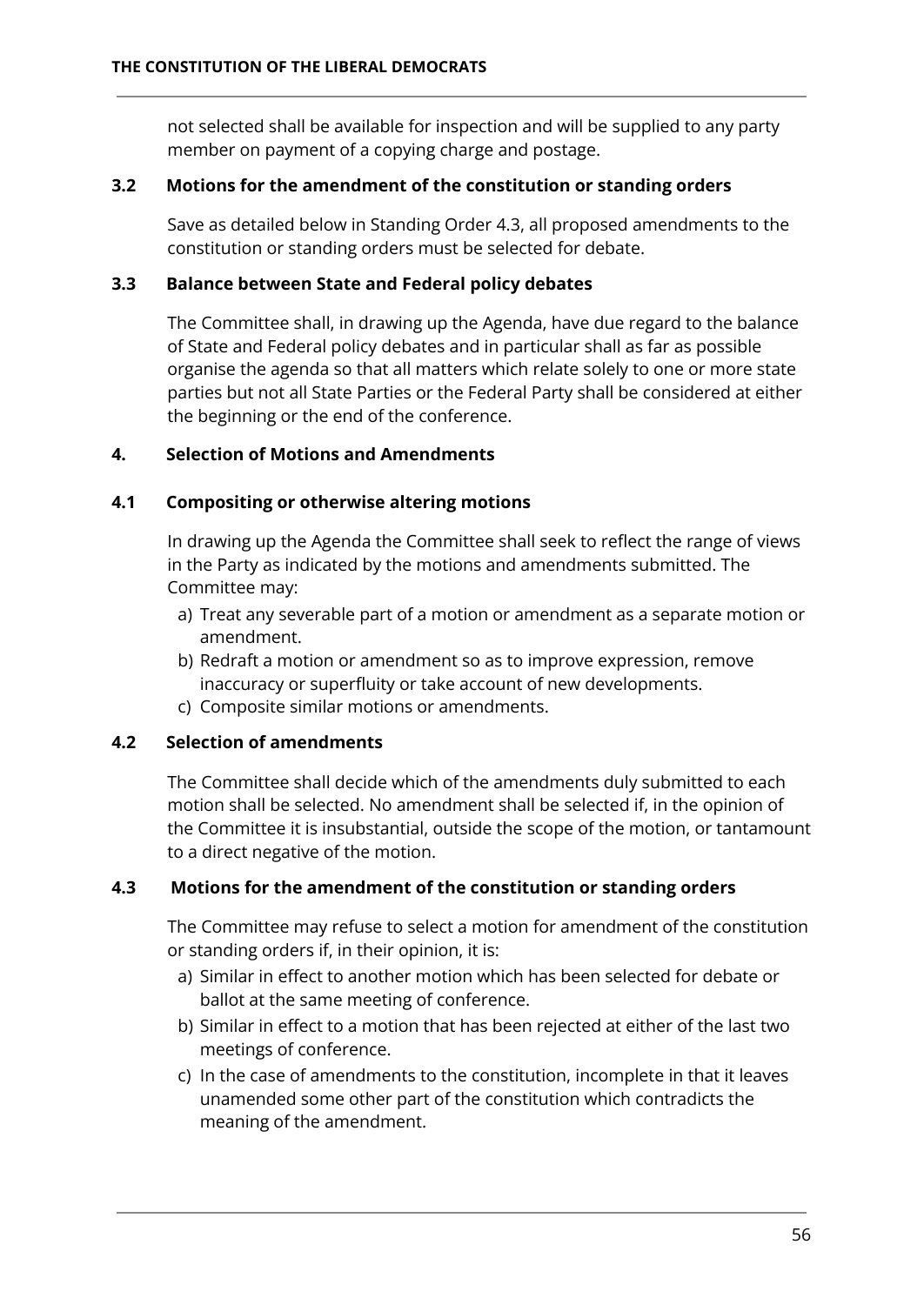not selected shall be available for inspection and will be supplied to any party member on payment of a copying charge and postage.

### 3.2 Motions for the amendment of the constitution or standing orders

Save as detailed below in Standing Order 4.3, all proposed amendments to the constitution or standing orders must be selected for debate.

### 3.3 Balance between State and Federal policy debates

The Committee shall, in drawing up the Agenda, have due regard to the balance of State and Federal policy debates and in particular shall as far as possible organise the agenda so that all matters which relate solely to one or more state parties but not all State Parties or the Federal Party shall be considered at either the beginning or the end of the conference.

## 4. Selection of Motions and Amendments

### 4.1 Compositing or otherwise altering motions

In drawing up the Agenda the Committee shall seek to reflect the range of views in the Party as indicated by the motions and amendments submitted. The Committee may:

a) Treat any severable part of a motion or amendment as a separate motion or amendment.
b) Redraft a motion or amendment so as to improve expression, remove inaccuracy or superfluity or take account of new developments.
c) Composite similar motions or amendments.

### 4.2 Selection of amendments

The Committee shall decide which of the amendments duly submitted to each motion shall be selected. No amendment shall be selected if, in the opinion of the Committee it is insubstantial, outside the scope of the motion, or tantamount to a direct negative of the motion.

### 4.3 Motions for the amendment of the constitution or standing orders

The Committee may refuse to select a motion for amendment of the constitution or standing orders if, in their opinion, it is:

a) Similar in effect to another motion which has been selected for debate or ballot at the same meeting of conference.
b) Similar in effect to a motion that has been rejected at either of the last two meetings of conference.
c) In the case of amendments to the constitution, incomplete in that it leaves unamended some other part of the constitution which contradicts the meaning of the amendment.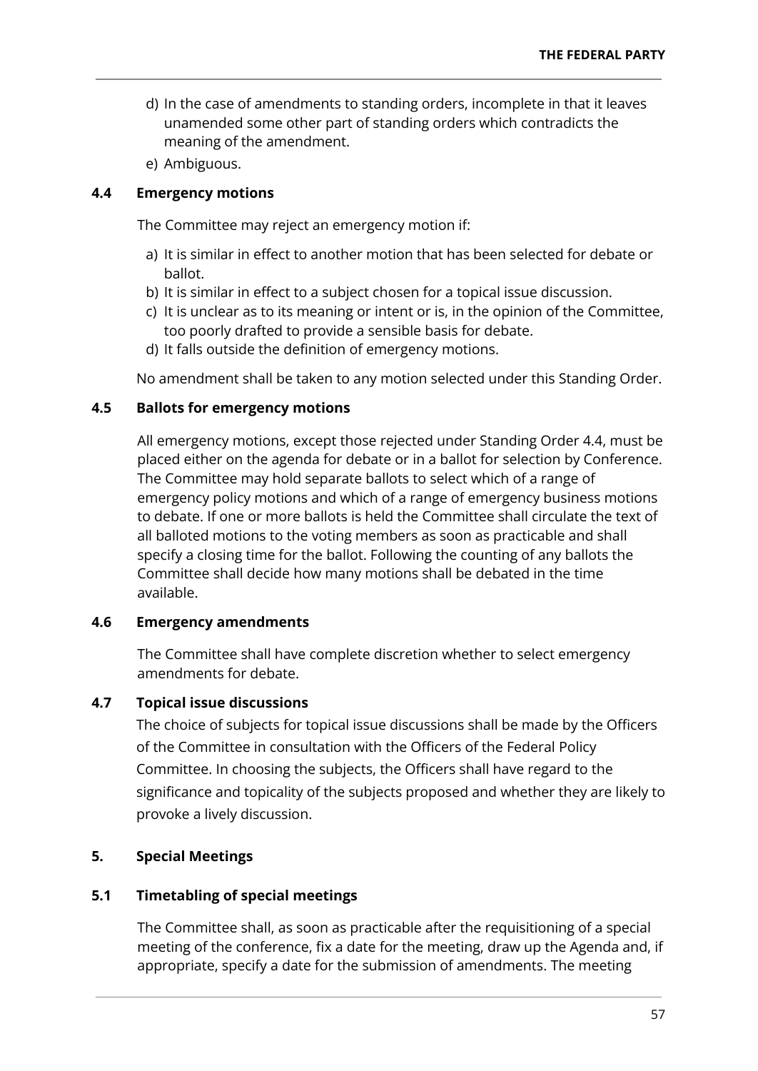d) In the case of amendments to standing orders, incomplete in that it leaves unamended some other part of standing orders which contradicts the meaning of the amendment.
e) Ambiguous.

### 4.4 Emergency motions

The Committee may reject an emergency motion if:

a) It is similar in effect to another motion that has been selected for debate or ballot.
b) It is similar in effect to a subject chosen for a topical issue discussion.
c) It is unclear as to its meaning or intent or is, in the opinion of the Committee, too poorly drafted to provide a sensible basis for debate.
d) It falls outside the definition of emergency motions.

No amendment shall be taken to any motion selected under this Standing Order.

### 4.5 Ballots for emergency motions

All emergency motions, except those rejected under Standing Order 4.4, must be placed either on the agenda for debate or in a ballot for selection by Conference. The Committee may hold separate ballots to select which of a range of emergency policy motions and which of a range of emergency business motions to debate. If one or more ballots is held the Committee shall circulate the text of all balloted motions to the voting members as soon as practicable and shall specify a closing time for the ballot. Following the counting of any ballots the Committee shall decide how many motions shall be debated in the time available.

### 4.6 Emergency amendments

The Committee shall have complete discretion whether to select emergency amendments for debate.

### 4.7 Topical issue discussions

The choice of subjects for topical issue discussions shall be made by the Officers of the Committee in consultation with the Officers of the Federal Policy Committee. In choosing the subjects, the Officers shall have regard to the significance and topicality of the subjects proposed and whether they are likely to provoke a lively discussion.

## 5. Special Meetings

### 5.1 Timetabling of special meetings

The Committee shall, as soon as practicable after the requisitioning of a special meeting of the conference, fix a date for the meeting, draw up the Agenda and, if appropriate, specify a date for the submission of amendments. The meeting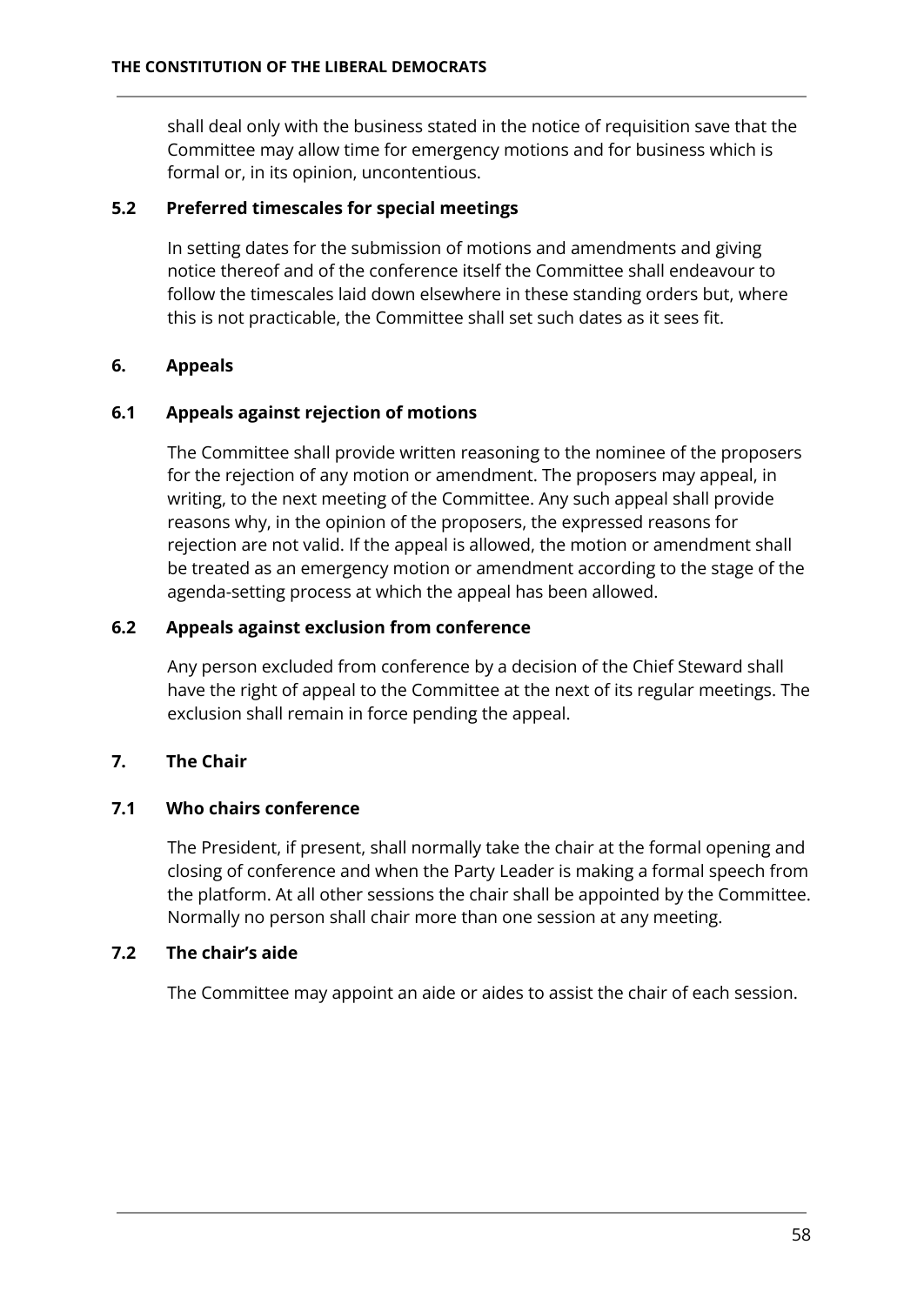shall deal only with the business stated in the notice of requisition save that the Committee may allow time for emergency motions and for business which is formal or, in its opinion, uncontentious.

### 5.2 Preferred timescales for special meetings

In setting dates for the submission of motions and amendments and giving notice thereof and of the conference itself the Committee shall endeavour to follow the timescales laid down elsewhere in these standing orders but, where this is not practicable, the Committee shall set such dates as it sees fit.

## 6. Appeals

### 6.1 Appeals against rejection of motions

The Committee shall provide written reasoning to the nominee of the proposers for the rejection of any motion or amendment. The proposers may appeal, in writing, to the next meeting of the Committee. Any such appeal shall provide reasons why, in the opinion of the proposers, the expressed reasons for rejection are not valid. If the appeal is allowed, the motion or amendment shall be treated as an emergency motion or amendment according to the stage of the agenda-setting process at which the appeal has been allowed.

### 6.2 Appeals against exclusion from conference

Any person excluded from conference by a decision of the Chief Steward shall have the right of appeal to the Committee at the next of its regular meetings. The exclusion shall remain in force pending the appeal.

## 7. The Chair

### 7.1 Who chairs conference

The President, if present, shall normally take the chair at the formal opening and closing of conference and when the Party Leader is making a formal speech from the platform. At all other sessions the chair shall be appointed by the Committee. Normally no person shall chair more than one session at any meeting.

### 7.2 The chair's aide

The Committee may appoint an aide or aides to assist the chair of each session.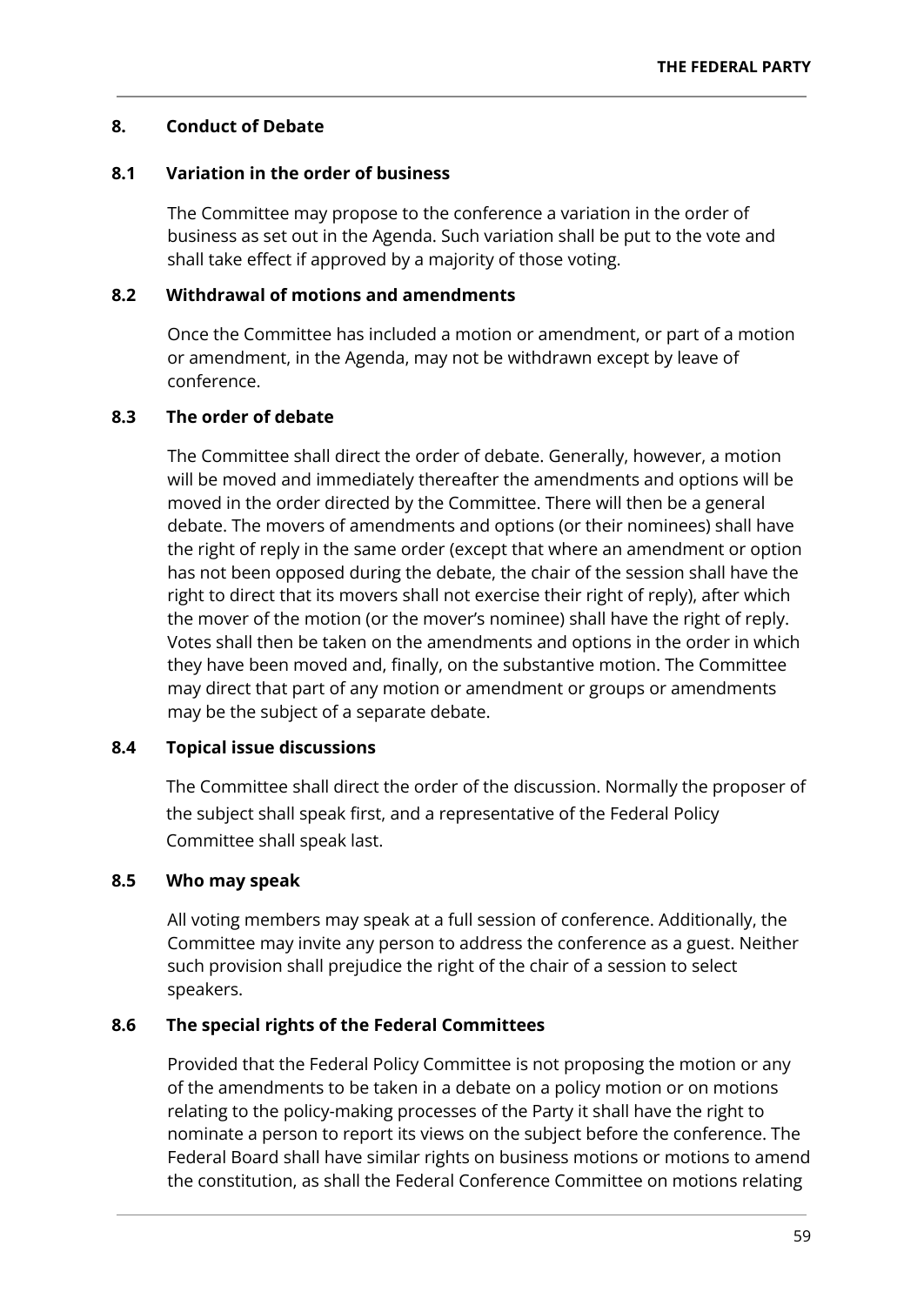## 8. Conduct of Debate

### 8.1 Variation in the order of business

The Committee may propose to the conference a variation in the order of business as set out in the Agenda. Such variation shall be put to the vote and shall take effect if approved by a majority of those voting.

### 8.2 Withdrawal of motions and amendments

Once the Committee has included a motion or amendment, or part of a motion or amendment, in the Agenda, may not be withdrawn except by leave of conference.

### 8.3 The order of debate

The Committee shall direct the order of debate. Generally, however, a motion will be moved and immediately thereafter the amendments and options will be moved in the order directed by the Committee. There will then be a general debate. The movers of amendments and options (or their nominees) shall have the right of reply in the same order (except that where an amendment or option has not been opposed during the debate, the chair of the session shall have the right to direct that its movers shall not exercise their right of reply), after which the mover of the motion (or the mover's nominee) shall have the right of reply. Votes shall then be taken on the amendments and options in the order in which they have been moved and, finally, on the substantive motion. The Committee may direct that part of any motion or amendment or groups or amendments may be the subject of a separate debate.

### 8.4 Topical issue discussions

The Committee shall direct the order of the discussion. Normally the proposer of the subject shall speak first, and a representative of the Federal Policy Committee shall speak last.

### 8.5 Who may speak

All voting members may speak at a full session of conference. Additionally, the Committee may invite any person to address the conference as a guest. Neither such provision shall prejudice the right of the chair of a session to select speakers.

### 8.6 The special rights of the Federal Committees

Provided that the Federal Policy Committee is not proposing the motion or any of the amendments to be taken in a debate on a policy motion or on motions relating to the policy-making processes of the Party it shall have the right to nominate a person to report its views on the subject before the conference. The Federal Board shall have similar rights on business motions or motions to amend the constitution, as shall the Federal Conference Committee on motions relating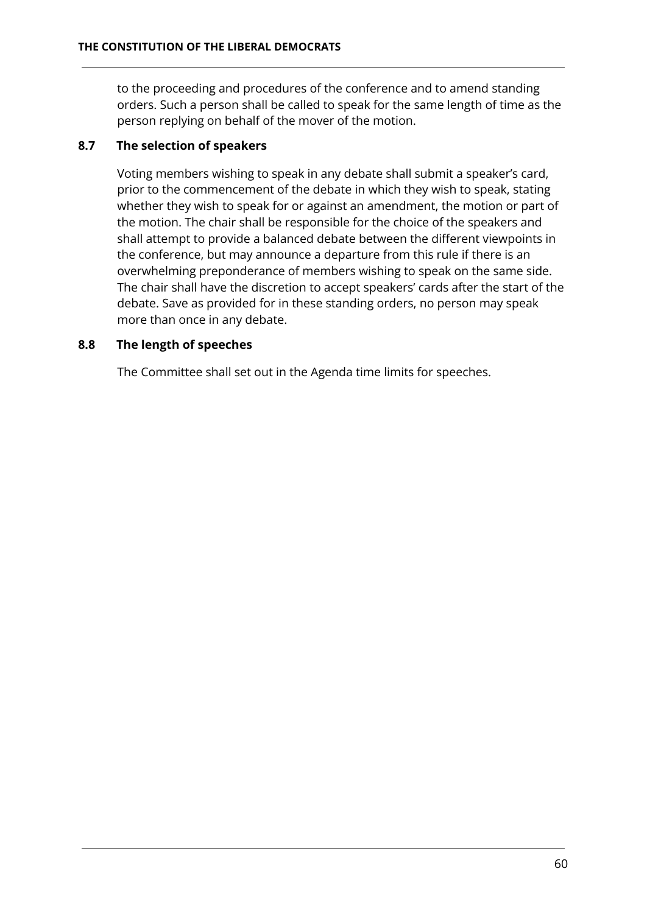to the proceeding and procedures of the conference and to amend standing orders. Such a person shall be called to speak for the same length of time as the person replying on behalf of the mover of the motion.

### 8.7 The selection of speakers

Voting members wishing to speak in any debate shall submit a speaker's card, prior to the commencement of the debate in which they wish to speak, stating whether they wish to speak for or against an amendment, the motion or part of the motion. The chair shall be responsible for the choice of the speakers and shall attempt to provide a balanced debate between the different viewpoints in the conference, but may announce a departure from this rule if there is an overwhelming preponderance of members wishing to speak on the same side. The chair shall have the discretion to accept speakers' cards after the start of the debate. Save as provided for in these standing orders, no person may speak more than once in any debate.

### 8.8 The length of speeches

The Committee shall set out in the Agenda time limits for speeches.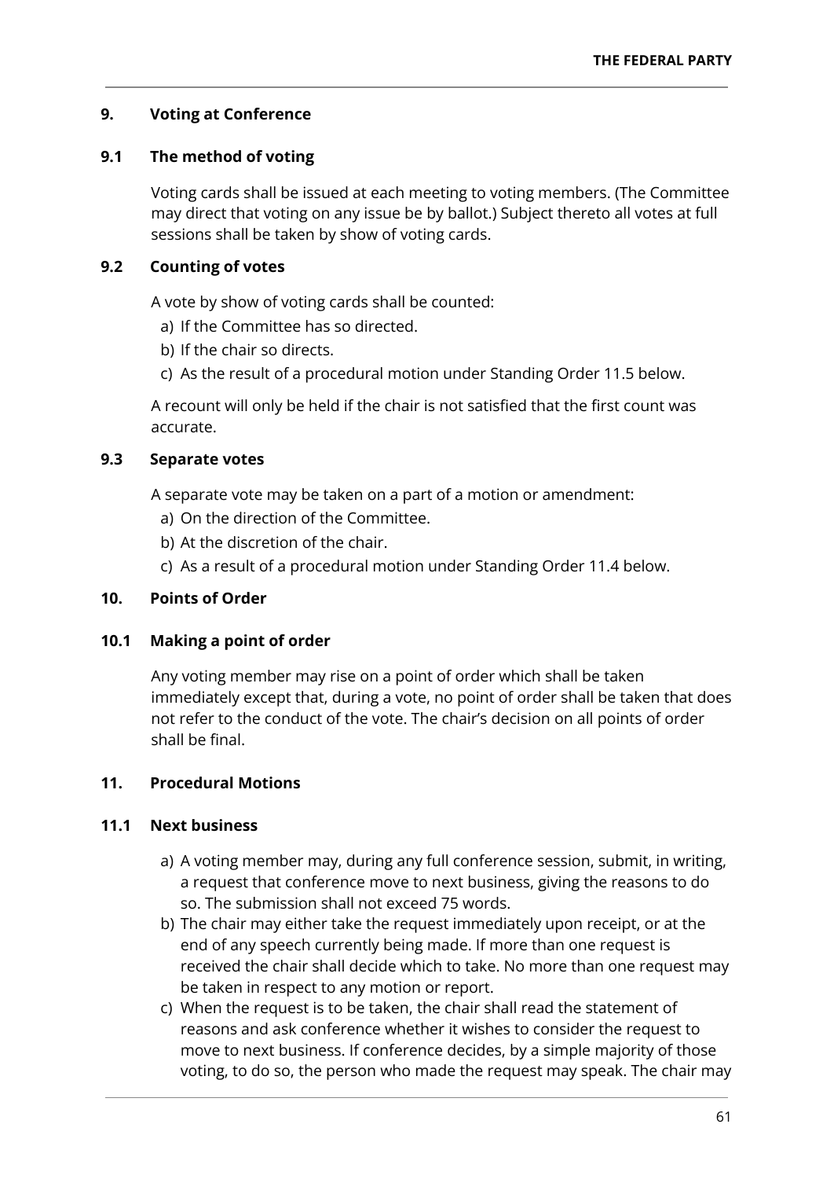## 9. Voting at Conference

### 9.1 The method of voting

Voting cards shall be issued at each meeting to voting members. (The Committee may direct that voting on any issue be by ballot.) Subject thereto all votes at full sessions shall be taken by show of voting cards.

### 9.2 Counting of votes

A vote by show of voting cards shall be counted:

a) If the Committee has so directed.
b) If the chair so directs.
c) As the result of a procedural motion under Standing Order 11.5 below.

A recount will only be held if the chair is not satisfied that the first count was accurate.

### 9.3 Separate votes

A separate vote may be taken on a part of a motion or amendment:

a) On the direction of the Committee.
b) At the discretion of the chair.
c) As a result of a procedural motion under Standing Order 11.4 below.

## 10. Points of Order

### 10.1 Making a point of order

Any voting member may rise on a point of order which shall be taken immediately except that, during a vote, no point of order shall be taken that does not refer to the conduct of the vote. The chair's decision on all points of order shall be final.

## 11. Procedural Motions

### 11.1 Next business

a) A voting member may, during any full conference session, submit, in writing, a request that conference move to next business, giving the reasons to do so. The submission shall not exceed 75 words.
b) The chair may either take the request immediately upon receipt, or at the end of any speech currently being made. If more than one request is received the chair shall decide which to take. No more than one request may be taken in respect to any motion or report.
c) When the request is to be taken, the chair shall read the statement of reasons and ask conference whether it wishes to consider the request to move to next business. If conference decides, by a simple majority of those voting, to do so, the person who made the request may speak. The chair may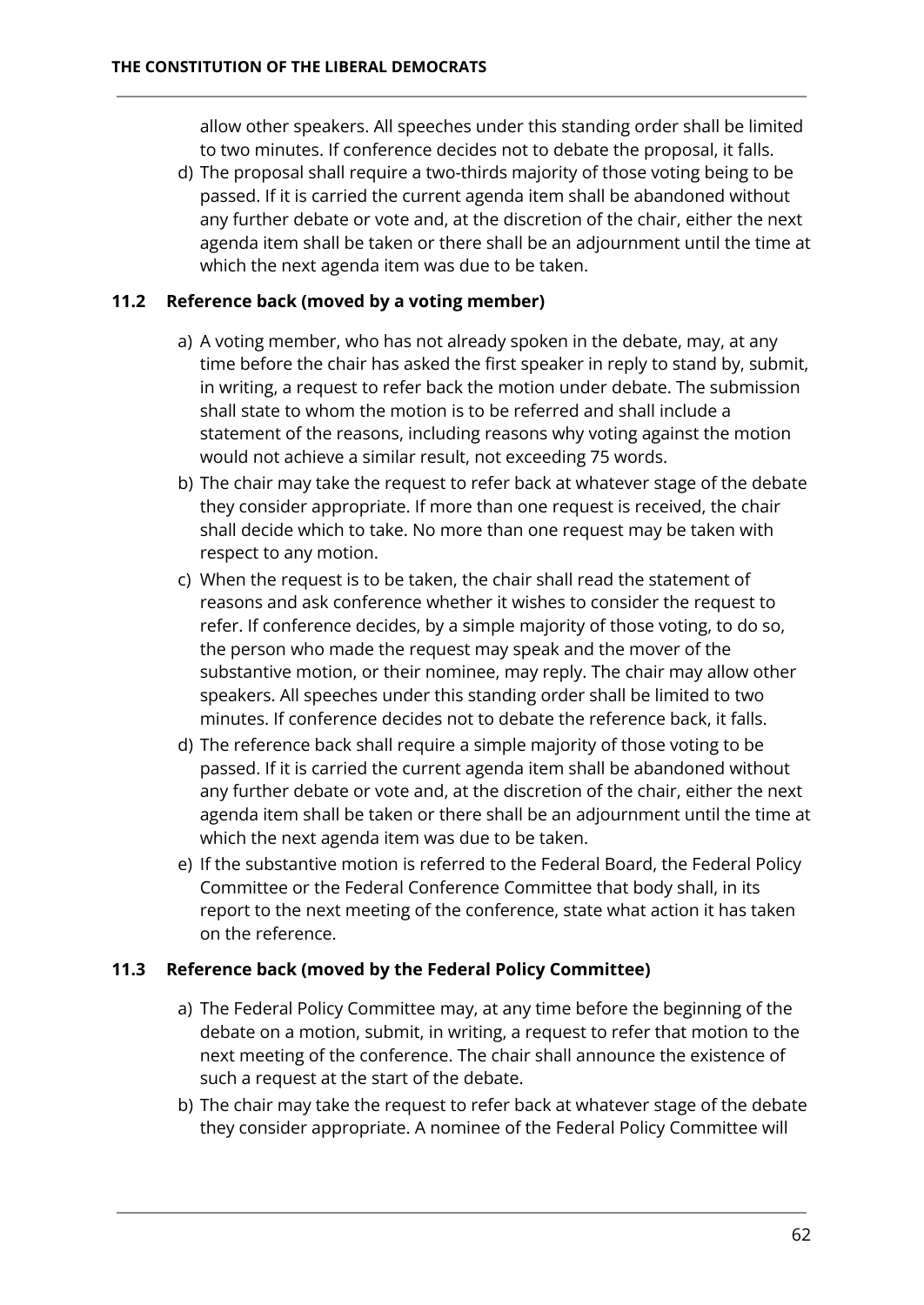allow other speakers. All speeches under this standing order shall be limited to two minutes. If conference decides not to debate the proposal, it falls.

d) The proposal shall require a two-thirds majority of those voting being to be passed. If it is carried the current agenda item shall be abandoned without any further debate or vote and, at the discretion of the chair, either the next agenda item shall be taken or there shall be an adjournment until the time at which the next agenda item was due to be taken.

### 11.2 Reference back (moved by a voting member)

a) A voting member, who has not already spoken in the debate, may, at any time before the chair has asked the first speaker in reply to stand by, submit, in writing, a request to refer back the motion under debate. The submission shall state to whom the motion is to be referred and shall include a statement of the reasons, including reasons why voting against the motion would not achieve a similar result, not exceeding 75 words.

b) The chair may take the request to refer back at whatever stage of the debate they consider appropriate. If more than one request is received, the chair shall decide which to take. No more than one request may be taken with respect to any motion.

c) When the request is to be taken, the chair shall read the statement of reasons and ask conference whether it wishes to consider the request to refer. If conference decides, by a simple majority of those voting, to do so, the person who made the request may speak and the mover of the substantive motion, or their nominee, may reply. The chair may allow other speakers. All speeches under this standing order shall be limited to two minutes. If conference decides not to debate the reference back, it falls.

d) The reference back shall require a simple majority of those voting to be passed. If it is carried the current agenda item shall be abandoned without any further debate or vote and, at the discretion of the chair, either the next agenda item shall be taken or there shall be an adjournment until the time at which the next agenda item was due to be taken.

e) If the substantive motion is referred to the Federal Board, the Federal Policy Committee or the Federal Conference Committee that body shall, in its report to the next meeting of the conference, state what action it has taken on the reference.

### 11.3 Reference back (moved by the Federal Policy Committee)

a) The Federal Policy Committee may, at any time before the beginning of the debate on a motion, submit, in writing, a request to refer that motion to the next meeting of the conference. The chair shall announce the existence of such a request at the start of the debate.

b) The chair may take the request to refer back at whatever stage of the debate they consider appropriate. A nominee of the Federal Policy Committee will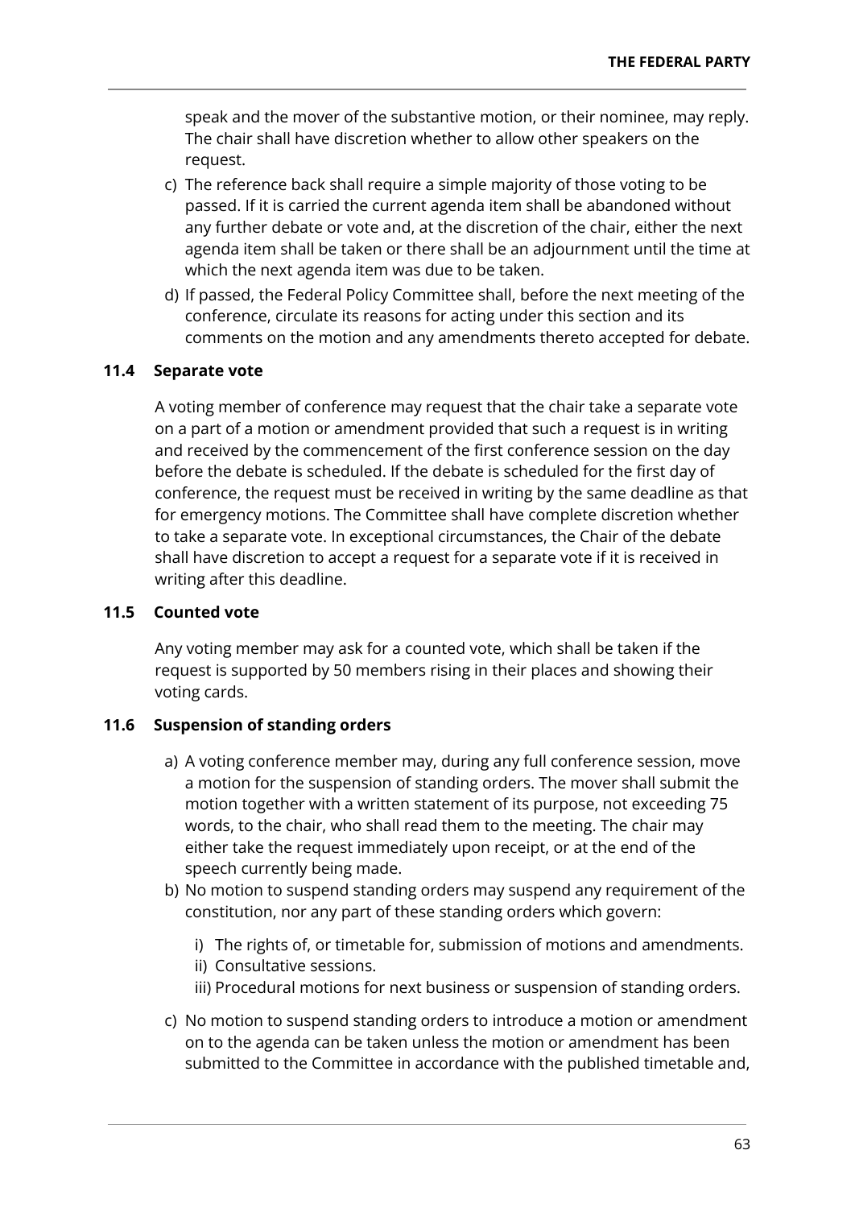speak and the mover of the substantive motion, or their nominee, may reply. The chair shall have discretion whether to allow other speakers on the request.

c) The reference back shall require a simple majority of those voting to be passed. If it is carried the current agenda item shall be abandoned without any further debate or vote and, at the discretion of the chair, either the next agenda item shall be taken or there shall be an adjournment until the time at which the next agenda item was due to be taken.
d) If passed, the Federal Policy Committee shall, before the next meeting of the conference, circulate its reasons for acting under this section and its comments on the motion and any amendments thereto accepted for debate.

### 11.4 Separate vote

A voting member of conference may request that the chair take a separate vote on a part of a motion or amendment provided that such a request is in writing and received by the commencement of the first conference session on the day before the debate is scheduled. If the debate is scheduled for the first day of conference, the request must be received in writing by the same deadline as that for emergency motions. The Committee shall have complete discretion whether to take a separate vote. In exceptional circumstances, the Chair of the debate shall have discretion to accept a request for a separate vote if it is received in writing after this deadline.

### 11.5 Counted vote

Any voting member may ask for a counted vote, which shall be taken if the request is supported by 50 members rising in their places and showing their voting cards.

### 11.6 Suspension of standing orders

a) A voting conference member may, during any full conference session, move a motion for the suspension of standing orders. The mover shall submit the motion together with a written statement of its purpose, not exceeding 75 words, to the chair, who shall read them to the meeting. The chair may either take the request immediately upon receipt, or at the end of the speech currently being made.
b) No motion to suspend standing orders may suspend any requirement of the constitution, nor any part of these standing orders which govern:
   i) The rights of, or timetable for, submission of motions and amendments.
   ii) Consultative sessions.
   iii) Procedural motions for next business or suspension of standing orders.
c) No motion to suspend standing orders to introduce a motion or amendment on to the agenda can be taken unless the motion or amendment has been submitted to the Committee in accordance with the published timetable and,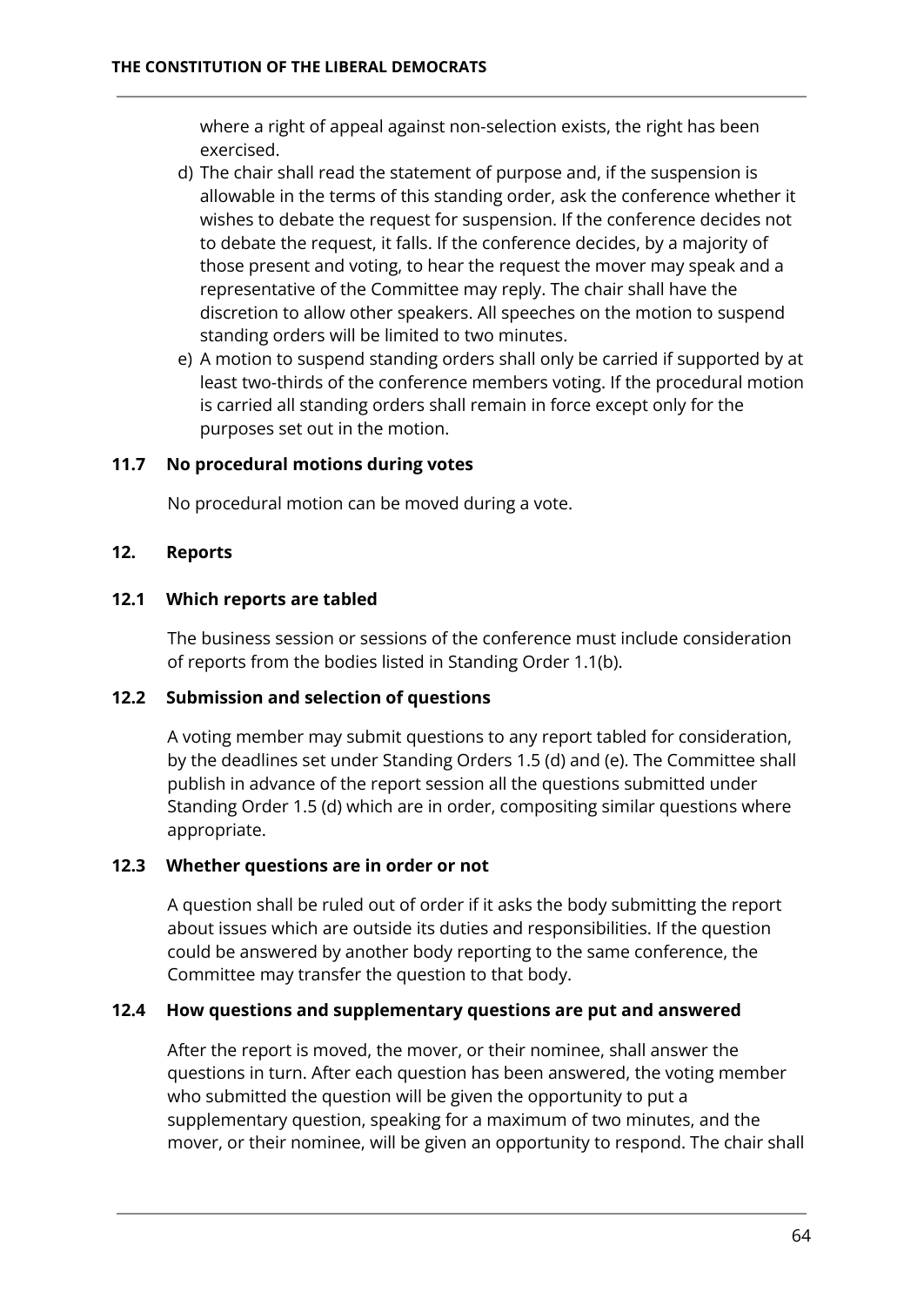where a right of appeal against non-selection exists, the right has been exercised.

d) The chair shall read the statement of purpose and, if the suspension is allowable in the terms of this standing order, ask the conference whether it wishes to debate the request for suspension. If the conference decides not to debate the request, it falls. If the conference decides, by a majority of those present and voting, to hear the request the mover may speak and a representative of the Committee may reply. The chair shall have the discretion to allow other speakers. All speeches on the motion to suspend standing orders will be limited to two minutes.

e) A motion to suspend standing orders shall only be carried if supported by at least two-thirds of the conference members voting. If the procedural motion is carried all standing orders shall remain in force except only for the purposes set out in the motion.

### 11.7 No procedural motions during votes

No procedural motion can be moved during a vote.

## 12. Reports

### 12.1 Which reports are tabled

The business session or sessions of the conference must include consideration of reports from the bodies listed in Standing Order 1.1(b).

### 12.2 Submission and selection of questions

A voting member may submit questions to any report tabled for consideration, by the deadlines set under Standing Orders 1.5 (d) and (e). The Committee shall publish in advance of the report session all the questions submitted under Standing Order 1.5 (d) which are in order, compositing similar questions where appropriate.

### 12.3 Whether questions are in order or not

A question shall be ruled out of order if it asks the body submitting the report about issues which are outside its duties and responsibilities. If the question could be answered by another body reporting to the same conference, the Committee may transfer the question to that body.

### 12.4 How questions and supplementary questions are put and answered

After the report is moved, the mover, or their nominee, shall answer the questions in turn. After each question has been answered, the voting member who submitted the question will be given the opportunity to put a supplementary question, speaking for a maximum of two minutes, and the mover, or their nominee, will be given an opportunity to respond. The chair shall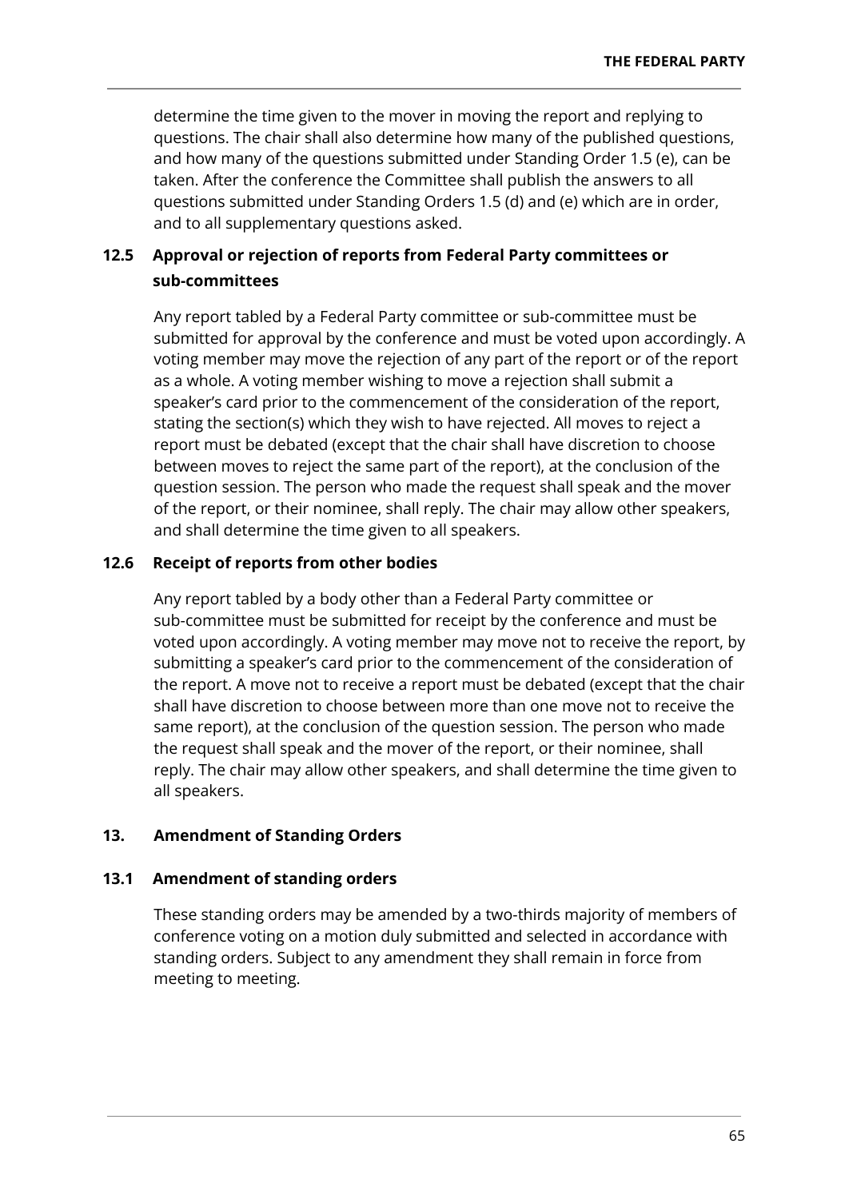determine the time given to the mover in moving the report and replying to questions. The chair shall also determine how many of the published questions, and how many of the questions submitted under Standing Order 1.5 (e), can be taken. After the conference the Committee shall publish the answers to all questions submitted under Standing Orders 1.5 (d) and (e) which are in order, and to all supplementary questions asked.

### 12.5 Approval or rejection of reports from Federal Party committees or sub-committees

Any report tabled by a Federal Party committee or sub-committee must be submitted for approval by the conference and must be voted upon accordingly. A voting member may move the rejection of any part of the report or of the report as a whole. A voting member wishing to move a rejection shall submit a speaker's card prior to the commencement of the consideration of the report, stating the section(s) which they wish to have rejected. All moves to reject a report must be debated (except that the chair shall have discretion to choose between moves to reject the same part of the report), at the conclusion of the question session. The person who made the request shall speak and the mover of the report, or their nominee, shall reply. The chair may allow other speakers, and shall determine the time given to all speakers.

### 12.6 Receipt of reports from other bodies

Any report tabled by a body other than a Federal Party committee or sub-committee must be submitted for receipt by the conference and must be voted upon accordingly. A voting member may move not to receive the report, by submitting a speaker's card prior to the commencement of the consideration of the report. A move not to receive a report must be debated (except that the chair shall have discretion to choose between more than one move not to receive the same report), at the conclusion of the question session. The person who made the request shall speak and the mover of the report, or their nominee, shall reply. The chair may allow other speakers, and shall determine the time given to all speakers.

## 13. Amendment of Standing Orders

### 13.1 Amendment of standing orders

These standing orders may be amended by a two-thirds majority of members of conference voting on a motion duly submitted and selected in accordance with standing orders. Subject to any amendment they shall remain in force from meeting to meeting.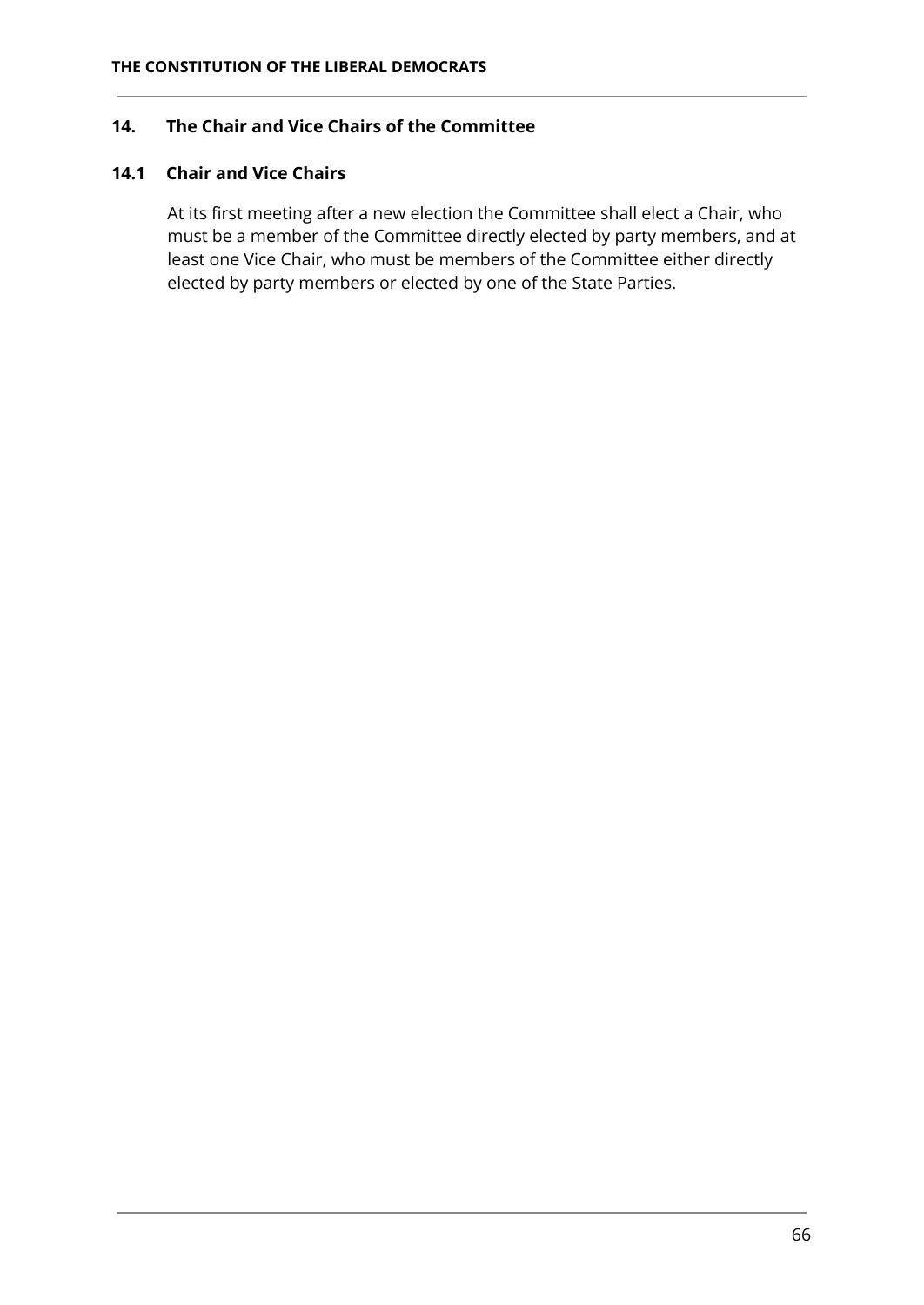## 14. The Chair and Vice Chairs of the Committee

### 14.1 Chair and Vice Chairs

At its first meeting after a new election the Committee shall elect a Chair, who must be a member of the Committee directly elected by party members, and at least one Vice Chair, who must be members of the Committee either directly elected by party members or elected by one of the State Parties.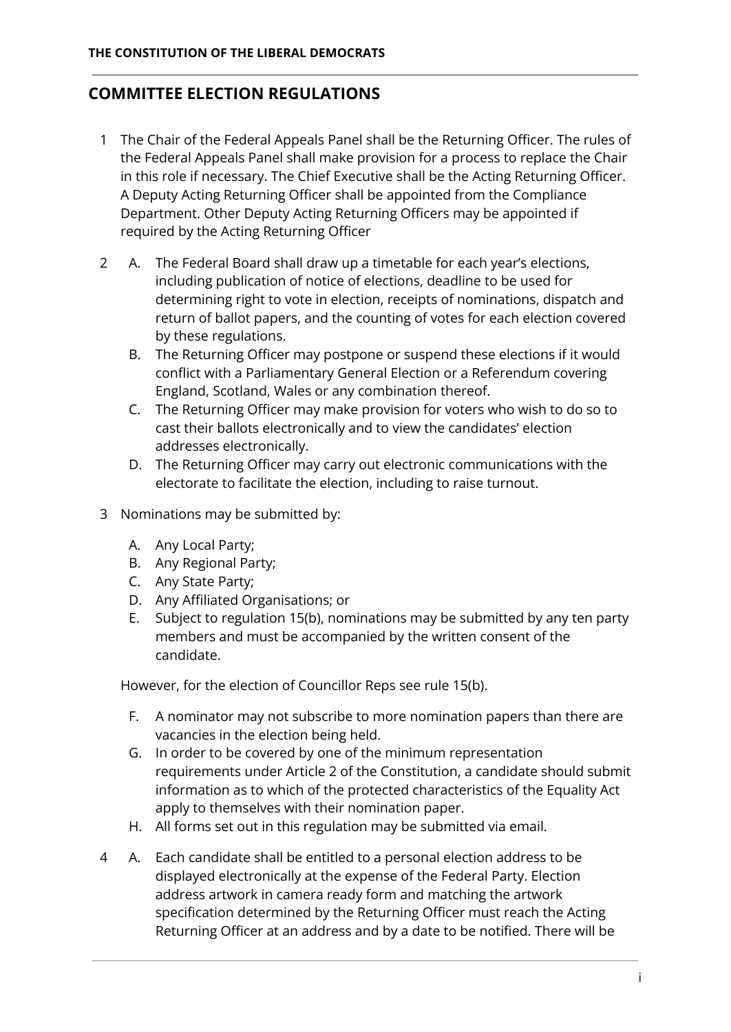## COMMITTEE ELECTION REGULATIONS

1 The Chair of the Federal Appeals Panel shall be the Returning Officer. The rules of the Federal Appeals Panel shall make provision for a process to replace the Chair in this role if necessary. The Chief Executive shall be the Acting Returning Officer. A Deputy Acting Returning Officer shall be appointed from the Compliance Department. Other Deputy Acting Returning Officers may be appointed if required by the Acting Returning Officer

2 A. The Federal Board shall draw up a timetable for each year's elections, including publication of notice of elections, deadline to be used for determining right to vote in election, receipts of nominations, dispatch and return of ballot papers, and the counting of votes for each election covered by these regulations.

B. The Returning Officer may postpone or suspend these elections if it would conflict with a Parliamentary General Election or a Referendum covering England, Scotland, Wales or any combination thereof.

C. The Returning Officer may make provision for voters who wish to do so to cast their ballots electronically and to view the candidates' election addresses electronically.

D. The Returning Officer may carry out electronic communications with the electorate to facilitate the election, including to raise turnout.

3 Nominations may be submitted by:

A. Any Local Party;
B. Any Regional Party;
C. Any State Party;
D. Any Affiliated Organisations; or
E. Subject to regulation 15(b), nominations may be submitted by any ten party members and must be accompanied by the written consent of the candidate.

However, for the election of Councillor Reps see rule 15(b).

F. A nominator may not subscribe to more nomination papers than there are vacancies in the election being held.
G. In order to be covered by one of the minimum representation requirements under Article 2 of the Constitution, a candidate should submit information as to which of the protected characteristics of the Equality Act apply to themselves with their nomination paper.
H. All forms set out in this regulation may be submitted via email.

4 A. Each candidate shall be entitled to a personal election address to be displayed electronically at the expense of the Federal Party. Election address artwork in camera ready form and matching the artwork specification determined by the Returning Officer must reach the Acting Returning Officer at an address and by a date to be notified. There will be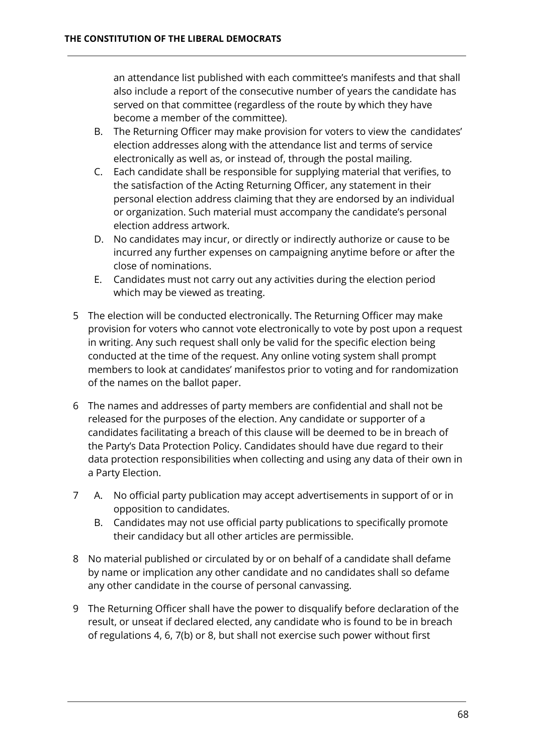an attendance list published with each committee's manifests and that shall also include a report of the consecutive number of years the candidate has served on that committee (regardless of the route by which they have become a member of the committee).

B. The Returning Officer may make provision for voters to view the candidates' election addresses along with the attendance list and terms of service electronically as well as, or instead of, through the postal mailing.

C. Each candidate shall be responsible for supplying material that verifies, to the satisfaction of the Acting Returning Officer, any statement in their personal election address claiming that they are endorsed by an individual or organization. Such material must accompany the candidate's personal election address artwork.

D. No candidates may incur, or directly or indirectly authorize or cause to be incurred any further expenses on campaigning anytime before or after the close of nominations.

E. Candidates must not carry out any activities during the election period which may be viewed as treating.

5 The election will be conducted electronically. The Returning Officer may make provision for voters who cannot vote electronically to vote by post upon a request in writing. Any such request shall only be valid for the specific election being conducted at the time of the request. Any online voting system shall prompt members to look at candidates' manifestos prior to voting and for randomization of the names on the ballot paper.

6 The names and addresses of party members are confidential and shall not be released for the purposes of the election. Any candidate or supporter of a candidates facilitating a breach of this clause will be deemed to be in breach of the Party's Data Protection Policy. Candidates should have due regard to their data protection responsibilities when collecting and using any data of their own in a Party Election.

7 A. No official party publication may accept advertisements in support of or in opposition to candidates.

B. Candidates may not use official party publications to specifically promote their candidacy but all other articles are permissible.

8 No material published or circulated by or on behalf of a candidate shall defame by name or implication any other candidate and no candidates shall so defame any other candidate in the course of personal canvassing.

9 The Returning Officer shall have the power to disqualify before declaration of the result, or unseat if declared elected, any candidate who is found to be in breach of regulations 4, 6, 7(b) or 8, but shall not exercise such power without first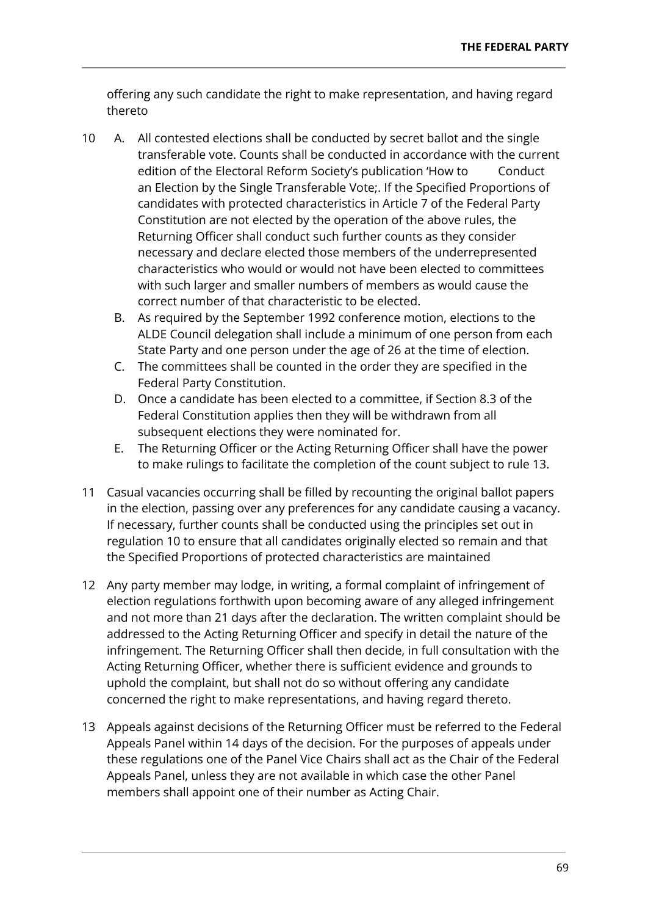offering any such candidate the right to make representation, and having regard thereto

10 A. All contested elections shall be conducted by secret ballot and the single transferable vote. Counts shall be conducted in accordance with the current edition of the Electoral Reform Society's publication 'How to Conduct an Election by the Single Transferable Vote;. If the Specified Proportions of candidates with protected characteristics in Article 7 of the Federal Party Constitution are not elected by the operation of the above rules, the Returning Officer shall conduct such further counts as they consider necessary and declare elected those members of the underrepresented characteristics who would or would not have been elected to committees with such larger and smaller numbers of members as would cause the correct number of that characteristic to be elected.

   B. As required by the September 1992 conference motion, elections to the ALDE Council delegation shall include a minimum of one person from each State Party and one person under the age of 26 at the time of election.

   C. The committees shall be counted in the order they are specified in the Federal Party Constitution.

   D. Once a candidate has been elected to a committee, if Section 8.3 of the Federal Constitution applies then they will be withdrawn from all subsequent elections they were nominated for.

   E. The Returning Officer or the Acting Returning Officer shall have the power to make rulings to facilitate the completion of the count subject to rule 13.

11 Casual vacancies occurring shall be filled by recounting the original ballot papers in the election, passing over any preferences for any candidate causing a vacancy. If necessary, further counts shall be conducted using the principles set out in regulation 10 to ensure that all candidates originally elected so remain and that the Specified Proportions of protected characteristics are maintained

12 Any party member may lodge, in writing, a formal complaint of infringement of election regulations forthwith upon becoming aware of any alleged infringement and not more than 21 days after the declaration. The written complaint should be addressed to the Acting Returning Officer and specify in detail the nature of the infringement. The Returning Officer shall then decide, in full consultation with the Acting Returning Officer, whether there is sufficient evidence and grounds to uphold the complaint, but shall not do so without offering any candidate concerned the right to make representations, and having regard thereto.

13 Appeals against decisions of the Returning Officer must be referred to the Federal Appeals Panel within 14 days of the decision. For the purposes of appeals under these regulations one of the Panel Vice Chairs shall act as the Chair of the Federal Appeals Panel, unless they are not available in which case the other Panel members shall appoint one of their number as Acting Chair.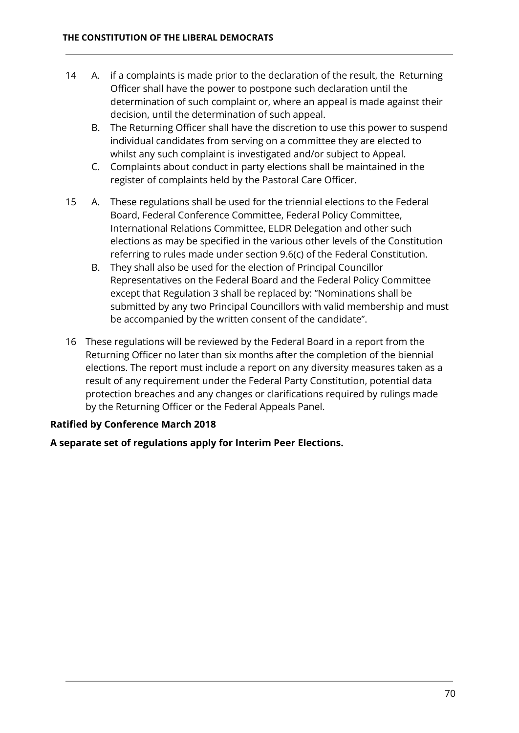14 A. if a complaints is made prior to the declaration of the result, the Returning Officer shall have the power to postpone such declaration until the determination of such complaint or, where an appeal is made against their decision, until the determination of such appeal.

B. The Returning Officer shall have the discretion to use this power to suspend individual candidates from serving on a committee they are elected to whilst any such complaint is investigated and/or subject to Appeal.

C. Complaints about conduct in party elections shall be maintained in the register of complaints held by the Pastoral Care Officer.

15 A. These regulations shall be used for the triennial elections to the Federal Board, Federal Conference Committee, Federal Policy Committee, International Relations Committee, ELDR Delegation and other such elections as may be specified in the various other levels of the Constitution referring to rules made under section 9.6(c) of the Federal Constitution.

B. They shall also be used for the election of Principal Councillor Representatives on the Federal Board and the Federal Policy Committee except that Regulation 3 shall be replaced by: "Nominations shall be submitted by any two Principal Councillors with valid membership and must be accompanied by the written consent of the candidate".

16 These regulations will be reviewed by the Federal Board in a report from the Returning Officer no later than six months after the completion of the biennial elections. The report must include a report on any diversity measures taken as a result of any requirement under the Federal Party Constitution, potential data protection breaches and any changes or clarifications required by rulings made by the Returning Officer or the Federal Appeals Panel.

**Ratified by Conference March 2018**

**A separate set of regulations apply for Interim Peer Elections.**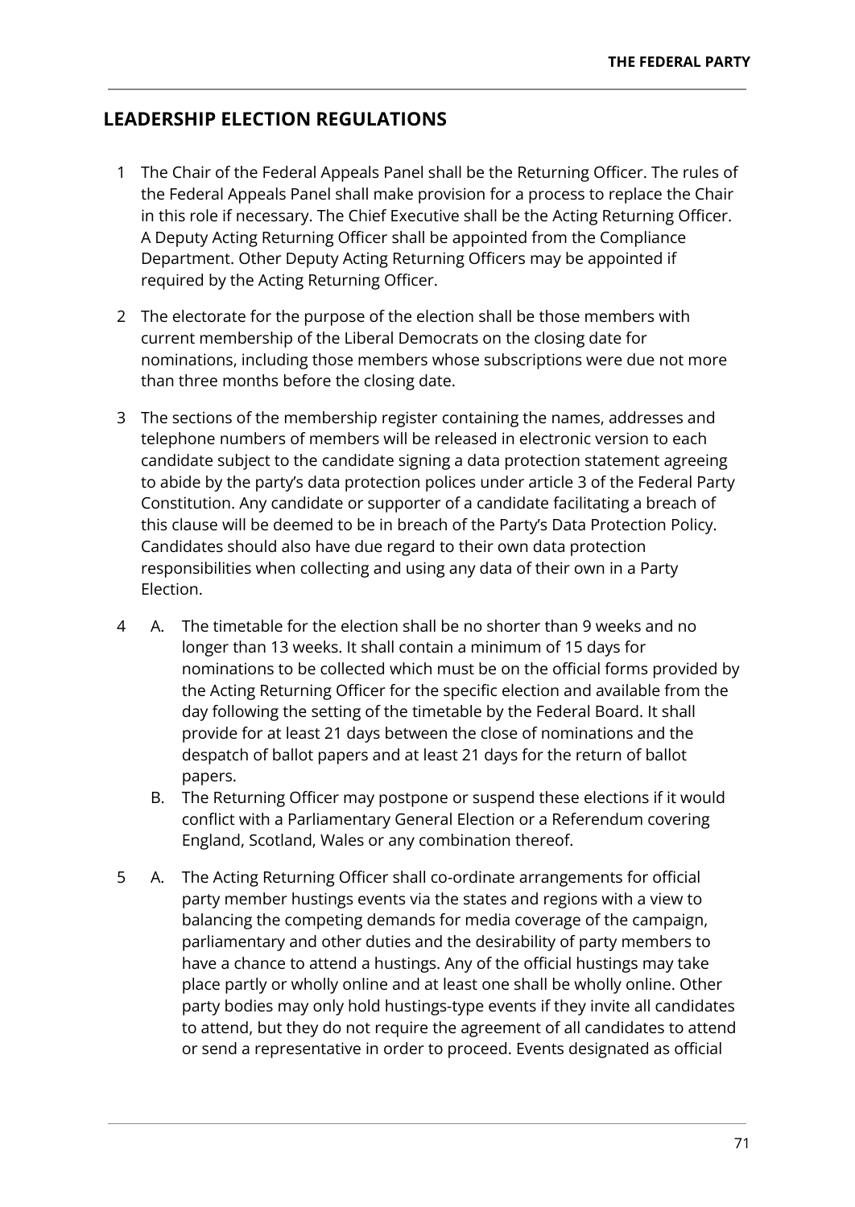## LEADERSHIP ELECTION REGULATIONS

1 The Chair of the Federal Appeals Panel shall be the Returning Officer. The rules of the Federal Appeals Panel shall make provision for a process to replace the Chair in this role if necessary. The Chief Executive shall be the Acting Returning Officer. A Deputy Acting Returning Officer shall be appointed from the Compliance Department. Other Deputy Acting Returning Officers may be appointed if required by the Acting Returning Officer.

2 The electorate for the purpose of the election shall be those members with current membership of the Liberal Democrats on the closing date for nominations, including those members whose subscriptions were due not more than three months before the closing date.

3 The sections of the membership register containing the names, addresses and telephone numbers of members will be released in electronic version to each candidate subject to the candidate signing a data protection statement agreeing to abide by the party's data protection polices under article 3 of the Federal Party Constitution. Any candidate or supporter of a candidate facilitating a breach of this clause will be deemed to be in breach of the Party's Data Protection Policy. Candidates should also have due regard to their own data protection responsibilities when collecting and using any data of their own in a Party Election.

4
 A. The timetable for the election shall be no shorter than 9 weeks and no longer than 13 weeks. It shall contain a minimum of 15 days for nominations to be collected which must be on the official forms provided by the Acting Returning Officer for the specific election and available from the day following the setting of the timetable by the Federal Board. It shall provide for at least 21 days between the close of nominations and the despatch of ballot papers and at least 21 days for the return of ballot papers.
 B. The Returning Officer may postpone or suspend these elections if it would conflict with a Parliamentary General Election or a Referendum covering England, Scotland, Wales or any combination thereof.

5
 A. The Acting Returning Officer shall co-ordinate arrangements for official party member hustings events via the states and regions with a view to balancing the competing demands for media coverage of the campaign, parliamentary and other duties and the desirability of party members to have a chance to attend a hustings. Any of the official hustings may take place partly or wholly online and at least one shall be wholly online. Other party bodies may only hold hustings-type events if they invite all candidates to attend, but they do not require the agreement of all candidates to attend or send a representative in order to proceed. Events designated as official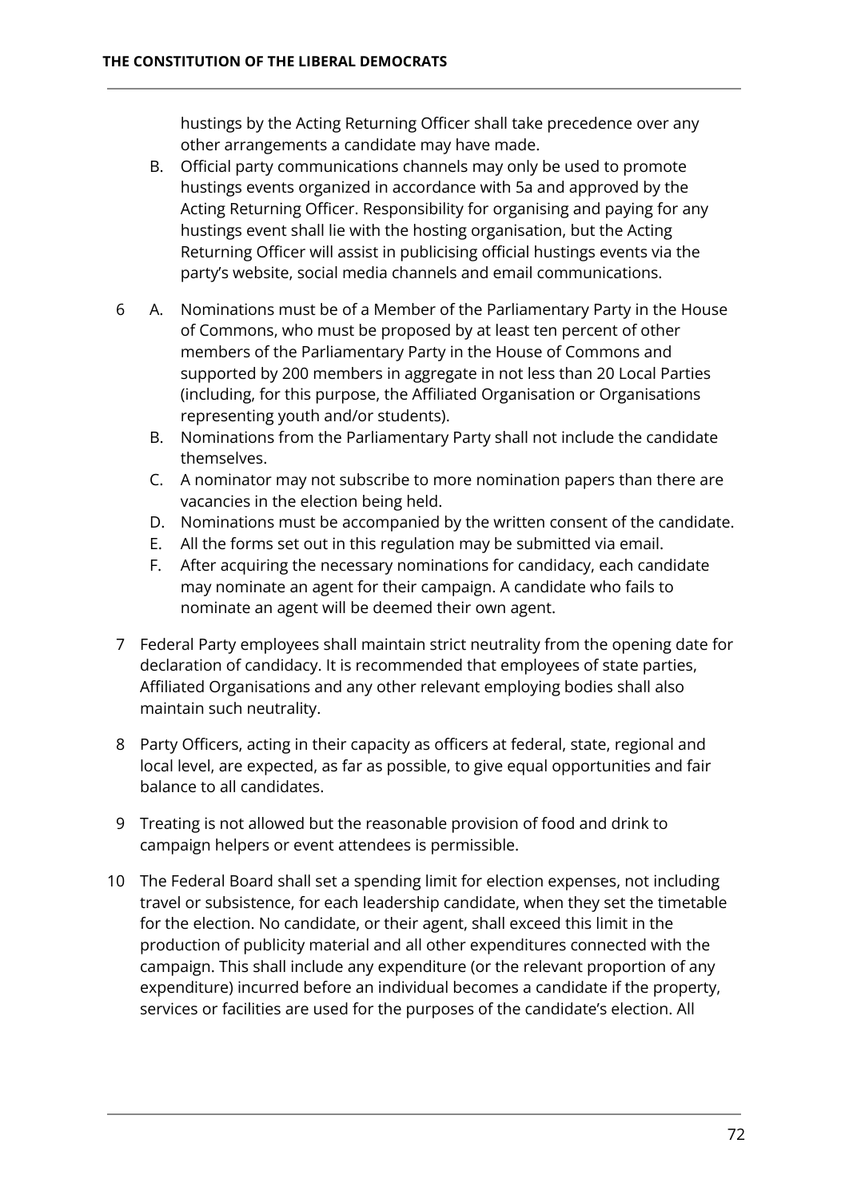hustings by the Acting Returning Officer shall take precedence over any other arrangements a candidate may have made.

B. Official party communications channels may only be used to promote hustings events organized in accordance with 5a and approved by the Acting Returning Officer. Responsibility for organising and paying for any hustings event shall lie with the hosting organisation, but the Acting Returning Officer will assist in publicising official hustings events via the party's website, social media channels and email communications.

6 A. Nominations must be of a Member of the Parliamentary Party in the House of Commons, who must be proposed by at least ten percent of other members of the Parliamentary Party in the House of Commons and supported by 200 members in aggregate in not less than 20 Local Parties (including, for this purpose, the Affiliated Organisation or Organisations representing youth and/or students).

B. Nominations from the Parliamentary Party shall not include the candidate themselves.

C. A nominator may not subscribe to more nomination papers than there are vacancies in the election being held.

D. Nominations must be accompanied by the written consent of the candidate.

E. All the forms set out in this regulation may be submitted via email.

F. After acquiring the necessary nominations for candidacy, each candidate may nominate an agent for their campaign. A candidate who fails to nominate an agent will be deemed their own agent.

7 Federal Party employees shall maintain strict neutrality from the opening date for declaration of candidacy. It is recommended that employees of state parties, Affiliated Organisations and any other relevant employing bodies shall also maintain such neutrality.

8 Party Officers, acting in their capacity as officers at federal, state, regional and local level, are expected, as far as possible, to give equal opportunities and fair balance to all candidates.

9 Treating is not allowed but the reasonable provision of food and drink to campaign helpers or event attendees is permissible.

10 The Federal Board shall set a spending limit for election expenses, not including travel or subsistence, for each leadership candidate, when they set the timetable for the election. No candidate, or their agent, shall exceed this limit in the production of publicity material and all other expenditures connected with the campaign. This shall include any expenditure (or the relevant proportion of any expenditure) incurred before an individual becomes a candidate if the property, services or facilities are used for the purposes of the candidate's election. All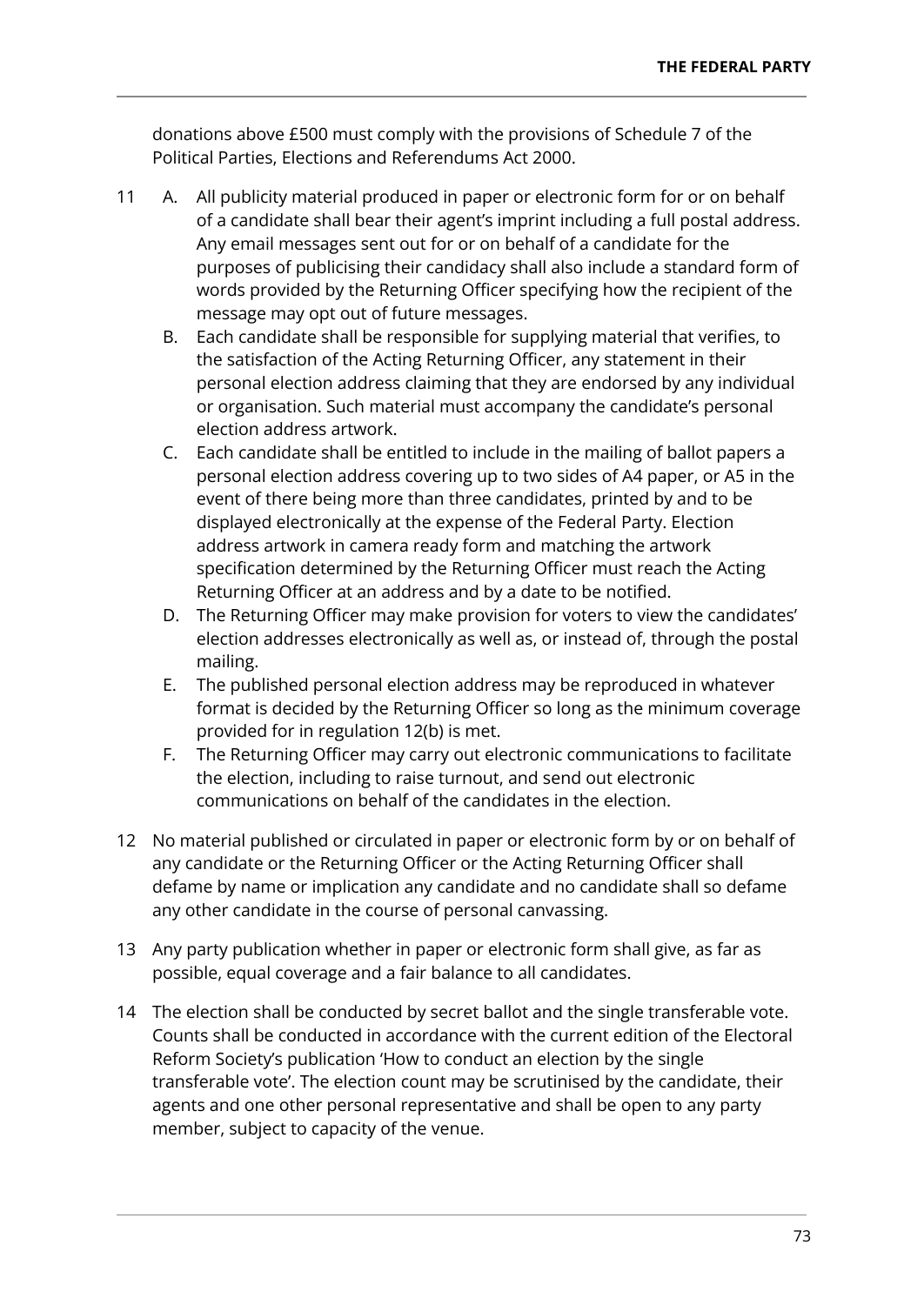donations above £500 must comply with the provisions of Schedule 7 of the Political Parties, Elections and Referendums Act 2000.

11
A. All publicity material produced in paper or electronic form for or on behalf of a candidate shall bear their agent's imprint including a full postal address. Any email messages sent out for or on behalf of a candidate for the purposes of publicising their candidacy shall also include a standard form of words provided by the Returning Officer specifying how the recipient of the message may opt out of future messages.
B. Each candidate shall be responsible for supplying material that verifies, to the satisfaction of the Acting Returning Officer, any statement in their personal election address claiming that they are endorsed by any individual or organisation. Such material must accompany the candidate's personal election address artwork.
C. Each candidate shall be entitled to include in the mailing of ballot papers a personal election address covering up to two sides of A4 paper, or A5 in the event of there being more than three candidates, printed by and to be displayed electronically at the expense of the Federal Party. Election address artwork in camera ready form and matching the artwork specification determined by the Returning Officer must reach the Acting Returning Officer at an address and by a date to be notified.
D. The Returning Officer may make provision for voters to view the candidates' election addresses electronically as well as, or instead of, through the postal mailing.
E. The published personal election address may be reproduced in whatever format is decided by the Returning Officer so long as the minimum coverage provided for in regulation 12(b) is met.
F. The Returning Officer may carry out electronic communications to facilitate the election, including to raise turnout, and send out electronic communications on behalf of the candidates in the election.

12 No material published or circulated in paper or electronic form by or on behalf of any candidate or the Returning Officer or the Acting Returning Officer shall defame by name or implication any candidate and no candidate shall so defame any other candidate in the course of personal canvassing.

13 Any party publication whether in paper or electronic form shall give, as far as possible, equal coverage and a fair balance to all candidates.

14 The election shall be conducted by secret ballot and the single transferable vote. Counts shall be conducted in accordance with the current edition of the Electoral Reform Society's publication 'How to conduct an election by the single transferable vote'. The election count may be scrutinised by the candidate, their agents and one other personal representative and shall be open to any party member, subject to capacity of the venue.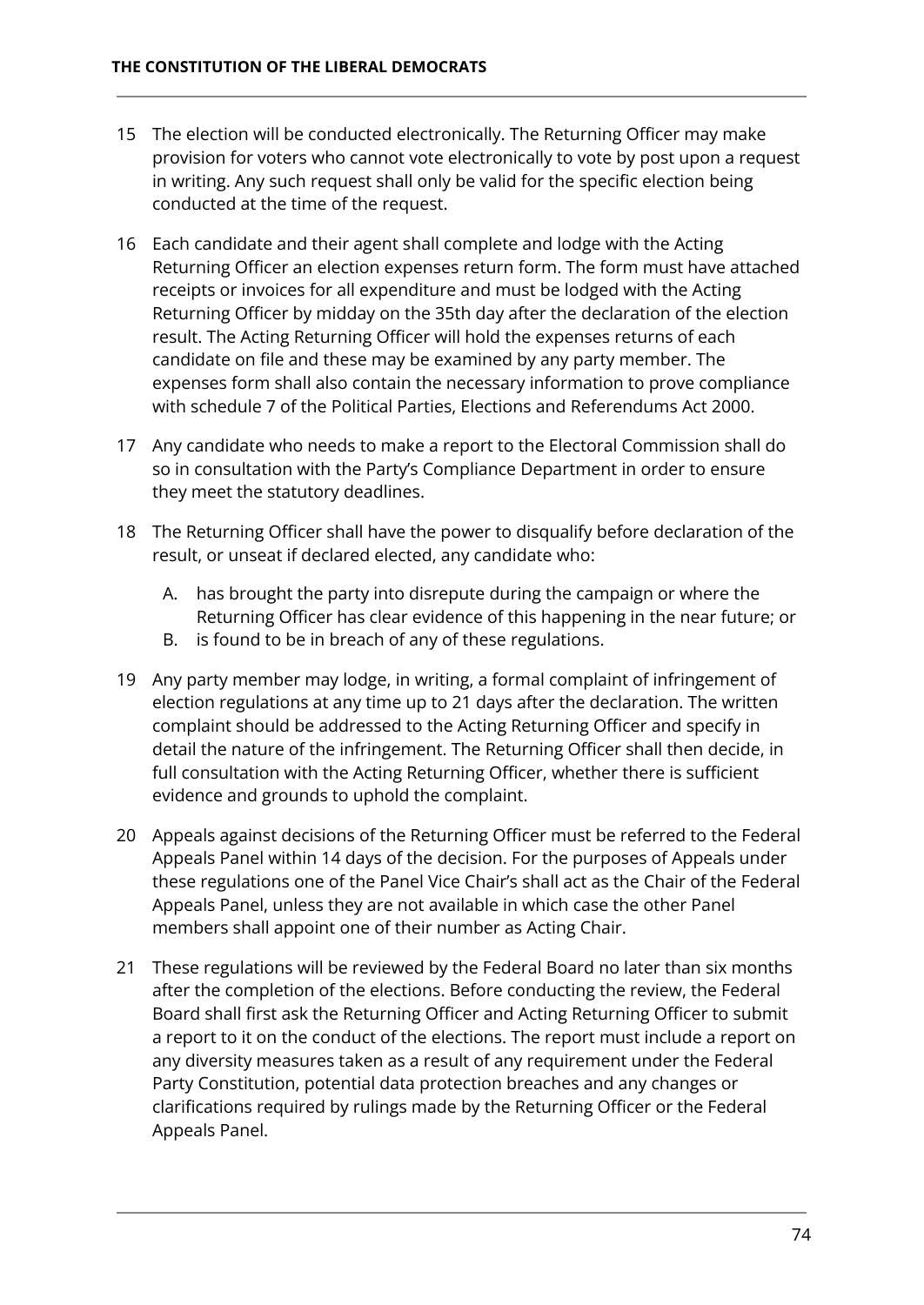15 The election will be conducted electronically. The Returning Officer may make provision for voters who cannot vote electronically to vote by post upon a request in writing. Any such request shall only be valid for the specific election being conducted at the time of the request.

16 Each candidate and their agent shall complete and lodge with the Acting Returning Officer an election expenses return form. The form must have attached receipts or invoices for all expenditure and must be lodged with the Acting Returning Officer by midday on the 35th day after the declaration of the election result. The Acting Returning Officer will hold the expenses returns of each candidate on file and these may be examined by any party member. The expenses form shall also contain the necessary information to prove compliance with schedule 7 of the Political Parties, Elections and Referendums Act 2000.

17 Any candidate who needs to make a report to the Electoral Commission shall do so in consultation with the Party's Compliance Department in order to ensure they meet the statutory deadlines.

18 The Returning Officer shall have the power to disqualify before declaration of the result, or unseat if declared elected, any candidate who:

   A. has brought the party into disrepute during the campaign or where the Returning Officer has clear evidence of this happening in the near future; or
   B. is found to be in breach of any of these regulations.

19 Any party member may lodge, in writing, a formal complaint of infringement of election regulations at any time up to 21 days after the declaration. The written complaint should be addressed to the Acting Returning Officer and specify in detail the nature of the infringement. The Returning Officer shall then decide, in full consultation with the Acting Returning Officer, whether there is sufficient evidence and grounds to uphold the complaint.

20 Appeals against decisions of the Returning Officer must be referred to the Federal Appeals Panel within 14 days of the decision. For the purposes of Appeals under these regulations one of the Panel Vice Chair's shall act as the Chair of the Federal Appeals Panel, unless they are not available in which case the other Panel members shall appoint one of their number as Acting Chair.

21 These regulations will be reviewed by the Federal Board no later than six months after the completion of the elections. Before conducting the review, the Federal Board shall first ask the Returning Officer and Acting Returning Officer to submit a report to it on the conduct of the elections. The report must include a report on any diversity measures taken as a result of any requirement under the Federal Party Constitution, potential data protection breaches and any changes or clarifications required by rulings made by the Returning Officer or the Federal Appeals Panel.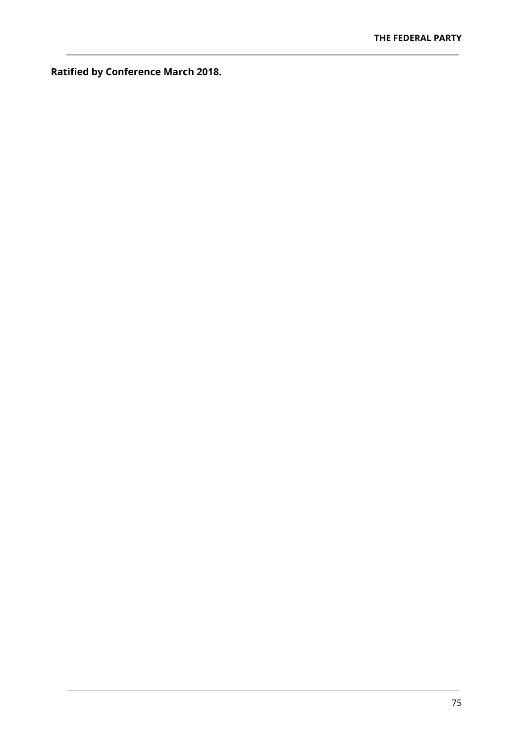**Ratified by Conference March 2018.**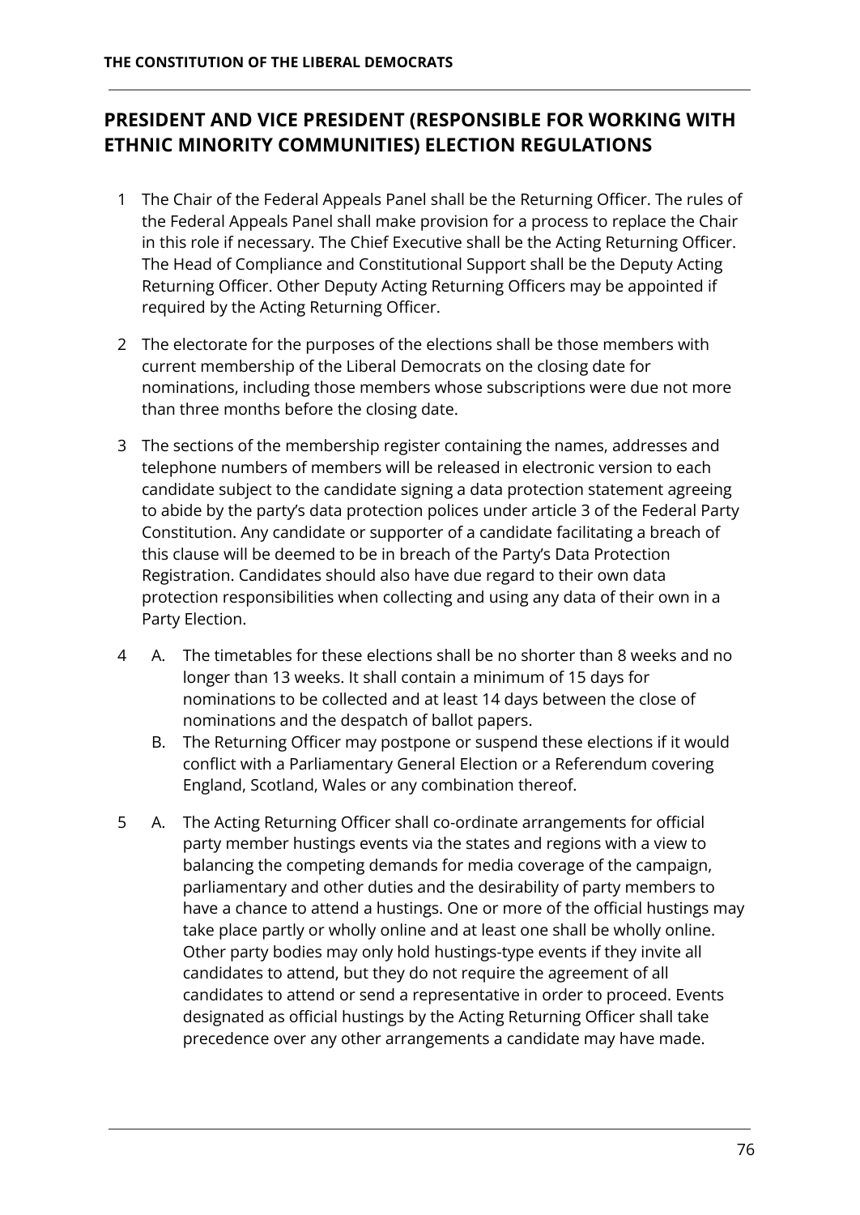## PRESIDENT AND VICE PRESIDENT (RESPONSIBLE FOR WORKING WITH ETHNIC MINORITY COMMUNITIES) ELECTION REGULATIONS

1. The Chair of the Federal Appeals Panel shall be the Returning Officer. The rules of the Federal Appeals Panel shall make provision for a process to replace the Chair in this role if necessary. The Chief Executive shall be the Acting Returning Officer. The Head of Compliance and Constitutional Support shall be the Deputy Acting Returning Officer. Other Deputy Acting Returning Officers may be appointed if required by the Acting Returning Officer.

2. The electorate for the purposes of the elections shall be those members with current membership of the Liberal Democrats on the closing date for nominations, including those members whose subscriptions were due not more than three months before the closing date.

3. The sections of the membership register containing the names, addresses and telephone numbers of members will be released in electronic version to each candidate subject to the candidate signing a data protection statement agreeing to abide by the party's data protection polices under article 3 of the Federal Party Constitution. Any candidate or supporter of a candidate facilitating a breach of this clause will be deemed to be in breach of the Party's Data Protection Registration. Candidates should also have due regard to their own data protection responsibilities when collecting and using any data of their own in a Party Election.

4. 
   A. The timetables for these elections shall be no shorter than 8 weeks and no longer than 13 weeks. It shall contain a minimum of 15 days for nominations to be collected and at least 14 days between the close of nominations and the despatch of ballot papers.
   B. The Returning Officer may postpone or suspend these elections if it would conflict with a Parliamentary General Election or a Referendum covering England, Scotland, Wales or any combination thereof.

5. 
   A. The Acting Returning Officer shall co-ordinate arrangements for official party member hustings events via the states and regions with a view to balancing the competing demands for media coverage of the campaign, parliamentary and other duties and the desirability of party members to have a chance to attend a hustings. One or more of the official hustings may take place partly or wholly online and at least one shall be wholly online. Other party bodies may only hold hustings-type events if they invite all candidates to attend, but they do not require the agreement of all candidates to attend or send a representative in order to proceed. Events designated as official hustings by the Acting Returning Officer shall take precedence over any other arrangements a candidate may have made.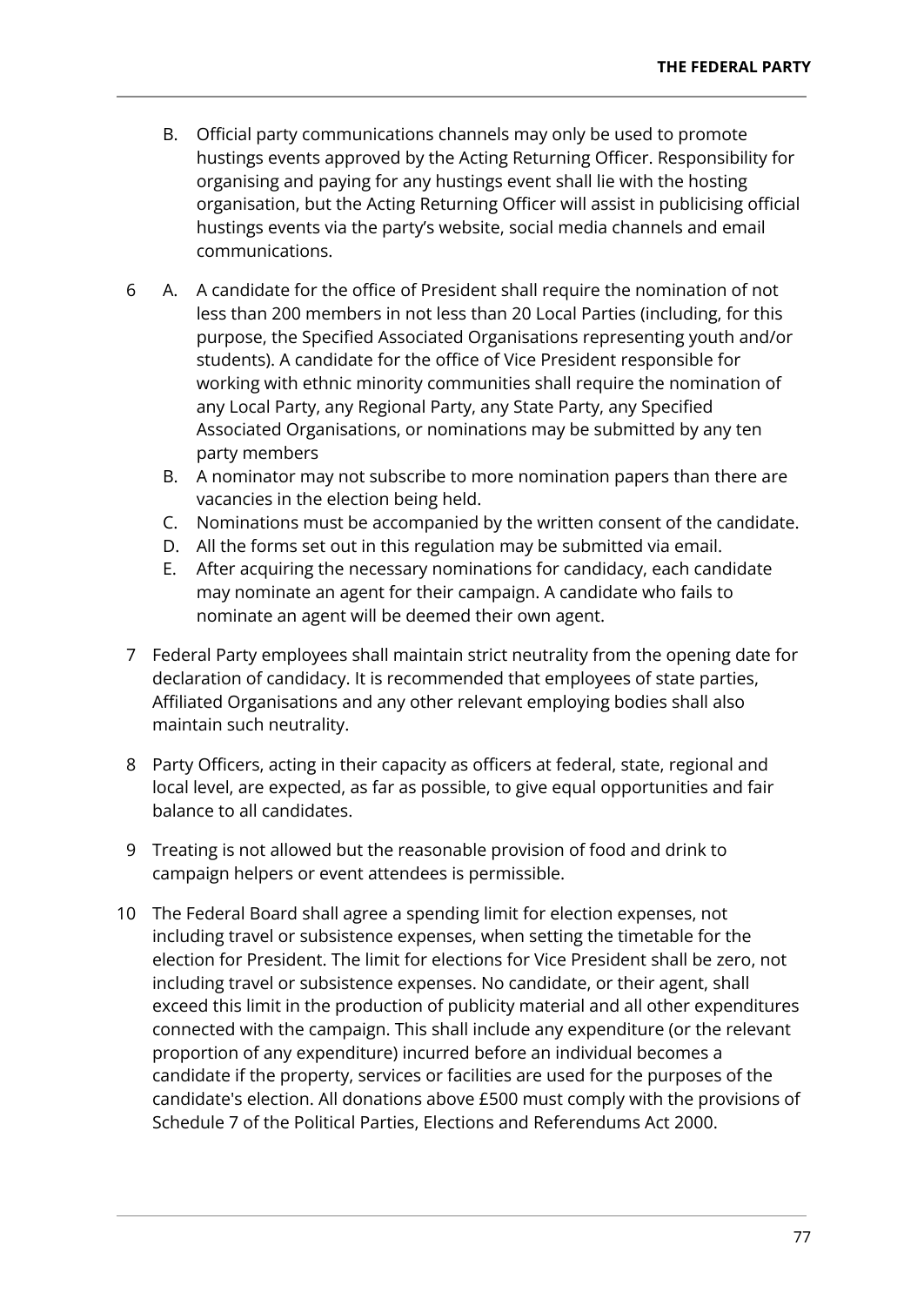B. Official party communications channels may only be used to promote hustings events approved by the Acting Returning Officer. Responsibility for organising and paying for any hustings event shall lie with the hosting organisation, but the Acting Returning Officer will assist in publicising official hustings events via the party's website, social media channels and email communications.

6 A. A candidate for the office of President shall require the nomination of not less than 200 members in not less than 20 Local Parties (including, for this purpose, the Specified Associated Organisations representing youth and/or students). A candidate for the office of Vice President responsible for working with ethnic minority communities shall require the nomination of any Local Party, any Regional Party, any State Party, any Specified Associated Organisations, or nominations may be submitted by any ten party members

B. A nominator may not subscribe to more nomination papers than there are vacancies in the election being held.

C. Nominations must be accompanied by the written consent of the candidate.

D. All the forms set out in this regulation may be submitted via email.

E. After acquiring the necessary nominations for candidacy, each candidate may nominate an agent for their campaign. A candidate who fails to nominate an agent will be deemed their own agent.

7 Federal Party employees shall maintain strict neutrality from the opening date for declaration of candidacy. It is recommended that employees of state parties, Affiliated Organisations and any other relevant employing bodies shall also maintain such neutrality.

8 Party Officers, acting in their capacity as officers at federal, state, regional and local level, are expected, as far as possible, to give equal opportunities and fair balance to all candidates.

9 Treating is not allowed but the reasonable provision of food and drink to campaign helpers or event attendees is permissible.

10 The Federal Board shall agree a spending limit for election expenses, not including travel or subsistence expenses, when setting the timetable for the election for President. The limit for elections for Vice President shall be zero, not including travel or subsistence expenses. No candidate, or their agent, shall exceed this limit in the production of publicity material and all other expenditures connected with the campaign. This shall include any expenditure (or the relevant proportion of any expenditure) incurred before an individual becomes a candidate if the property, services or facilities are used for the purposes of the candidate's election. All donations above £500 must comply with the provisions of Schedule 7 of the Political Parties, Elections and Referendums Act 2000.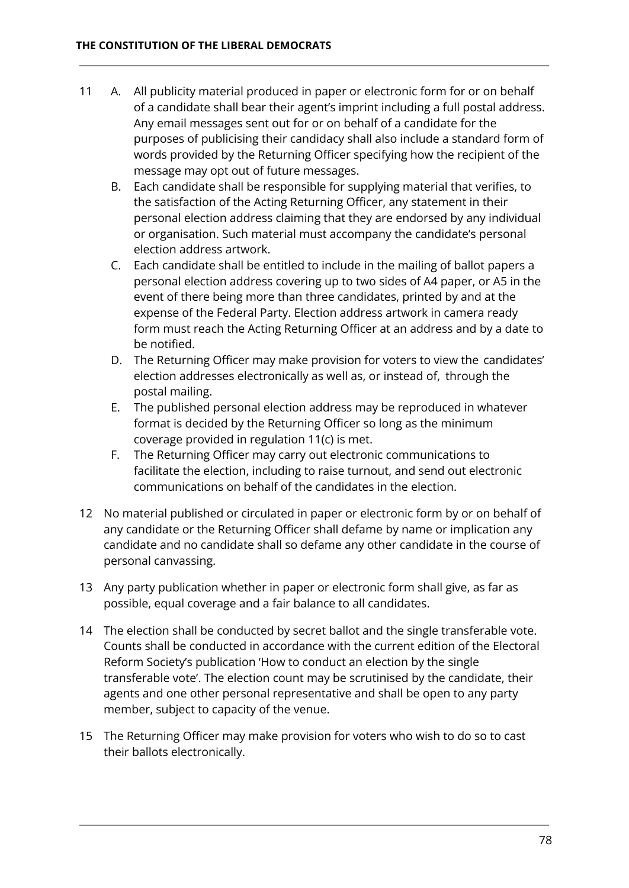11 A. All publicity material produced in paper or electronic form for or on behalf of a candidate shall bear their agent's imprint including a full postal address. Any email messages sent out for or on behalf of a candidate for the purposes of publicising their candidacy shall also include a standard form of words provided by the Returning Officer specifying how the recipient of the message may opt out of future messages.

B. Each candidate shall be responsible for supplying material that verifies, to the satisfaction of the Acting Returning Officer, any statement in their personal election address claiming that they are endorsed by any individual or organisation. Such material must accompany the candidate's personal election address artwork.

C. Each candidate shall be entitled to include in the mailing of ballot papers a personal election address covering up to two sides of A4 paper, or A5 in the event of there being more than three candidates, printed by and at the expense of the Federal Party. Election address artwork in camera ready form must reach the Acting Returning Officer at an address and by a date to be notified.

D. The Returning Officer may make provision for voters to view the candidates' election addresses electronically as well as, or instead of, through the postal mailing.

E. The published personal election address may be reproduced in whatever format is decided by the Returning Officer so long as the minimum coverage provided in regulation 11(c) is met.

F. The Returning Officer may carry out electronic communications to facilitate the election, including to raise turnout, and send out electronic communications on behalf of the candidates in the election.

12 No material published or circulated in paper or electronic form by or on behalf of any candidate or the Returning Officer shall defame by name or implication any candidate and no candidate shall so defame any other candidate in the course of personal canvassing.

13 Any party publication whether in paper or electronic form shall give, as far as possible, equal coverage and a fair balance to all candidates.

14 The election shall be conducted by secret ballot and the single transferable vote. Counts shall be conducted in accordance with the current edition of the Electoral Reform Society's publication 'How to conduct an election by the single transferable vote'. The election count may be scrutinised by the candidate, their agents and one other personal representative and shall be open to any party member, subject to capacity of the venue.

15 The Returning Officer may make provision for voters who wish to do so to cast their ballots electronically.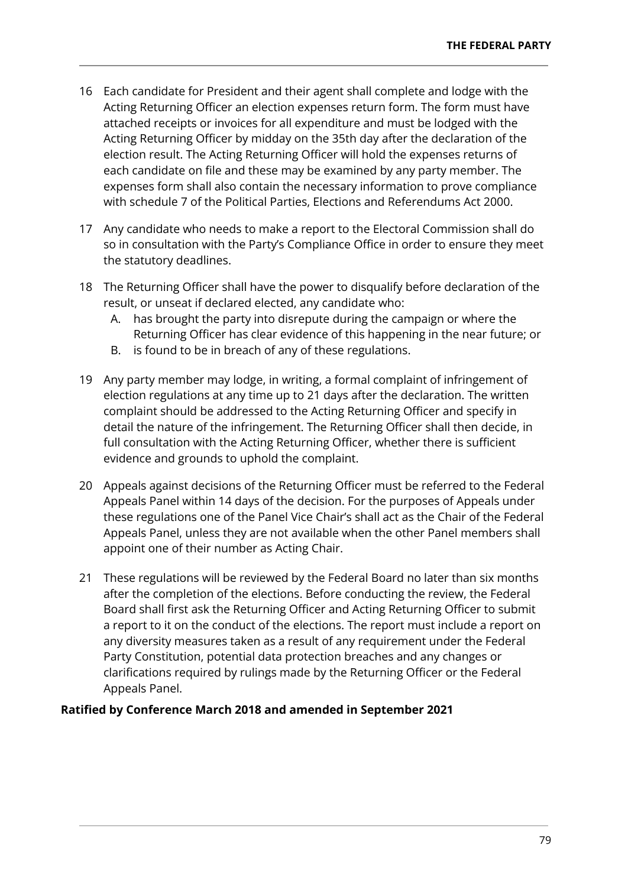16 Each candidate for President and their agent shall complete and lodge with the Acting Returning Officer an election expenses return form. The form must have attached receipts or invoices for all expenditure and must be lodged with the Acting Returning Officer by midday on the 35th day after the declaration of the election result. The Acting Returning Officer will hold the expenses returns of each candidate on file and these may be examined by any party member. The expenses form shall also contain the necessary information to prove compliance with schedule 7 of the Political Parties, Elections and Referendums Act 2000.

17 Any candidate who needs to make a report to the Electoral Commission shall do so in consultation with the Party's Compliance Office in order to ensure they meet the statutory deadlines.

18 The Returning Officer shall have the power to disqualify before declaration of the result, or unseat if declared elected, any candidate who:

  A. has brought the party into disrepute during the campaign or where the Returning Officer has clear evidence of this happening in the near future; or
  B. is found to be in breach of any of these regulations.

19 Any party member may lodge, in writing, a formal complaint of infringement of election regulations at any time up to 21 days after the declaration. The written complaint should be addressed to the Acting Returning Officer and specify in detail the nature of the infringement. The Returning Officer shall then decide, in full consultation with the Acting Returning Officer, whether there is sufficient evidence and grounds to uphold the complaint.

20 Appeals against decisions of the Returning Officer must be referred to the Federal Appeals Panel within 14 days of the decision. For the purposes of Appeals under these regulations one of the Panel Vice Chair's shall act as the Chair of the Federal Appeals Panel, unless they are not available when the other Panel members shall appoint one of their number as Acting Chair.

21 These regulations will be reviewed by the Federal Board no later than six months after the completion of the elections. Before conducting the review, the Federal Board shall first ask the Returning Officer and Acting Returning Officer to submit a report to it on the conduct of the elections. The report must include a report on any diversity measures taken as a result of any requirement under the Federal Party Constitution, potential data protection breaches and any changes or clarifications required by rulings made by the Returning Officer or the Federal Appeals Panel.

**Ratified by Conference March 2018 and amended in September 2021**